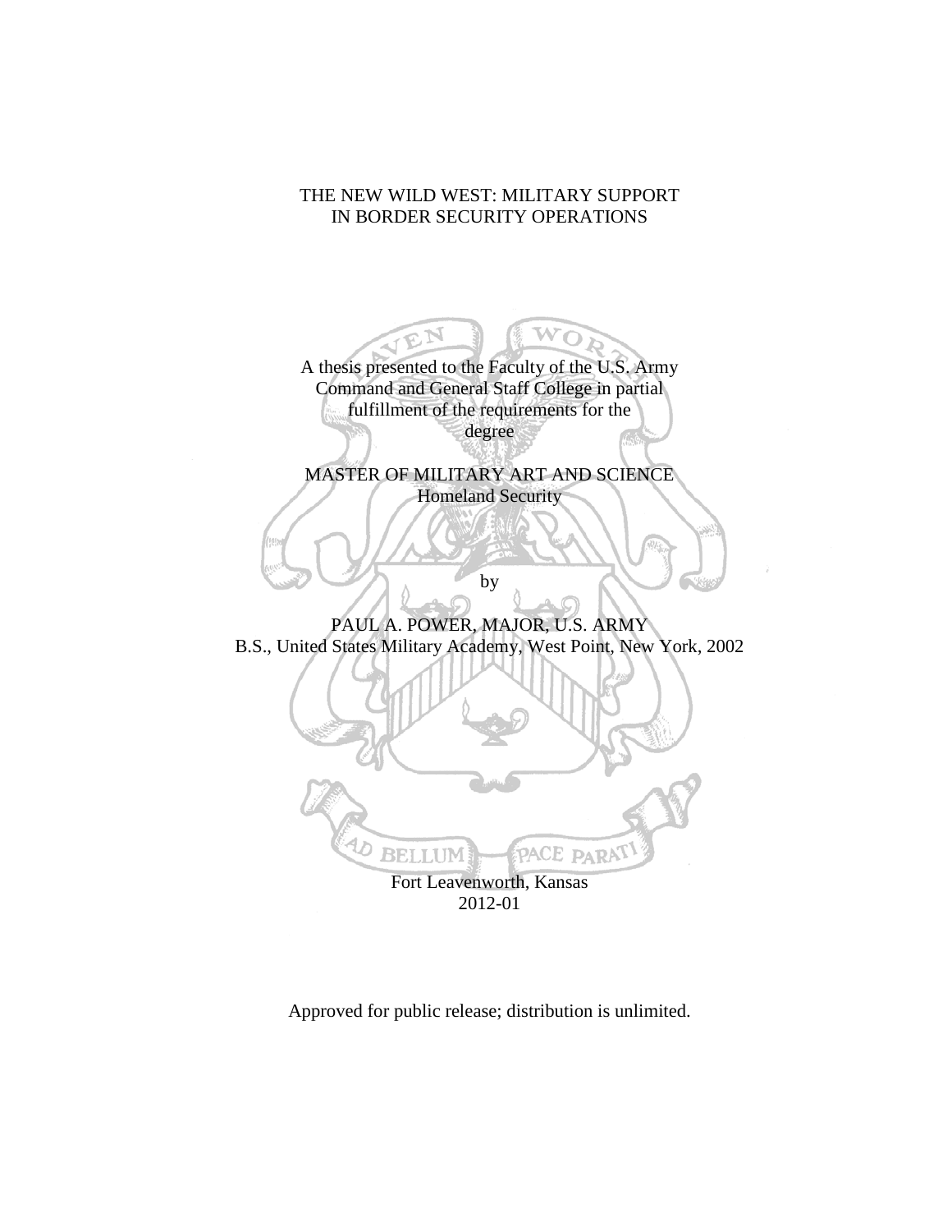# THE NEW WILD WEST: MILITARY SUPPORT IN BORDER SECURITY OPERATIONS

A thesis presented to the Faculty of the U.S. Army Command and General Staff College in partial fulfillment of the requirements for the degree

MASTER OF MILITARY ART AND SCIENCE
Homeland Security

by

PAUL A. POWER, MAJOR, U.S. ARMY
B.S., United States Military Academy, West Point, New York, 2002

Fort Leavenworth, Kansas
2012-01

Approved for public release; distribution is unlimited.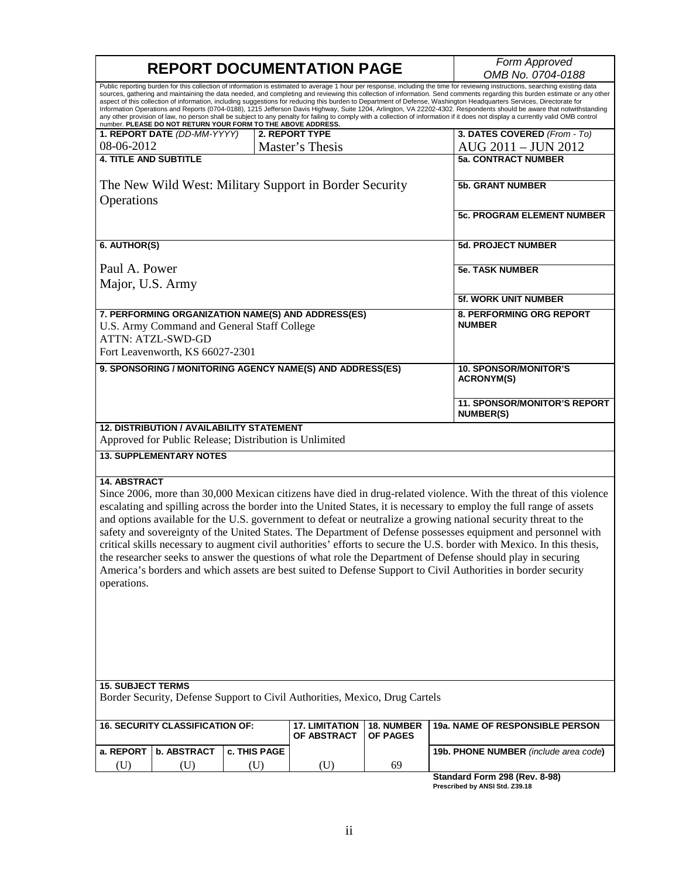# REPORT DOCUMENTATION PAGE

*Form Approved*
*OMB No. 0704-0188*

Public reporting burden for this collection of information is estimated to average 1 hour per response, including the time for reviewing instructions, searching existing data sources, gathering and maintaining the data needed, and completing and reviewing this collection of information. Send comments regarding this burden estimate or any other aspect of this collection of information, including suggestions for reducing this burden to Department of Defense, Washington Headquarters Services, Directorate for Information Operations and Reports (0704-0188), 1215 Jefferson Davis Highway, Suite 1204, Arlington, VA 22202-4302. Respondents should be aware that notwithstanding any other provision of law, no person shall be subject to any penalty for failing to comply with a collection of information if it does not display a currently valid OMB control number. **PLEASE DO NOT RETURN YOUR FORM TO THE ABOVE ADDRESS.**

| Field | Value |
|---|---|
| **1. REPORT DATE** *(DD-MM-YYYY)* | 08-06-2012 |
| **2. REPORT TYPE** | Master's Thesis |
| **3. DATES COVERED** *(From - To)* | AUG 2011 – JUN 2012 |
| **4. TITLE AND SUBTITLE** | The New Wild West: Military Support in Border Security Operations |
| **5a. CONTRACT NUMBER** | |
| **5b. GRANT NUMBER** | |
| **5c. PROGRAM ELEMENT NUMBER** | |
| **6. AUTHOR(S)** | Paul A. Power, Major, U.S. Army |
| **5d. PROJECT NUMBER** | |
| **5e. TASK NUMBER** | |
| **5f. WORK UNIT NUMBER** | |
| **7. PERFORMING ORGANIZATION NAME(S) AND ADDRESS(ES)** | U.S. Army Command and General Staff College, ATTN: ATZL-SWD-GD, Fort Leavenworth, KS 66027-2301 |
| **8. PERFORMING ORG REPORT NUMBER** | |
| **9. SPONSORING / MONITORING AGENCY NAME(S) AND ADDRESS(ES)** | |
| **10. SPONSOR/MONITOR'S ACRONYM(S)** | |
| **11. SPONSOR/MONITOR'S REPORT NUMBER(S)** | |

**12. DISTRIBUTION / AVAILABILITY STATEMENT**

Approved for Public Release; Distribution is Unlimited

**13. SUPPLEMENTARY NOTES**

**14. ABSTRACT**

Since 2006, more than 30,000 Mexican citizens have died in drug-related violence. With the threat of this violence escalating and spilling across the border into the United States, it is necessary to employ the full range of assets and options available for the U.S. government to defeat or neutralize a growing national security threat to the safety and sovereignty of the United States. The Department of Defense possesses equipment and personnel with critical skills necessary to augment civil authorities' efforts to secure the U.S. border with Mexico. In this thesis, the researcher seeks to answer the questions of what role the Department of Defense should play in securing America's borders and which assets are best suited to Defense Support to Civil Authorities in border security operations.

**15. SUBJECT TERMS**

Border Security, Defense Support to Civil Authorities, Mexico, Drug Cartels

| **16. SECURITY CLASSIFICATION OF:** | | | **17. LIMITATION OF ABSTRACT** | **18. NUMBER OF PAGES** | **19a. NAME OF RESPONSIBLE PERSON** |
|---|---|---|---|---|---|
| **a. REPORT** | **b. ABSTRACT** | **c. THIS PAGE** | | | **19b. PHONE NUMBER** *(include area code)* |
| (U) | (U) | (U) | (U) | 69 | |

**Standard Form 298 (Rev. 8-98)**
**Prescribed by ANSI Std. Z39.18**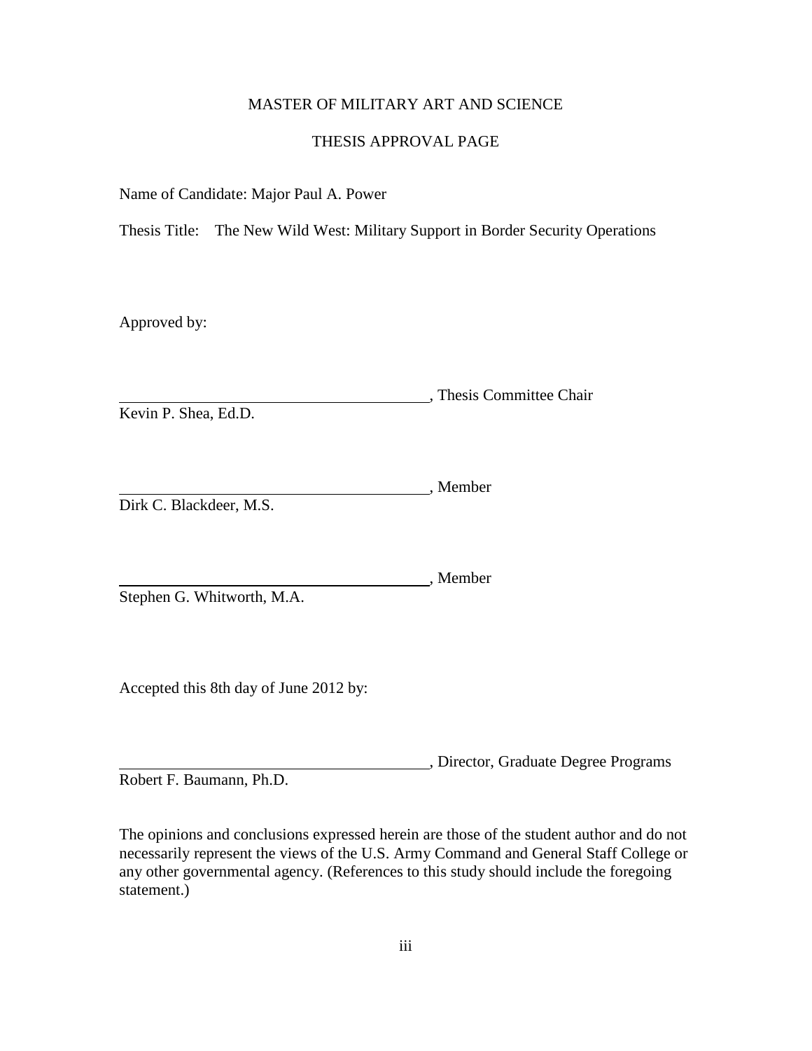MASTER OF MILITARY ART AND SCIENCE

THESIS APPROVAL PAGE

Name of Candidate: Major Paul A. Power

Thesis Title: The New Wild West: Military Support in Border Security Operations

Approved by:

\_\_\_\_\_\_\_\_\_\_\_\_\_\_\_\_\_\_\_\_\_\_\_\_\_\_\_\_\_\_\_\_\_\_\_\_\_\_\_, Thesis Committee Chair
Kevin P. Shea, Ed.D.

\_\_\_\_\_\_\_\_\_\_\_\_\_\_\_\_\_\_\_\_\_\_\_\_\_\_\_\_\_\_\_\_\_\_\_\_\_\_\_, Member
Dirk C. Blackdeer, M.S.

\_\_\_\_\_\_\_\_\_\_\_\_\_\_\_\_\_\_\_\_\_\_\_\_\_\_\_\_\_\_\_\_\_\_\_\_\_\_\_, Member
Stephen G. Whitworth, M.A.

Accepted this 8th day of June 2012 by:

\_\_\_\_\_\_\_\_\_\_\_\_\_\_\_\_\_\_\_\_\_\_\_\_\_\_\_\_\_\_\_\_\_\_\_\_\_\_\_, Director, Graduate Degree Programs
Robert F. Baumann, Ph.D.

The opinions and conclusions expressed herein are those of the student author and do not necessarily represent the views of the U.S. Army Command and General Staff College or any other governmental agency. (References to this study should include the foregoing statement.)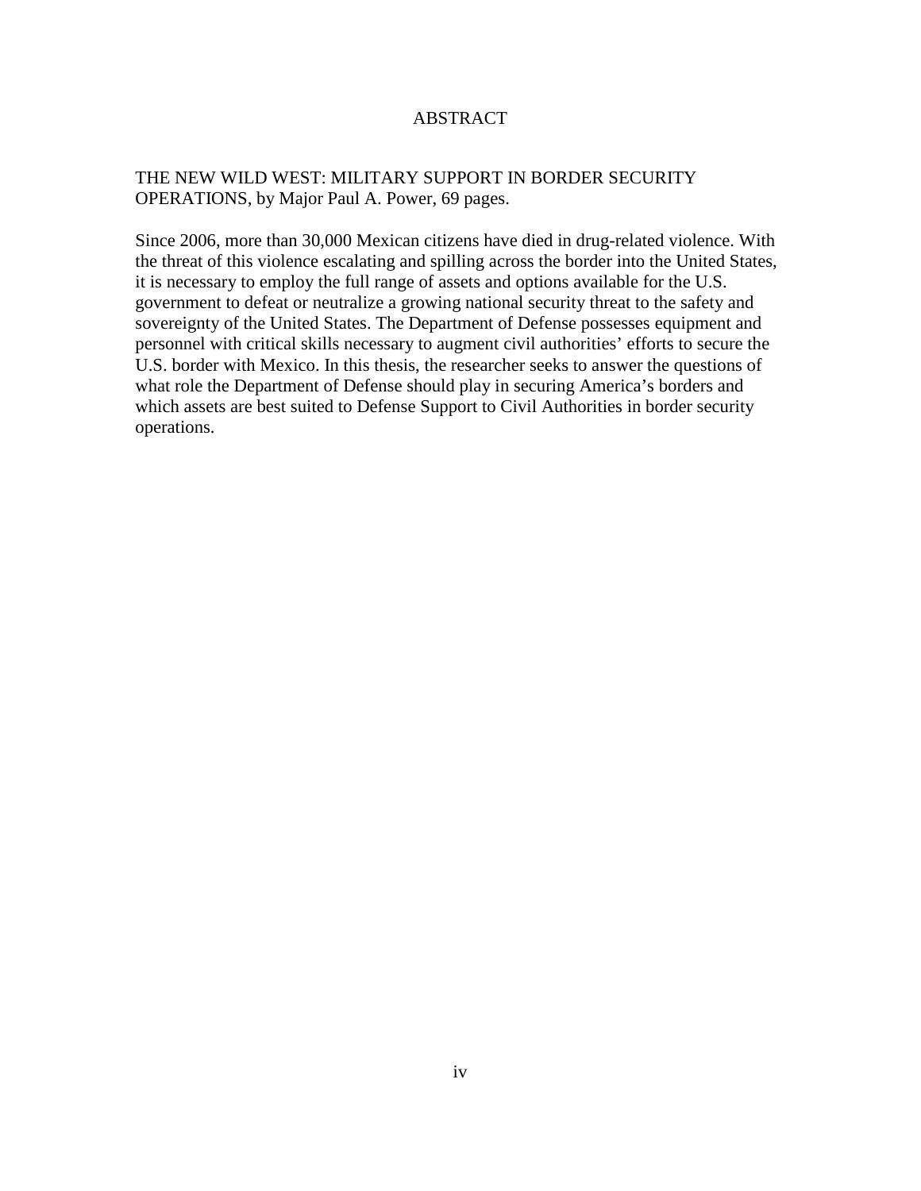# ABSTRACT

THE NEW WILD WEST: MILITARY SUPPORT IN BORDER SECURITY OPERATIONS, by Major Paul A. Power, 69 pages.

Since 2006, more than 30,000 Mexican citizens have died in drug-related violence. With the threat of this violence escalating and spilling across the border into the United States, it is necessary to employ the full range of assets and options available for the U.S. government to defeat or neutralize a growing national security threat to the safety and sovereignty of the United States. The Department of Defense possesses equipment and personnel with critical skills necessary to augment civil authorities' efforts to secure the U.S. border with Mexico. In this thesis, the researcher seeks to answer the questions of what role the Department of Defense should play in securing America's borders and which assets are best suited to Defense Support to Civil Authorities in border security operations.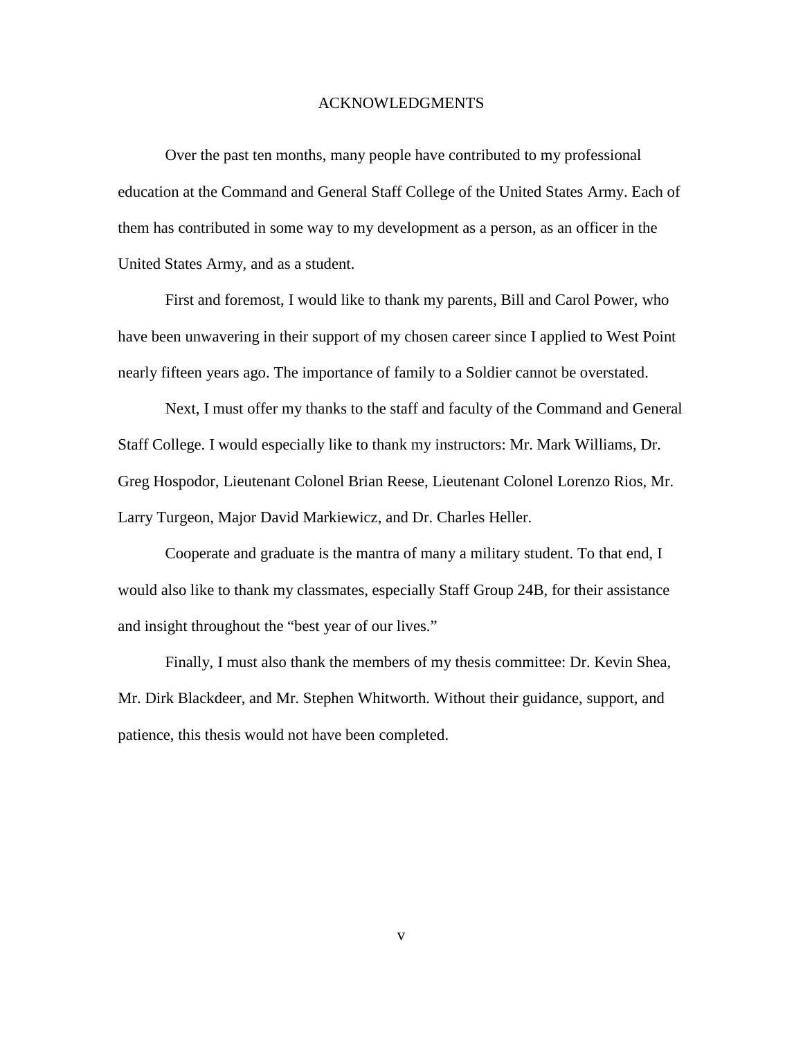# ACKNOWLEDGMENTS

Over the past ten months, many people have contributed to my professional education at the Command and General Staff College of the United States Army. Each of them has contributed in some way to my development as a person, as an officer in the United States Army, and as a student.

First and foremost, I would like to thank my parents, Bill and Carol Power, who have been unwavering in their support of my chosen career since I applied to West Point nearly fifteen years ago. The importance of family to a Soldier cannot be overstated.

Next, I must offer my thanks to the staff and faculty of the Command and General Staff College. I would especially like to thank my instructors: Mr. Mark Williams, Dr. Greg Hospodor, Lieutenant Colonel Brian Reese, Lieutenant Colonel Lorenzo Rios, Mr. Larry Turgeon, Major David Markiewicz, and Dr. Charles Heller.

Cooperate and graduate is the mantra of many a military student. To that end, I would also like to thank my classmates, especially Staff Group 24B, for their assistance and insight throughout the "best year of our lives."

Finally, I must also thank the members of my thesis committee: Dr. Kevin Shea, Mr. Dirk Blackdeer, and Mr. Stephen Whitworth. Without their guidance, support, and patience, this thesis would not have been completed.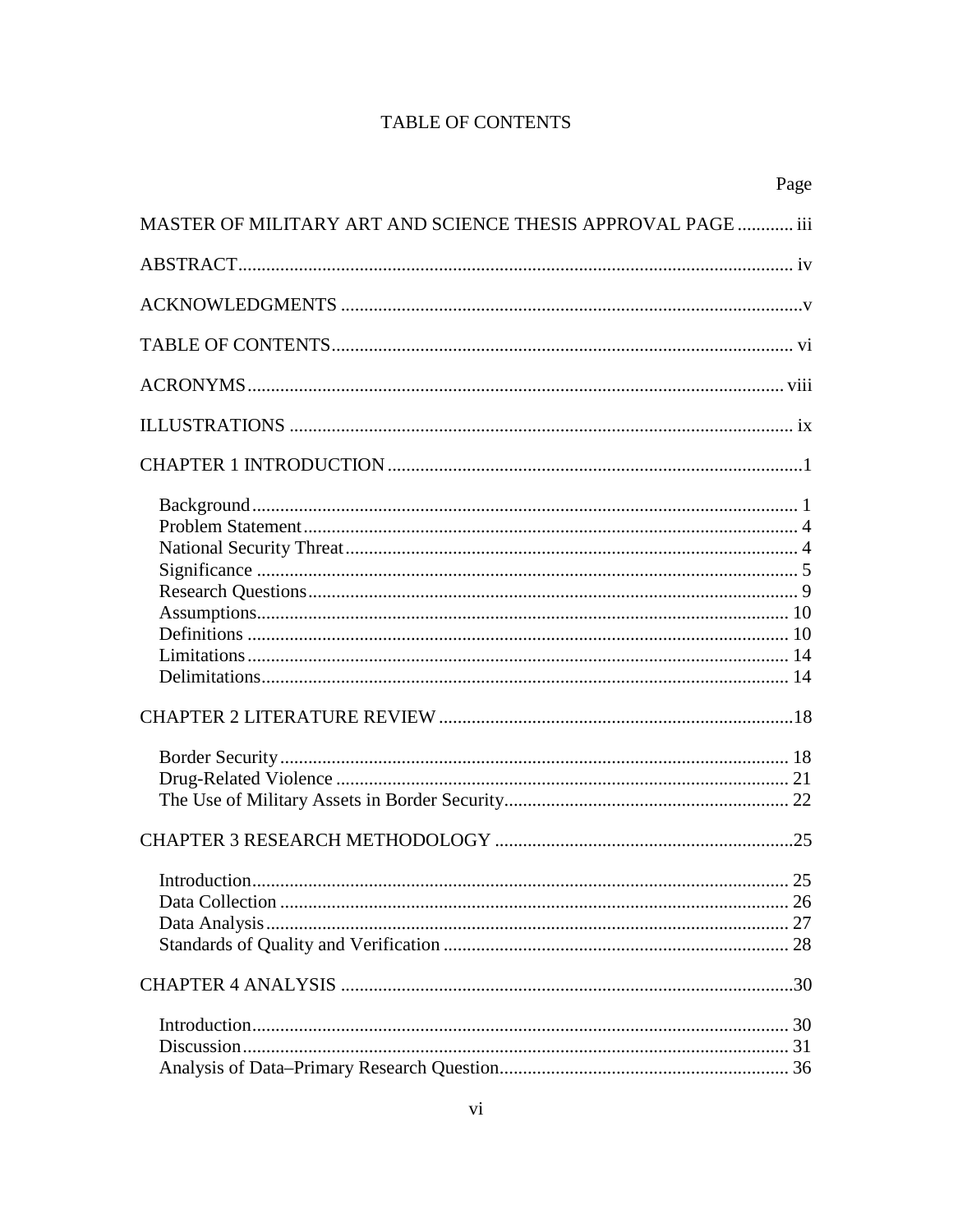# TABLE OF CONTENTS

| | Page |
|---|---|
| MASTER OF MILITARY ART AND SCIENCE THESIS APPROVAL PAGE | iii |
| ABSTRACT | iv |
| ACKNOWLEDGMENTS | v |
| TABLE OF CONTENTS | vi |
| ACRONYMS | viii |
| ILLUSTRATIONS | ix |
| CHAPTER 1 INTRODUCTION | 1 |
| Background | 1 |
| Problem Statement | 4 |
| National Security Threat | 4 |
| Significance | 5 |
| Research Questions | 9 |
| Assumptions | 10 |
| Definitions | 10 |
| Limitations | 14 |
| Delimitations | 14 |
| CHAPTER 2 LITERATURE REVIEW | 18 |
| Border Security | 18 |
| Drug-Related Violence | 21 |
| The Use of Military Assets in Border Security | 22 |
| CHAPTER 3 RESEARCH METHODOLOGY | 25 |
| Introduction | 25 |
| Data Collection | 26 |
| Data Analysis | 27 |
| Standards of Quality and Verification | 28 |
| CHAPTER 4 ANALYSIS | 30 |
| Introduction | 30 |
| Discussion | 31 |
| Analysis of Data–Primary Research Question | 36 |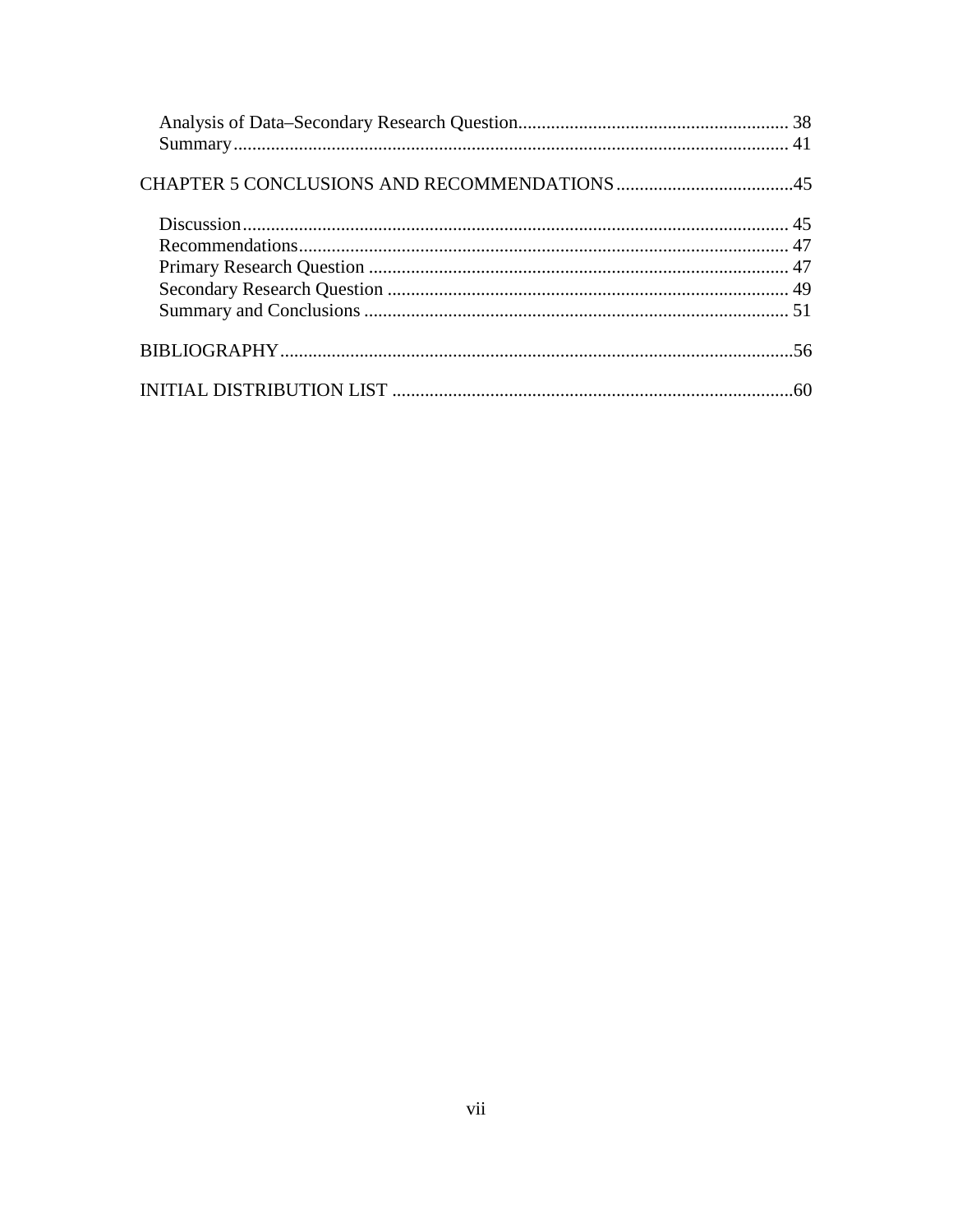Analysis of Data–Secondary Research Question........................................................ 38
Summary...................................................................................................................... 41

CHAPTER 5 CONCLUSIONS AND RECOMMENDATIONS......................................45

Discussion.................................................................................................................... 45
Recommendations........................................................................................................ 47
Primary Research Question ......................................................................................... 47
Secondary Research Question ..................................................................................... 49
Summary and Conclusions .......................................................................................... 51

BIBLIOGRAPHY.............................................................................................................56

INITIAL DISTRIBUTION LIST .....................................................................................60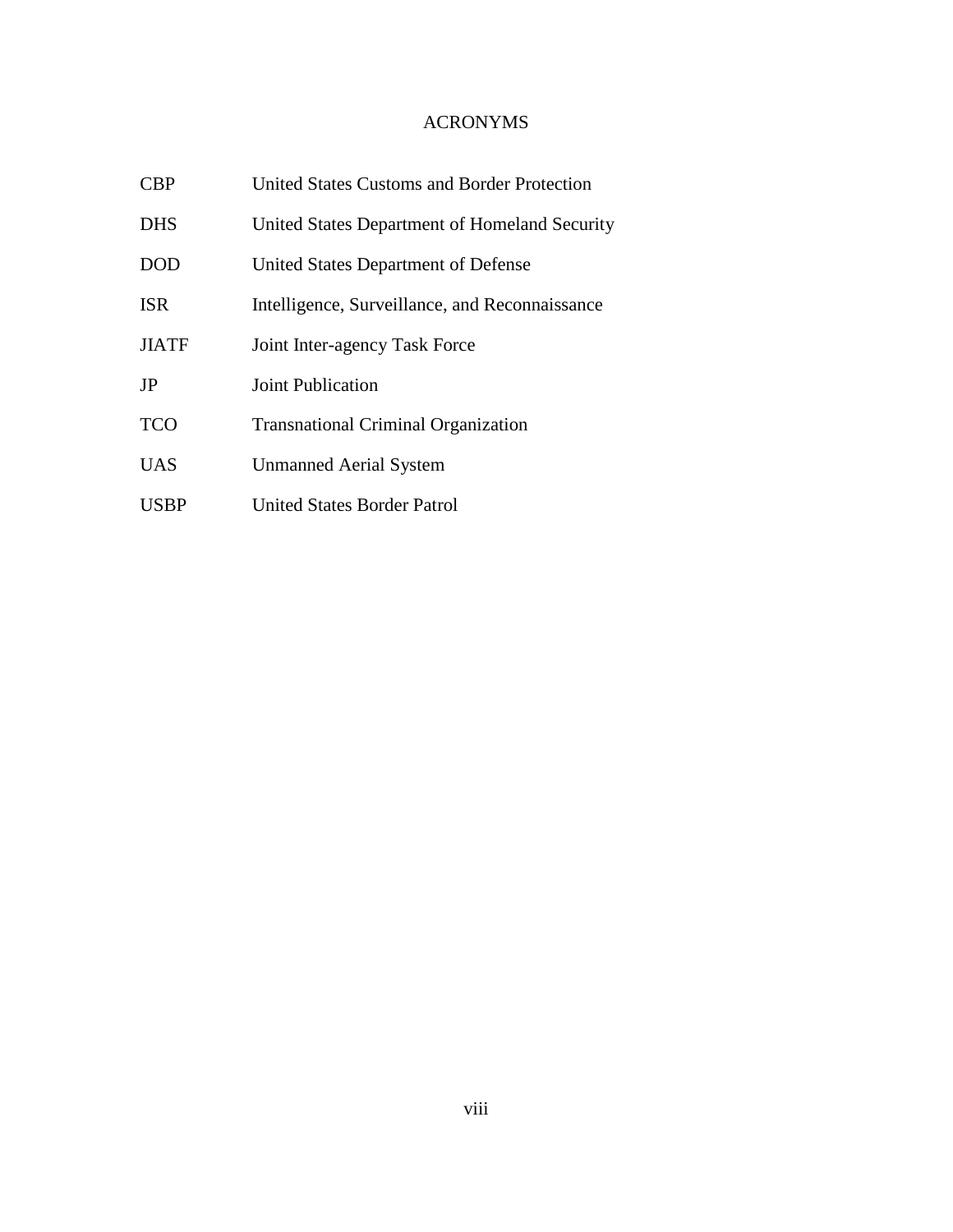# ACRONYMS

| | |
|---|---|
| CBP | United States Customs and Border Protection |
| DHS | United States Department of Homeland Security |
| DOD | United States Department of Defense |
| ISR | Intelligence, Surveillance, and Reconnaissance |
| JIATF | Joint Inter-agency Task Force |
| JP | Joint Publication |
| TCO | Transnational Criminal Organization |
| UAS | Unmanned Aerial System |
| USBP | United States Border Patrol |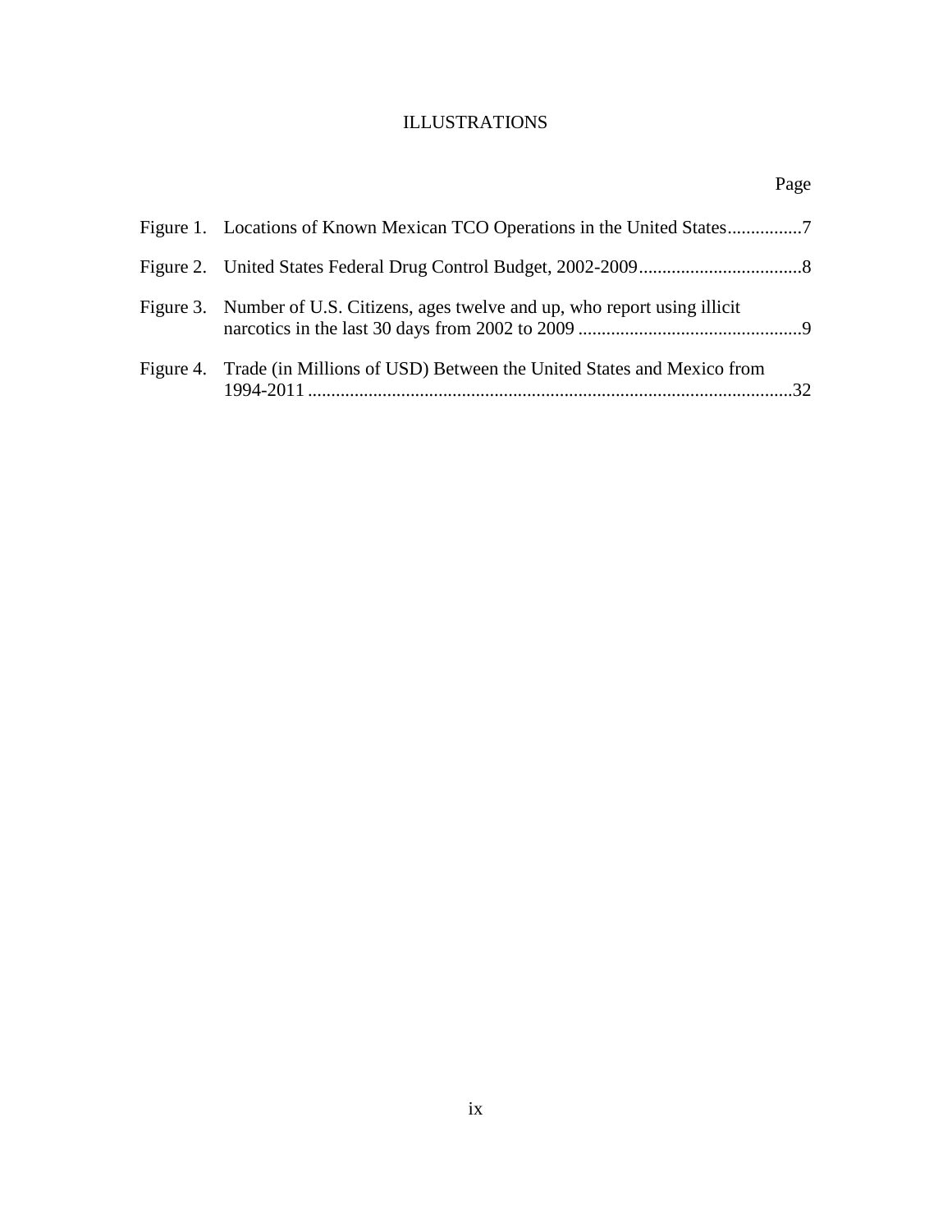# ILLUSTRATIONS

| | Page |
|---|---|
| Figure 1. Locations of Known Mexican TCO Operations in the United States | 7 |
| Figure 2. United States Federal Drug Control Budget, 2002-2009 | 8 |
| Figure 3. Number of U.S. Citizens, ages twelve and up, who report using illicit narcotics in the last 30 days from 2002 to 2009 | 9 |
| Figure 4. Trade (in Millions of USD) Between the United States and Mexico from 1994-2011 | 32 |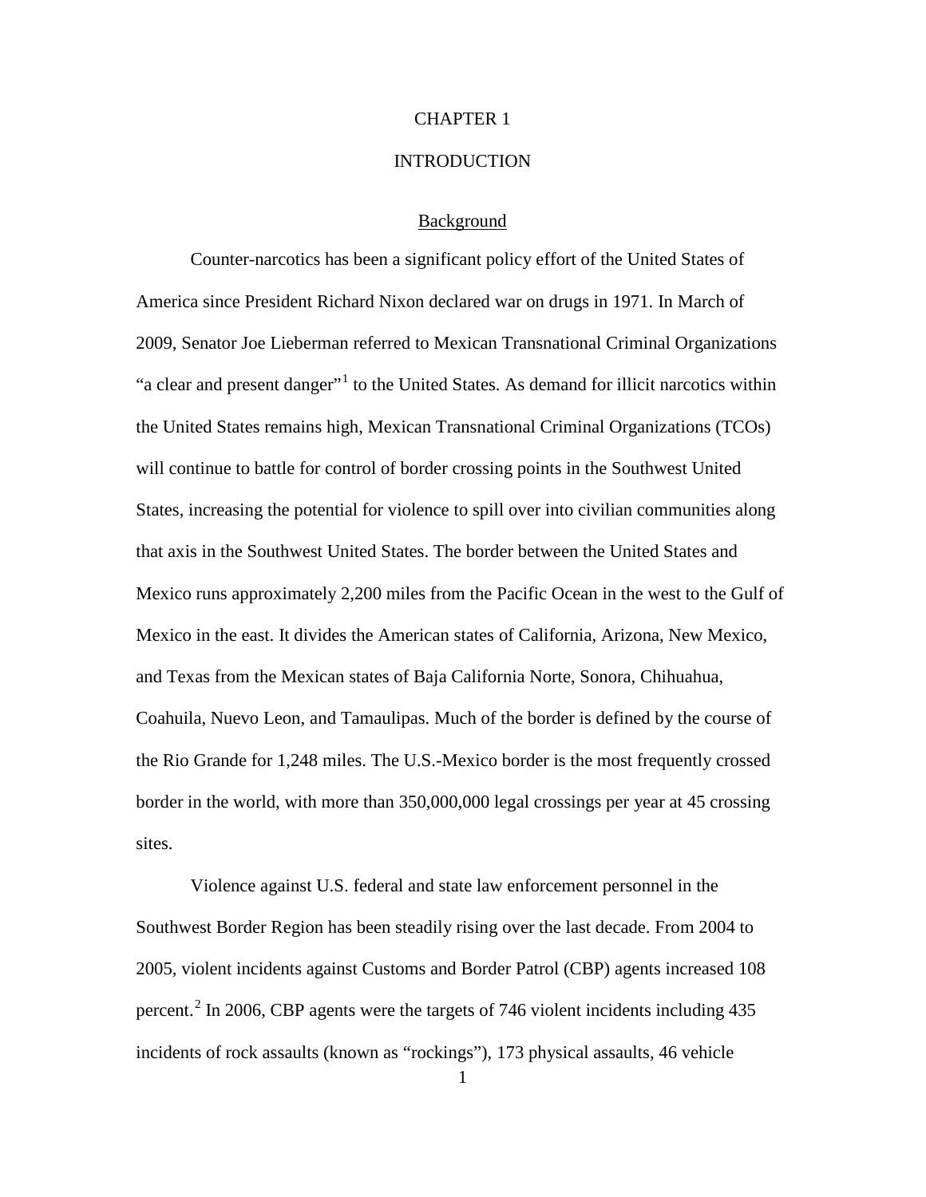# CHAPTER 1

# INTRODUCTION

## Background

Counter-narcotics has been a significant policy effort of the United States of America since President Richard Nixon declared war on drugs in 1971. In March of 2009, Senator Joe Lieberman referred to Mexican Transnational Criminal Organizations "a clear and present danger"[1] to the United States. As demand for illicit narcotics within the United States remains high, Mexican Transnational Criminal Organizations (TCOs) will continue to battle for control of border crossing points in the Southwest United States, increasing the potential for violence to spill over into civilian communities along that axis in the Southwest United States. The border between the United States and Mexico runs approximately 2,200 miles from the Pacific Ocean in the west to the Gulf of Mexico in the east. It divides the American states of California, Arizona, New Mexico, and Texas from the Mexican states of Baja California Norte, Sonora, Chihuahua, Coahuila, Nuevo Leon, and Tamaulipas. Much of the border is defined by the course of the Rio Grande for 1,248 miles. The U.S.-Mexico border is the most frequently crossed border in the world, with more than 350,000,000 legal crossings per year at 45 crossing sites.

Violence against U.S. federal and state law enforcement personnel in the Southwest Border Region has been steadily rising over the last decade. From 2004 to 2005, violent incidents against Customs and Border Patrol (CBP) agents increased 108 percent.[2] In 2006, CBP agents were the targets of 746 violent incidents including 435 incidents of rock assaults (known as "rockings"), 173 physical assaults, 46 vehicle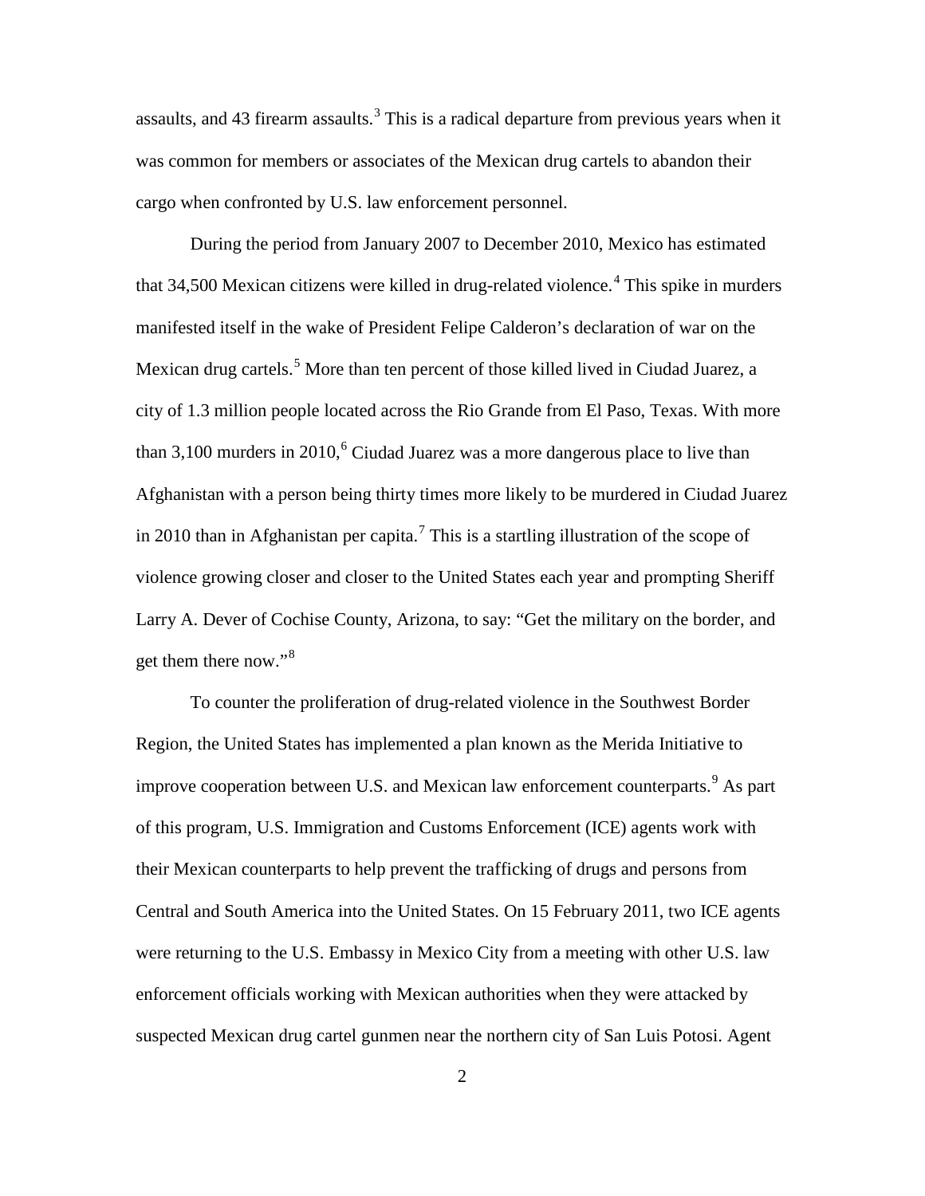assaults, and 43 firearm assaults.[3] This is a radical departure from previous years when it was common for members or associates of the Mexican drug cartels to abandon their cargo when confronted by U.S. law enforcement personnel.

During the period from January 2007 to December 2010, Mexico has estimated that 34,500 Mexican citizens were killed in drug-related violence.[4] This spike in murders manifested itself in the wake of President Felipe Calderon's declaration of war on the Mexican drug cartels.[5] More than ten percent of those killed lived in Ciudad Juarez, a city of 1.3 million people located across the Rio Grande from El Paso, Texas. With more than 3,100 murders in 2010,[6] Ciudad Juarez was a more dangerous place to live than Afghanistan with a person being thirty times more likely to be murdered in Ciudad Juarez in 2010 than in Afghanistan per capita.[7] This is a startling illustration of the scope of violence growing closer and closer to the United States each year and prompting Sheriff Larry A. Dever of Cochise County, Arizona, to say: "Get the military on the border, and get them there now."[8]

To counter the proliferation of drug-related violence in the Southwest Border Region, the United States has implemented a plan known as the Merida Initiative to improve cooperation between U.S. and Mexican law enforcement counterparts.[9] As part of this program, U.S. Immigration and Customs Enforcement (ICE) agents work with their Mexican counterparts to help prevent the trafficking of drugs and persons from Central and South America into the United States. On 15 February 2011, two ICE agents were returning to the U.S. Embassy in Mexico City from a meeting with other U.S. law enforcement officials working with Mexican authorities when they were attacked by suspected Mexican drug cartel gunmen near the northern city of San Luis Potosi. Agent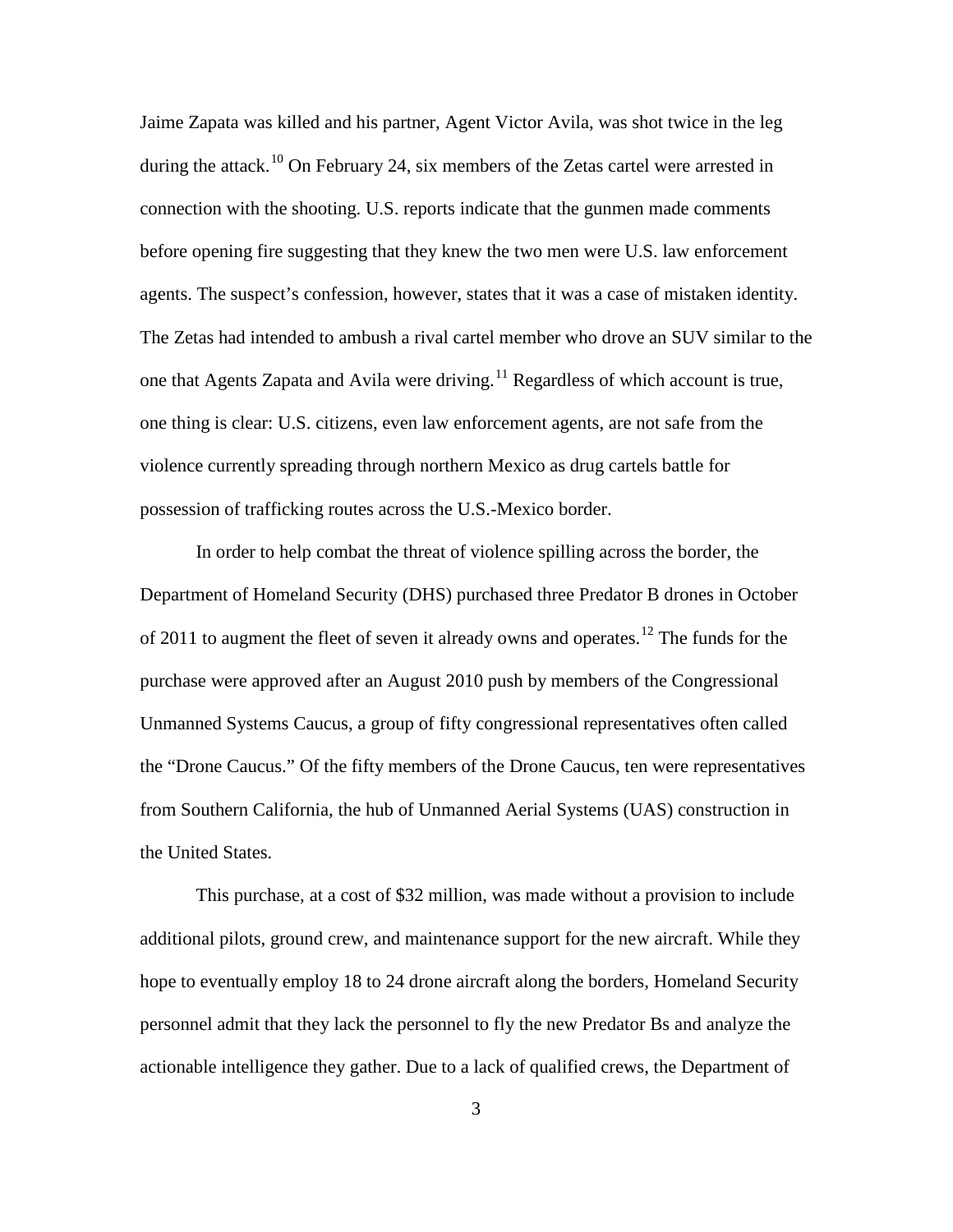Jaime Zapata was killed and his partner, Agent Victor Avila, was shot twice in the leg during the attack.[10] On February 24, six members of the Zetas cartel were arrested in connection with the shooting. U.S. reports indicate that the gunmen made comments before opening fire suggesting that they knew the two men were U.S. law enforcement agents. The suspect's confession, however, states that it was a case of mistaken identity. The Zetas had intended to ambush a rival cartel member who drove an SUV similar to the one that Agents Zapata and Avila were driving.[11] Regardless of which account is true, one thing is clear: U.S. citizens, even law enforcement agents, are not safe from the violence currently spreading through northern Mexico as drug cartels battle for possession of trafficking routes across the U.S.-Mexico border.

In order to help combat the threat of violence spilling across the border, the Department of Homeland Security (DHS) purchased three Predator B drones in October of 2011 to augment the fleet of seven it already owns and operates.[12] The funds for the purchase were approved after an August 2010 push by members of the Congressional Unmanned Systems Caucus, a group of fifty congressional representatives often called the "Drone Caucus." Of the fifty members of the Drone Caucus, ten were representatives from Southern California, the hub of Unmanned Aerial Systems (UAS) construction in the United States.

This purchase, at a cost of $32 million, was made without a provision to include additional pilots, ground crew, and maintenance support for the new aircraft. While they hope to eventually employ 18 to 24 drone aircraft along the borders, Homeland Security personnel admit that they lack the personnel to fly the new Predator Bs and analyze the actionable intelligence they gather. Due to a lack of qualified crews, the Department of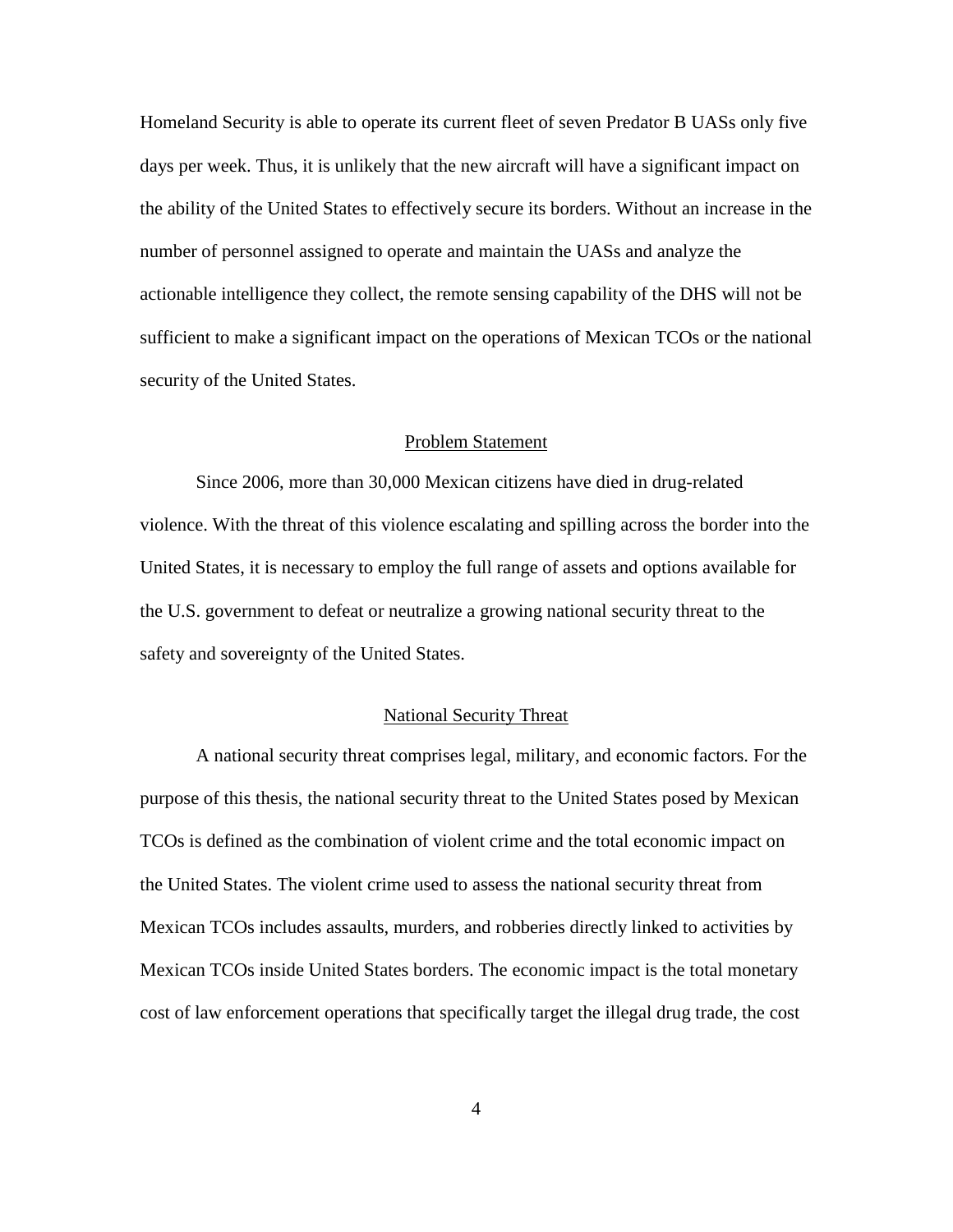Homeland Security is able to operate its current fleet of seven Predator B UASs only five days per week. Thus, it is unlikely that the new aircraft will have a significant impact on the ability of the United States to effectively secure its borders. Without an increase in the number of personnel assigned to operate and maintain the UASs and analyze the actionable intelligence they collect, the remote sensing capability of the DHS will not be sufficient to make a significant impact on the operations of Mexican TCOs or the national security of the United States.

## Problem Statement

Since 2006, more than 30,000 Mexican citizens have died in drug-related violence. With the threat of this violence escalating and spilling across the border into the United States, it is necessary to employ the full range of assets and options available for the U.S. government to defeat or neutralize a growing national security threat to the safety and sovereignty of the United States.

## National Security Threat

A national security threat comprises legal, military, and economic factors. For the purpose of this thesis, the national security threat to the United States posed by Mexican TCOs is defined as the combination of violent crime and the total economic impact on the United States. The violent crime used to assess the national security threat from Mexican TCOs includes assaults, murders, and robberies directly linked to activities by Mexican TCOs inside United States borders. The economic impact is the total monetary cost of law enforcement operations that specifically target the illegal drug trade, the cost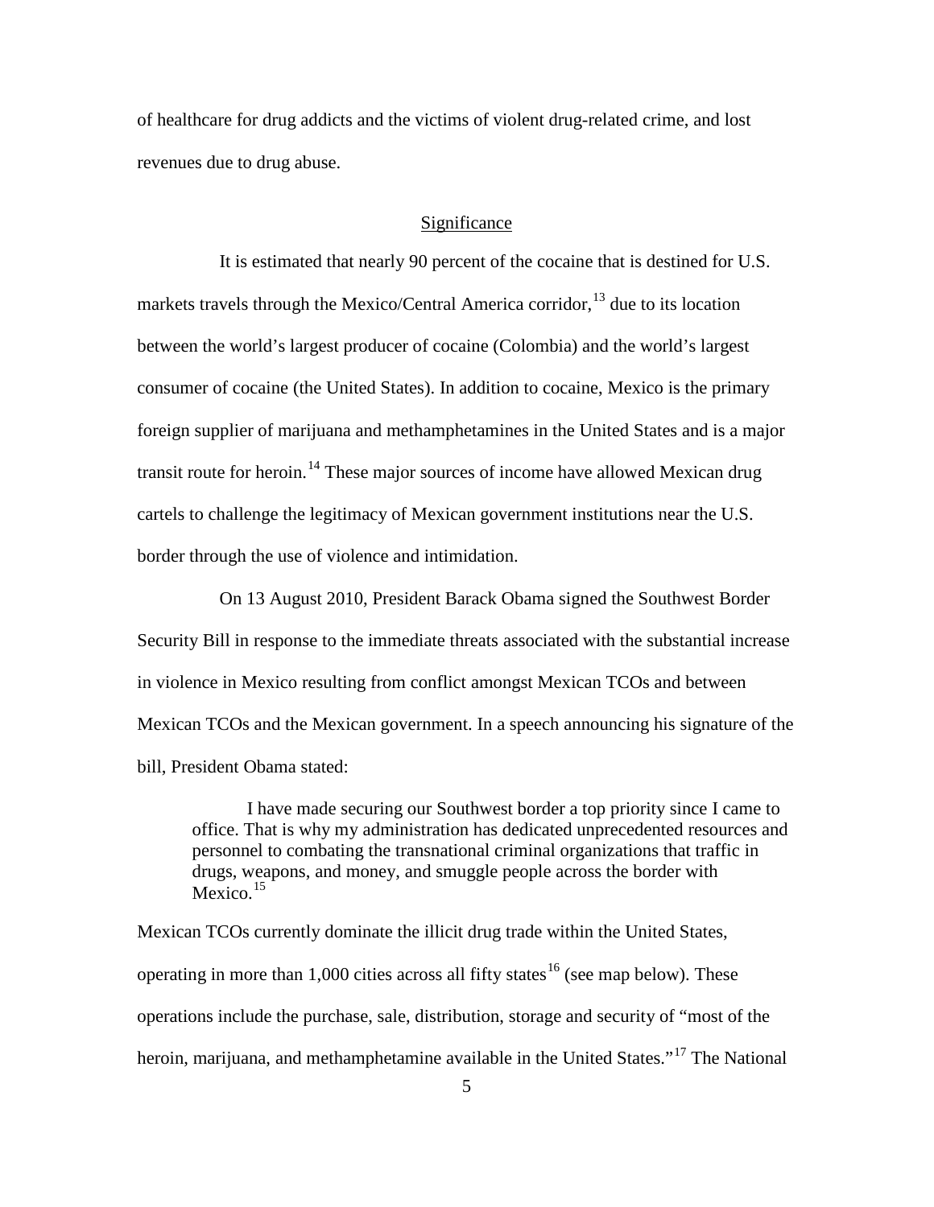of healthcare for drug addicts and the victims of violent drug-related crime, and lost revenues due to drug abuse.

## Significance

It is estimated that nearly 90 percent of the cocaine that is destined for U.S. markets travels through the Mexico/Central America corridor,[13] due to its location between the world's largest producer of cocaine (Colombia) and the world's largest consumer of cocaine (the United States). In addition to cocaine, Mexico is the primary foreign supplier of marijuana and methamphetamines in the United States and is a major transit route for heroin.[14] These major sources of income have allowed Mexican drug cartels to challenge the legitimacy of Mexican government institutions near the U.S. border through the use of violence and intimidation.

On 13 August 2010, President Barack Obama signed the Southwest Border Security Bill in response to the immediate threats associated with the substantial increase in violence in Mexico resulting from conflict amongst Mexican TCOs and between Mexican TCOs and the Mexican government. In a speech announcing his signature of the bill, President Obama stated:

> I have made securing our Southwest border a top priority since I came to office. That is why my administration has dedicated unprecedented resources and personnel to combating the transnational criminal organizations that traffic in drugs, weapons, and money, and smuggle people across the border with Mexico.[15]

Mexican TCOs currently dominate the illicit drug trade within the United States, operating in more than 1,000 cities across all fifty states[16] (see map below). These operations include the purchase, sale, distribution, storage and security of "most of the heroin, marijuana, and methamphetamine available in the United States."[17] The National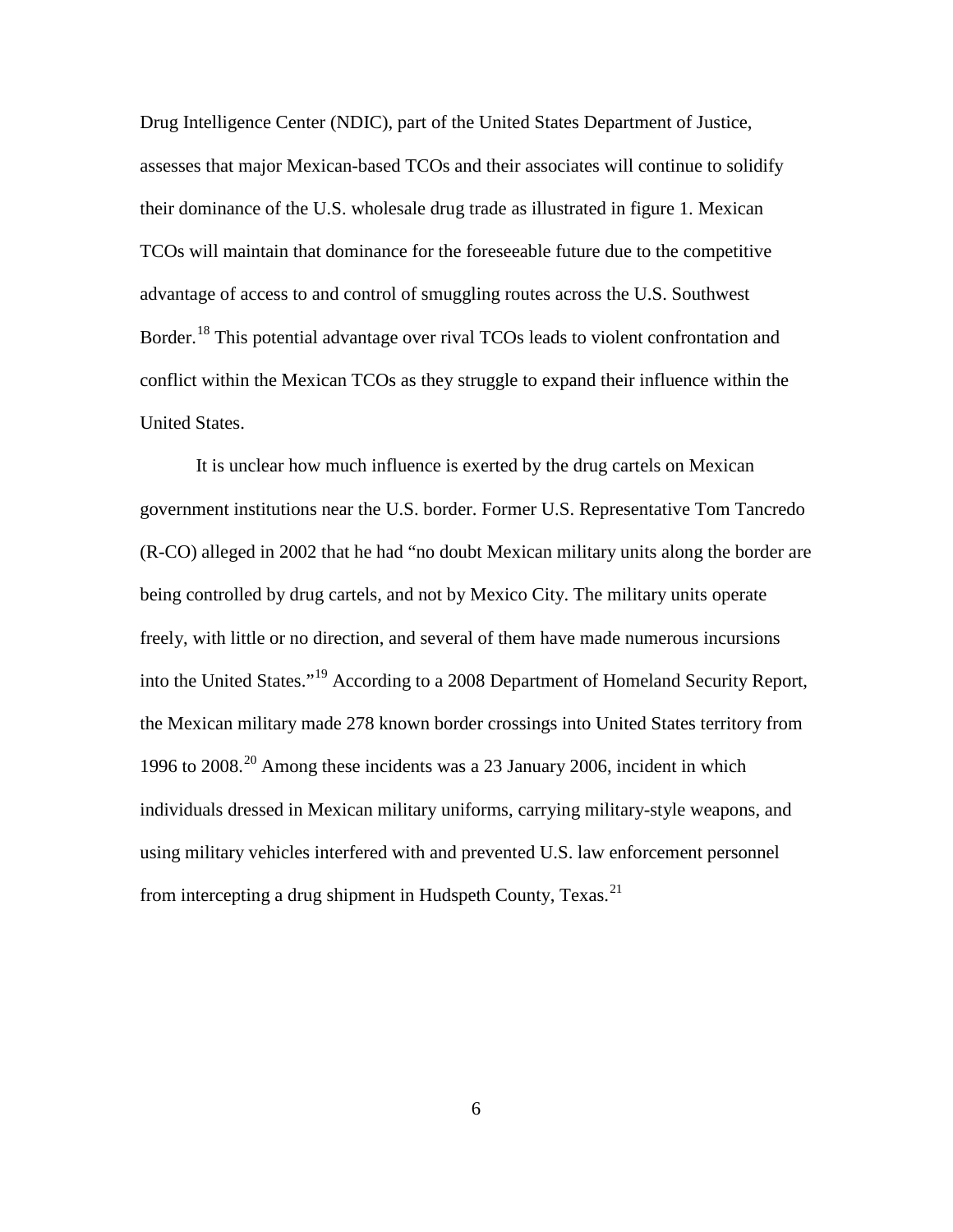Drug Intelligence Center (NDIC), part of the United States Department of Justice, assesses that major Mexican-based TCOs and their associates will continue to solidify their dominance of the U.S. wholesale drug trade as illustrated in figure 1. Mexican TCOs will maintain that dominance for the foreseeable future due to the competitive advantage of access to and control of smuggling routes across the U.S. Southwest Border.[18] This potential advantage over rival TCOs leads to violent confrontation and conflict within the Mexican TCOs as they struggle to expand their influence within the United States.

It is unclear how much influence is exerted by the drug cartels on Mexican government institutions near the U.S. border. Former U.S. Representative Tom Tancredo (R-CO) alleged in 2002 that he had "no doubt Mexican military units along the border are being controlled by drug cartels, and not by Mexico City. The military units operate freely, with little or no direction, and several of them have made numerous incursions into the United States."[19] According to a 2008 Department of Homeland Security Report, the Mexican military made 278 known border crossings into United States territory from 1996 to 2008.[20] Among these incidents was a 23 January 2006, incident in which individuals dressed in Mexican military uniforms, carrying military-style weapons, and using military vehicles interfered with and prevented U.S. law enforcement personnel from intercepting a drug shipment in Hudspeth County, Texas.[21]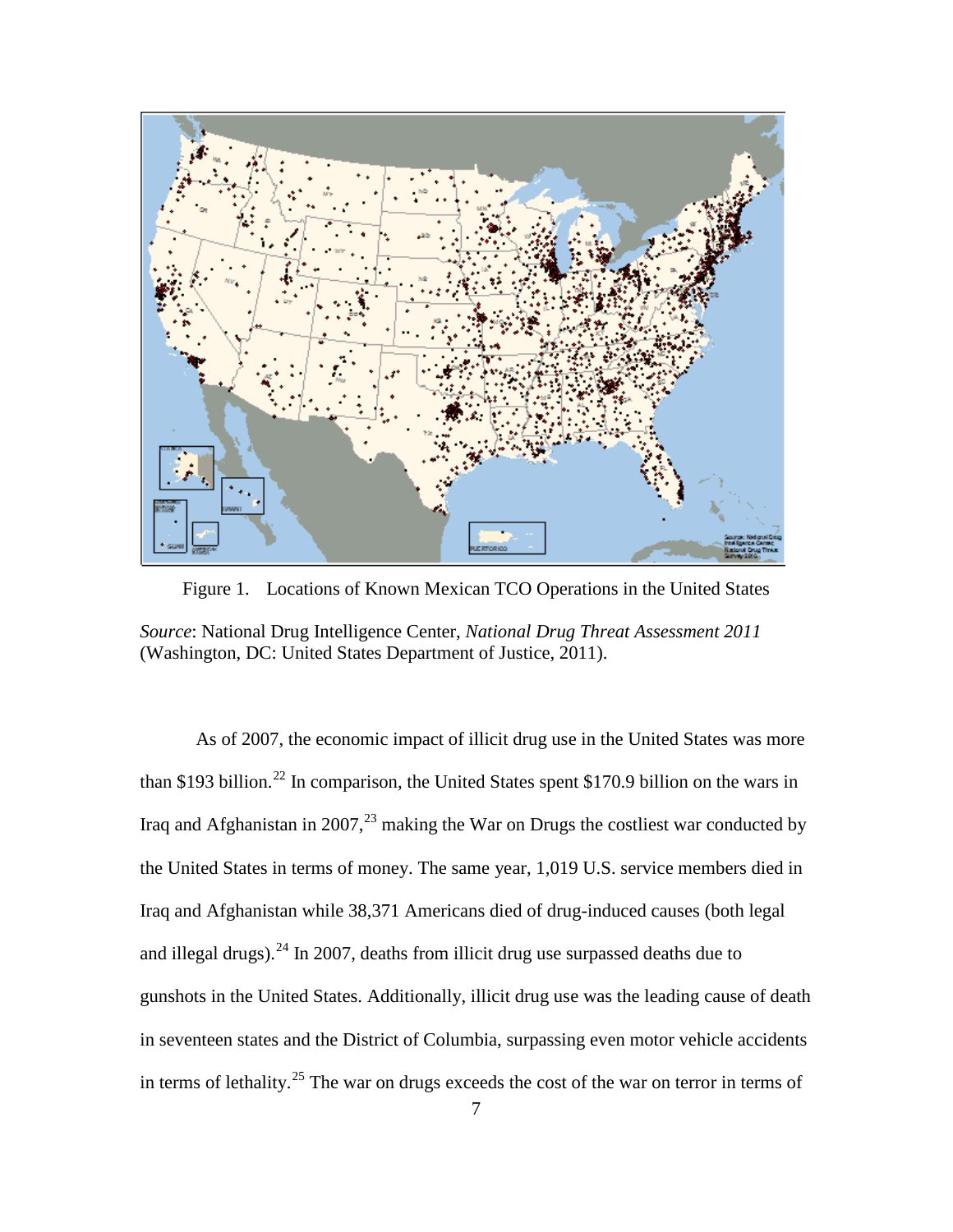Figure 1. Locations of Known Mexican TCO Operations in the United States

*Source*: National Drug Intelligence Center, *National Drug Threat Assessment 2011* (Washington, DC: United States Department of Justice, 2011).

As of 2007, the economic impact of illicit drug use in the United States was more than $193 billion.[22] In comparison, the United States spent $170.9 billion on the wars in Iraq and Afghanistan in 2007,[23] making the War on Drugs the costliest war conducted by the United States in terms of money. The same year, 1,019 U.S. service members died in Iraq and Afghanistan while 38,371 Americans died of drug-induced causes (both legal and illegal drugs).[24] In 2007, deaths from illicit drug use surpassed deaths due to gunshots in the United States. Additionally, illicit drug use was the leading cause of death in seventeen states and the District of Columbia, surpassing even motor vehicle accidents in terms of lethality.[25] The war on drugs exceeds the cost of the war on terror in terms of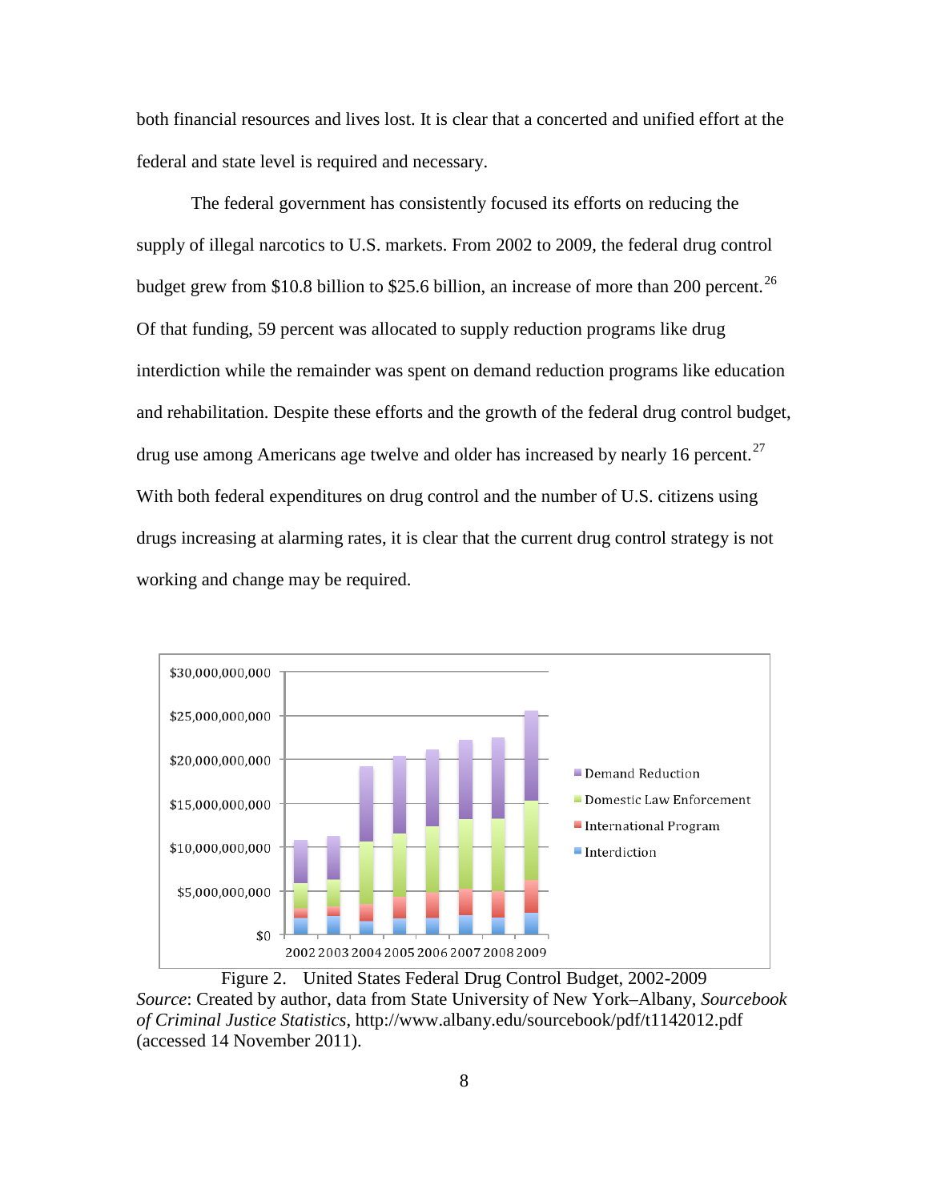both financial resources and lives lost. It is clear that a concerted and unified effort at the federal and state level is required and necessary.

The federal government has consistently focused its efforts on reducing the supply of illegal narcotics to U.S. markets. From 2002 to 2009, the federal drug control budget grew from $10.8 billion to $25.6 billion, an increase of more than 200 percent.[26] Of that funding, 59 percent was allocated to supply reduction programs like drug interdiction while the remainder was spent on demand reduction programs like education and rehabilitation. Despite these efforts and the growth of the federal drug control budget, drug use among Americans age twelve and older has increased by nearly 16 percent.[27] With both federal expenditures on drug control and the number of U.S. citizens using drugs increasing at alarming rates, it is clear that the current drug control strategy is not working and change may be required.

Figure 2. United States Federal Drug Control Budget, 2002-2009
*Source*: Created by author, data from State University of New York–Albany, *Sourcebook of Criminal Justice Statistics*, http://www.albany.edu/sourcebook/pdf/t1142012.pdf (accessed 14 November 2011).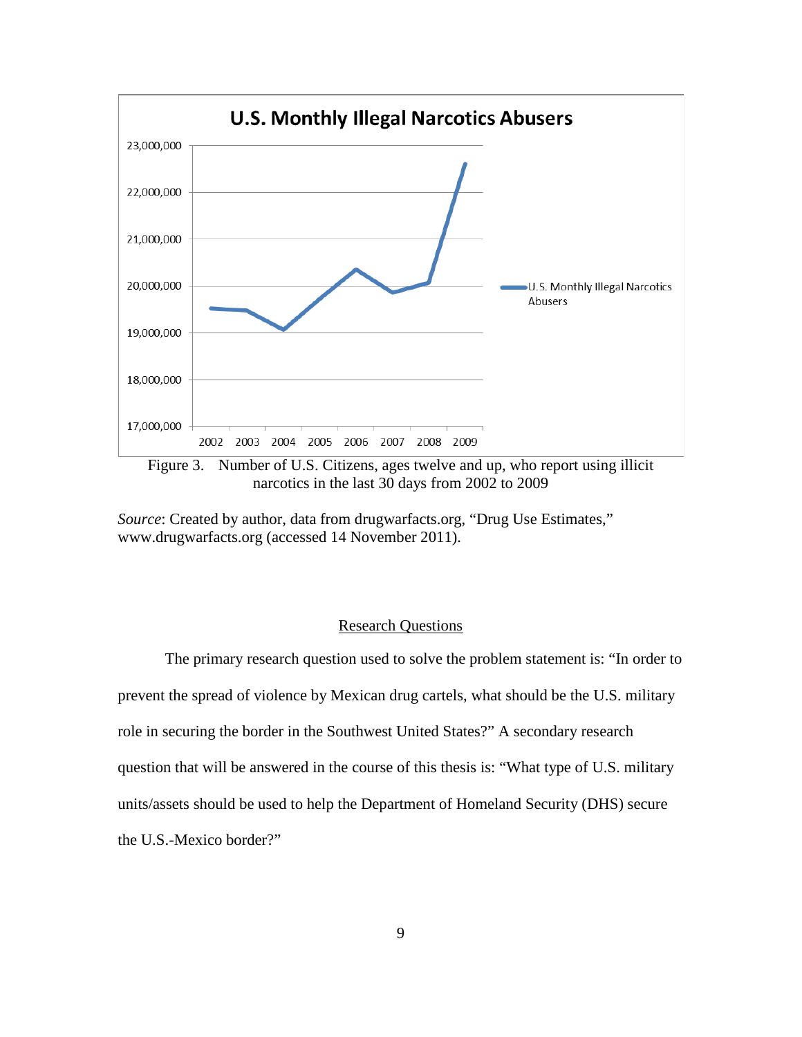Figure 3. Number of U.S. Citizens, ages twelve and up, who report using illicit narcotics in the last 30 days from 2002 to 2009

*Source*: Created by author, data from drugwarfacts.org, "Drug Use Estimates," www.drugwarfacts.org (accessed 14 November 2011).

## Research Questions

The primary research question used to solve the problem statement is: "In order to prevent the spread of violence by Mexican drug cartels, what should be the U.S. military role in securing the border in the Southwest United States?" A secondary research question that will be answered in the course of this thesis is: "What type of U.S. military units/assets should be used to help the Department of Homeland Security (DHS) secure the U.S.-Mexico border?"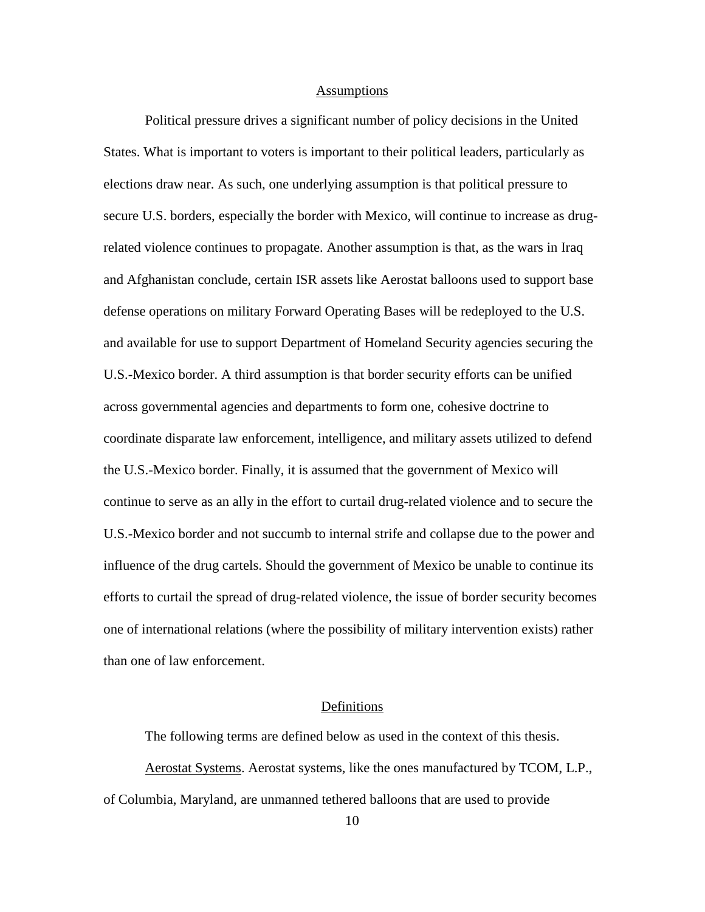## Assumptions

Political pressure drives a significant number of policy decisions in the United States. What is important to voters is important to their political leaders, particularly as elections draw near. As such, one underlying assumption is that political pressure to secure U.S. borders, especially the border with Mexico, will continue to increase as drug-related violence continues to propagate. Another assumption is that, as the wars in Iraq and Afghanistan conclude, certain ISR assets like Aerostat balloons used to support base defense operations on military Forward Operating Bases will be redeployed to the U.S. and available for use to support Department of Homeland Security agencies securing the U.S.-Mexico border. A third assumption is that border security efforts can be unified across governmental agencies and departments to form one, cohesive doctrine to coordinate disparate law enforcement, intelligence, and military assets utilized to defend the U.S.-Mexico border. Finally, it is assumed that the government of Mexico will continue to serve as an ally in the effort to curtail drug-related violence and to secure the U.S.-Mexico border and not succumb to internal strife and collapse due to the power and influence of the drug cartels. Should the government of Mexico be unable to continue its efforts to curtail the spread of drug-related violence, the issue of border security becomes one of international relations (where the possibility of military intervention exists) rather than one of law enforcement.

## Definitions

The following terms are defined below as used in the context of this thesis.

Aerostat Systems. Aerostat systems, like the ones manufactured by TCOM, L.P., of Columbia, Maryland, are unmanned tethered balloons that are used to provide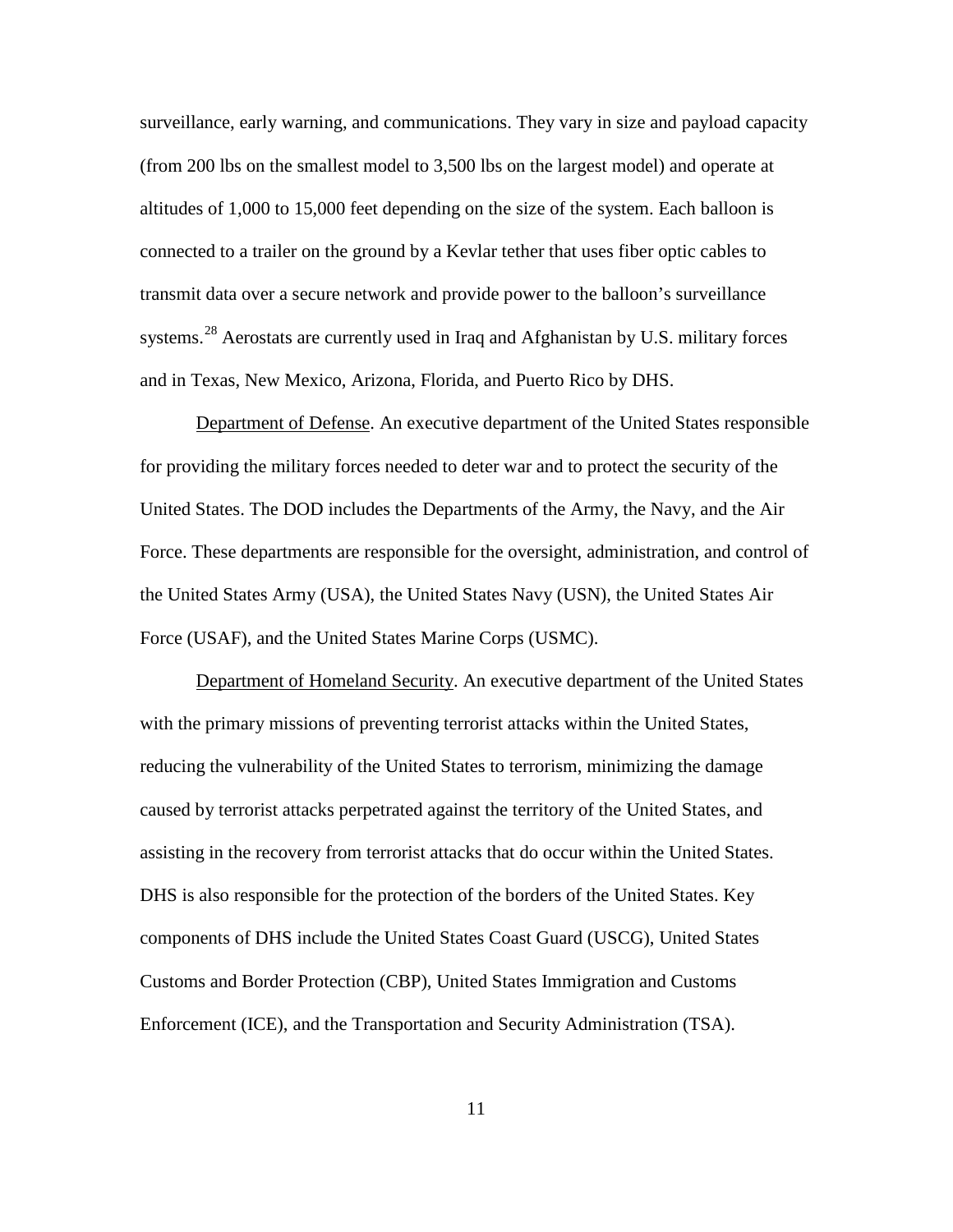surveillance, early warning, and communications. They vary in size and payload capacity (from 200 lbs on the smallest model to 3,500 lbs on the largest model) and operate at altitudes of 1,000 to 15,000 feet depending on the size of the system. Each balloon is connected to a trailer on the ground by a Kevlar tether that uses fiber optic cables to transmit data over a secure network and provide power to the balloon's surveillance systems.[28] Aerostats are currently used in Iraq and Afghanistan by U.S. military forces and in Texas, New Mexico, Arizona, Florida, and Puerto Rico by DHS.

Department of Defense. An executive department of the United States responsible for providing the military forces needed to deter war and to protect the security of the United States. The DOD includes the Departments of the Army, the Navy, and the Air Force. These departments are responsible for the oversight, administration, and control of the United States Army (USA), the United States Navy (USN), the United States Air Force (USAF), and the United States Marine Corps (USMC).

Department of Homeland Security. An executive department of the United States with the primary missions of preventing terrorist attacks within the United States, reducing the vulnerability of the United States to terrorism, minimizing the damage caused by terrorist attacks perpetrated against the territory of the United States, and assisting in the recovery from terrorist attacks that do occur within the United States. DHS is also responsible for the protection of the borders of the United States. Key components of DHS include the United States Coast Guard (USCG), United States Customs and Border Protection (CBP), United States Immigration and Customs Enforcement (ICE), and the Transportation and Security Administration (TSA).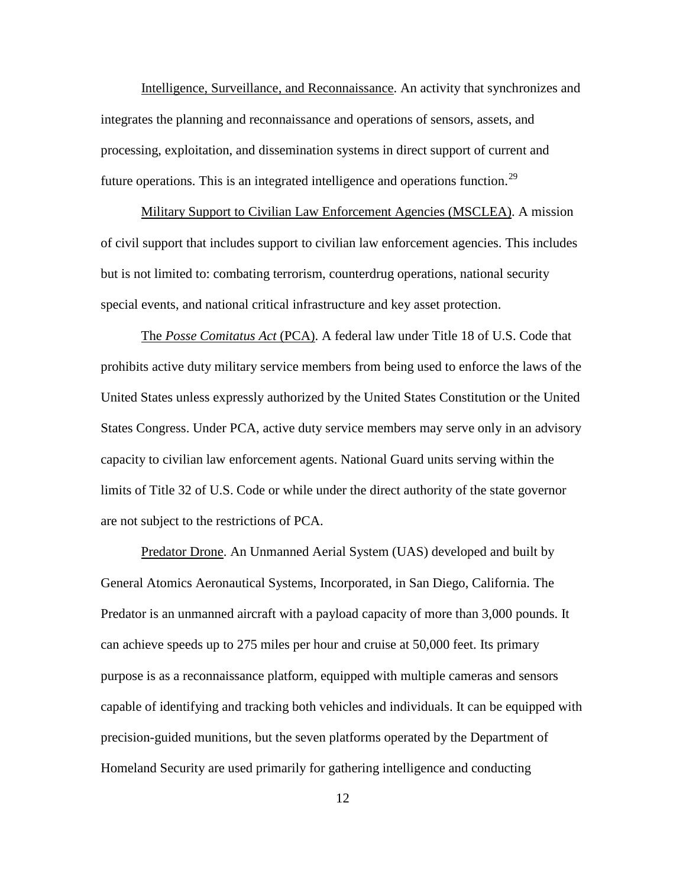Intelligence, Surveillance, and Reconnaissance. An activity that synchronizes and integrates the planning and reconnaissance and operations of sensors, assets, and processing, exploitation, and dissemination systems in direct support of current and future operations. This is an integrated intelligence and operations function.[29]

Military Support to Civilian Law Enforcement Agencies (MSCLEA). A mission of civil support that includes support to civilian law enforcement agencies. This includes but is not limited to: combating terrorism, counterdrug operations, national security special events, and national critical infrastructure and key asset protection.

The *Posse Comitatus Act* (PCA). A federal law under Title 18 of U.S. Code that prohibits active duty military service members from being used to enforce the laws of the United States unless expressly authorized by the United States Constitution or the United States Congress. Under PCA, active duty service members may serve only in an advisory capacity to civilian law enforcement agents. National Guard units serving within the limits of Title 32 of U.S. Code or while under the direct authority of the state governor are not subject to the restrictions of PCA.

Predator Drone. An Unmanned Aerial System (UAS) developed and built by General Atomics Aeronautical Systems, Incorporated, in San Diego, California. The Predator is an unmanned aircraft with a payload capacity of more than 3,000 pounds. It can achieve speeds up to 275 miles per hour and cruise at 50,000 feet. Its primary purpose is as a reconnaissance platform, equipped with multiple cameras and sensors capable of identifying and tracking both vehicles and individuals. It can be equipped with precision-guided munitions, but the seven platforms operated by the Department of Homeland Security are used primarily for gathering intelligence and conducting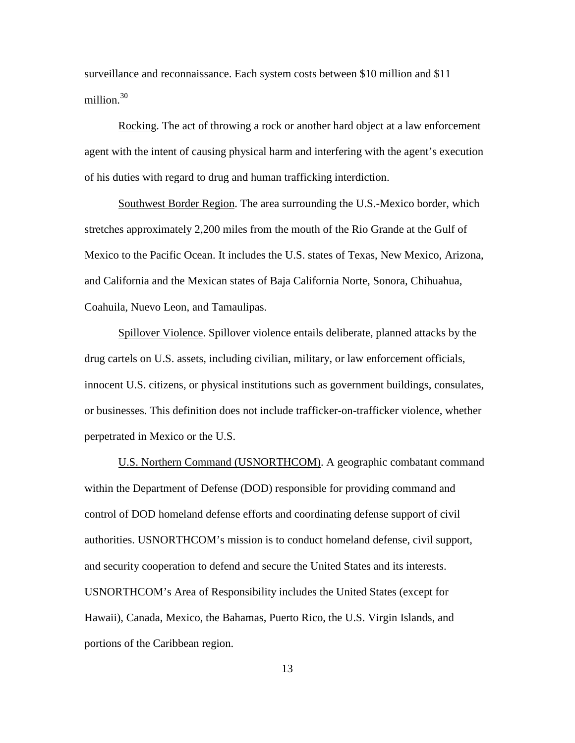surveillance and reconnaissance. Each system costs between $10 million and $11 million.[30]

Rocking. The act of throwing a rock or another hard object at a law enforcement agent with the intent of causing physical harm and interfering with the agent's execution of his duties with regard to drug and human trafficking interdiction.

Southwest Border Region. The area surrounding the U.S.-Mexico border, which stretches approximately 2,200 miles from the mouth of the Rio Grande at the Gulf of Mexico to the Pacific Ocean. It includes the U.S. states of Texas, New Mexico, Arizona, and California and the Mexican states of Baja California Norte, Sonora, Chihuahua, Coahuila, Nuevo Leon, and Tamaulipas.

Spillover Violence. Spillover violence entails deliberate, planned attacks by the drug cartels on U.S. assets, including civilian, military, or law enforcement officials, innocent U.S. citizens, or physical institutions such as government buildings, consulates, or businesses. This definition does not include trafficker-on-trafficker violence, whether perpetrated in Mexico or the U.S.

U.S. Northern Command (USNORTHCOM). A geographic combatant command within the Department of Defense (DOD) responsible for providing command and control of DOD homeland defense efforts and coordinating defense support of civil authorities. USNORTHCOM's mission is to conduct homeland defense, civil support, and security cooperation to defend and secure the United States and its interests. USNORTHCOM's Area of Responsibility includes the United States (except for Hawaii), Canada, Mexico, the Bahamas, Puerto Rico, the U.S. Virgin Islands, and portions of the Caribbean region.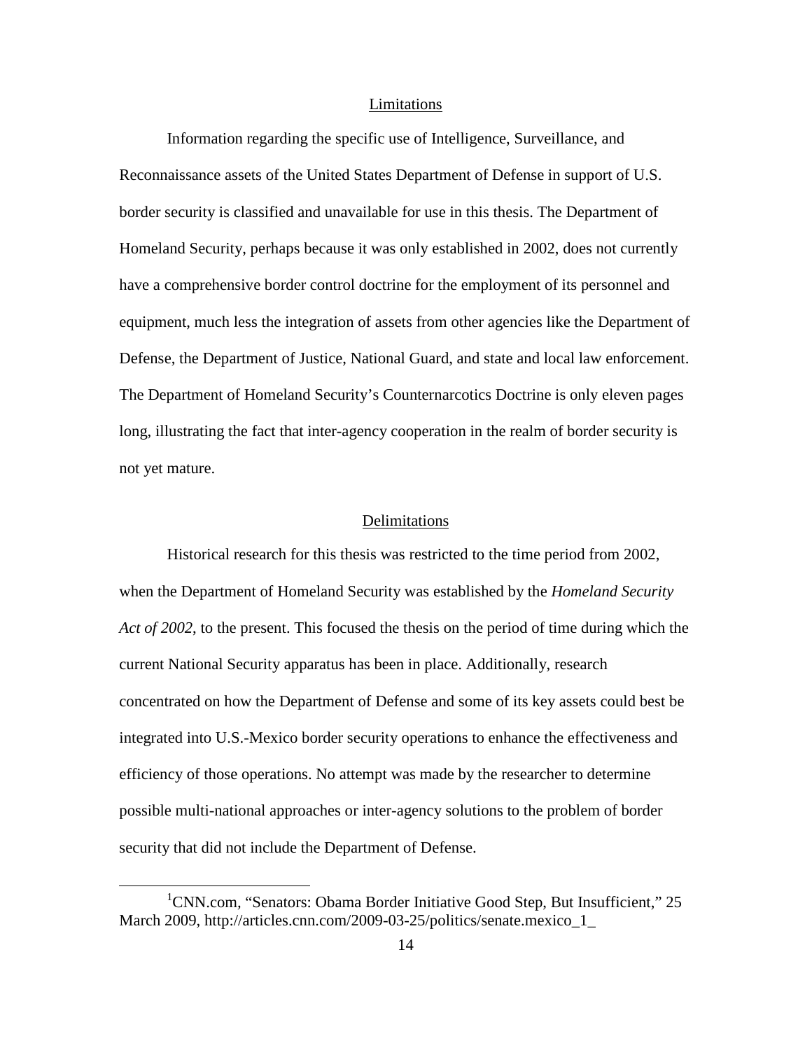## Limitations

Information regarding the specific use of Intelligence, Surveillance, and Reconnaissance assets of the United States Department of Defense in support of U.S. border security is classified and unavailable for use in this thesis. The Department of Homeland Security, perhaps because it was only established in 2002, does not currently have a comprehensive border control doctrine for the employment of its personnel and equipment, much less the integration of assets from other agencies like the Department of Defense, the Department of Justice, National Guard, and state and local law enforcement. The Department of Homeland Security's Counternarcotics Doctrine is only eleven pages long, illustrating the fact that inter-agency cooperation in the realm of border security is not yet mature.

## Delimitations

Historical research for this thesis was restricted to the time period from 2002, when the Department of Homeland Security was established by the *Homeland Security Act of 2002*, to the present. This focused the thesis on the period of time during which the current National Security apparatus has been in place. Additionally, research concentrated on how the Department of Defense and some of its key assets could best be integrated into U.S.-Mexico border security operations to enhance the effectiveness and efficiency of those operations. No attempt was made by the researcher to determine possible multi-national approaches or inter-agency solutions to the problem of border security that did not include the Department of Defense.

---

[1]CNN.com, "Senators: Obama Border Initiative Good Step, But Insufficient," 25 March 2009, http://articles.cnn.com/2009-03-25/politics/senate.mexico_1_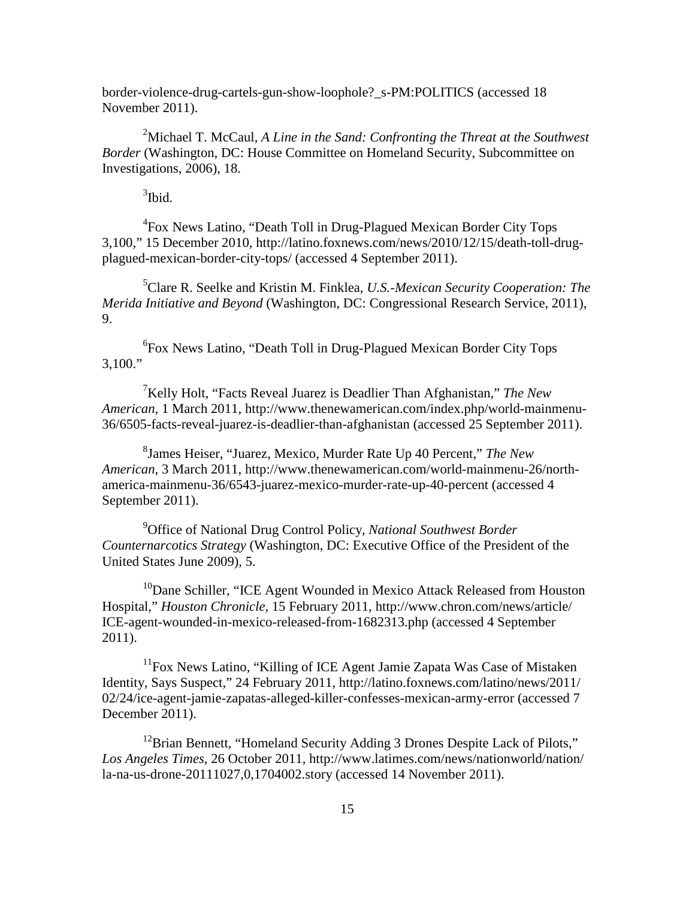border-violence-drug-cartels-gun-show-loophole?_s-PM:POLITICS (accessed 18 November 2011).

[2]Michael T. McCaul, *A Line in the Sand: Confronting the Threat at the Southwest Border* (Washington, DC: House Committee on Homeland Security, Subcommittee on Investigations, 2006), 18.

[3]Ibid.

[4]Fox News Latino, "Death Toll in Drug-Plagued Mexican Border City Tops 3,100," 15 December 2010, http://latino.foxnews.com/news/2010/12/15/death-toll-drug-plagued-mexican-border-city-tops/ (accessed 4 September 2011).

[5]Clare R. Seelke and Kristin M. Finklea, *U.S.-Mexican Security Cooperation: The Merida Initiative and Beyond* (Washington, DC: Congressional Research Service, 2011), 9.

[6]Fox News Latino, "Death Toll in Drug-Plagued Mexican Border City Tops 3,100."

[7]Kelly Holt, "Facts Reveal Juarez is Deadlier Than Afghanistan," *The New American*, 1 March 2011, http://www.thenewamerican.com/index.php/world-mainmenu-36/6505-facts-reveal-juarez-is-deadlier-than-afghanistan (accessed 25 September 2011).

[8]James Heiser, "Juarez, Mexico, Murder Rate Up 40 Percent," *The New American*, 3 March 2011, http://www.thenewamerican.com/world-mainmenu-26/north-america-mainmenu-36/6543-juarez-mexico-murder-rate-up-40-percent (accessed 4 September 2011).

[9]Office of National Drug Control Policy, *National Southwest Border Counternarcotics Strategy* (Washington, DC: Executive Office of the President of the United States June 2009), 5.

[10]Dane Schiller, "ICE Agent Wounded in Mexico Attack Released from Houston Hospital," *Houston Chronicle*, 15 February 2011, http://www.chron.com/news/article/ICE-agent-wounded-in-mexico-released-from-1682313.php (accessed 4 September 2011).

[11]Fox News Latino, "Killing of ICE Agent Jamie Zapata Was Case of Mistaken Identity, Says Suspect," 24 February 2011, http://latino.foxnews.com/latino/news/2011/02/24/ice-agent-jamie-zapatas-alleged-killer-confesses-mexican-army-error (accessed 7 December 2011).

[12]Brian Bennett, "Homeland Security Adding 3 Drones Despite Lack of Pilots," *Los Angeles Times*, 26 October 2011, http://www.latimes.com/news/nationworld/nation/la-na-us-drone-20111027,0,1704002.story (accessed 14 November 2011).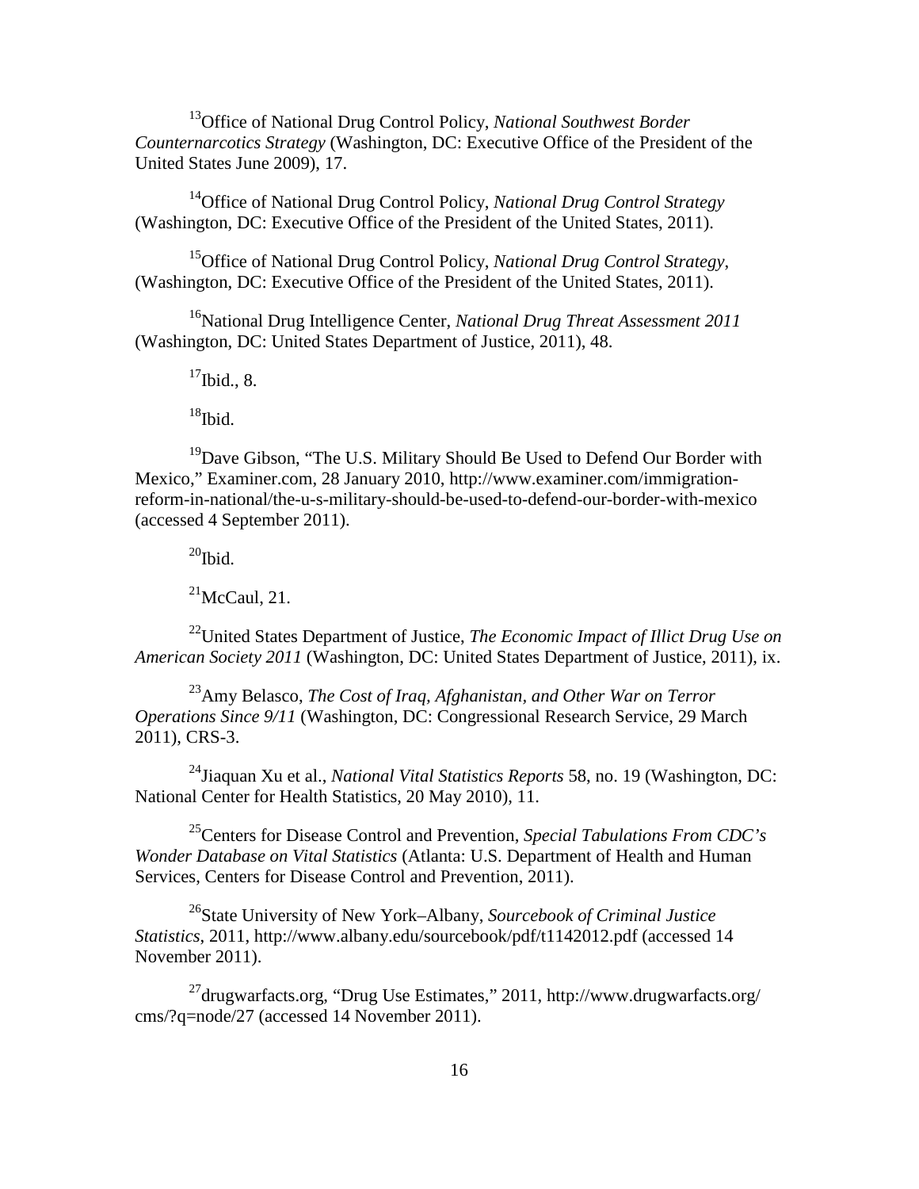[13]Office of National Drug Control Policy, *National Southwest Border Counternarcotics Strategy* (Washington, DC: Executive Office of the President of the United States June 2009), 17.

[14]Office of National Drug Control Policy, *National Drug Control Strategy* (Washington, DC: Executive Office of the President of the United States, 2011).

[15]Office of National Drug Control Policy, *National Drug Control Strategy*, (Washington, DC: Executive Office of the President of the United States, 2011).

[16]National Drug Intelligence Center, *National Drug Threat Assessment 2011* (Washington, DC: United States Department of Justice, 2011), 48.

[17]Ibid., 8.

[18]Ibid.

[19]Dave Gibson, "The U.S. Military Should Be Used to Defend Our Border with Mexico," Examiner.com, 28 January 2010, http://www.examiner.com/immigration-reform-in-national/the-u-s-military-should-be-used-to-defend-our-border-with-mexico (accessed 4 September 2011).

[20]Ibid.

[21]McCaul, 21.

[22]United States Department of Justice, *The Economic Impact of Illict Drug Use on American Society 2011* (Washington, DC: United States Department of Justice, 2011), ix.

[23]Amy Belasco, *The Cost of Iraq, Afghanistan, and Other War on Terror Operations Since 9/11* (Washington, DC: Congressional Research Service, 29 March 2011), CRS-3.

[24]Jiaquan Xu et al., *National Vital Statistics Reports* 58, no. 19 (Washington, DC: National Center for Health Statistics, 20 May 2010), 11.

[25]Centers for Disease Control and Prevention, *Special Tabulations From CDC's Wonder Database on Vital Statistics* (Atlanta: U.S. Department of Health and Human Services, Centers for Disease Control and Prevention, 2011).

[26]State University of New York–Albany, *Sourcebook of Criminal Justice Statistics*, 2011, http://www.albany.edu/sourcebook/pdf/t1142012.pdf (accessed 14 November 2011).

[27]drugwarfacts.org, "Drug Use Estimates," 2011, http://www.drugwarfacts.org/cms/?q=node/27 (accessed 14 November 2011).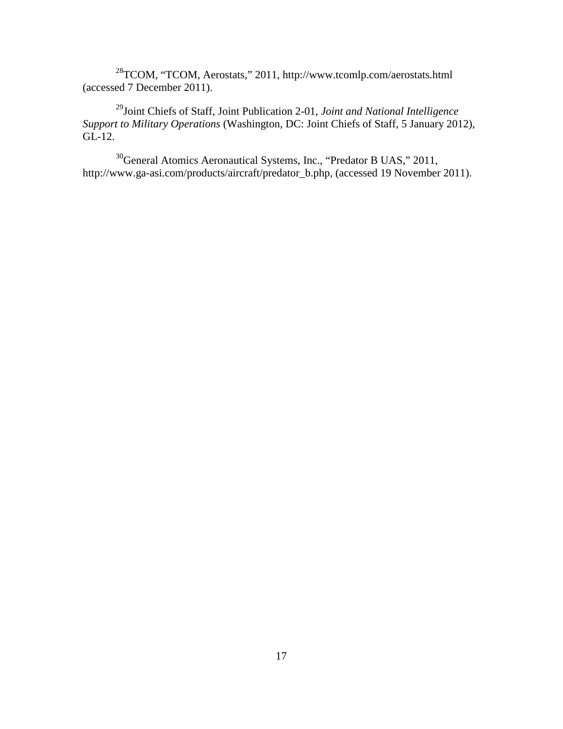[28]TCOM, "TCOM, Aerostats," 2011, http://www.tcomlp.com/aerostats.html (accessed 7 December 2011).

[29]Joint Chiefs of Staff, Joint Publication 2-01, *Joint and National Intelligence Support to Military Operations* (Washington, DC: Joint Chiefs of Staff, 5 January 2012), GL-12.

[30]General Atomics Aeronautical Systems, Inc., "Predator B UAS," 2011, http://www.ga-asi.com/products/aircraft/predator_b.php, (accessed 19 November 2011).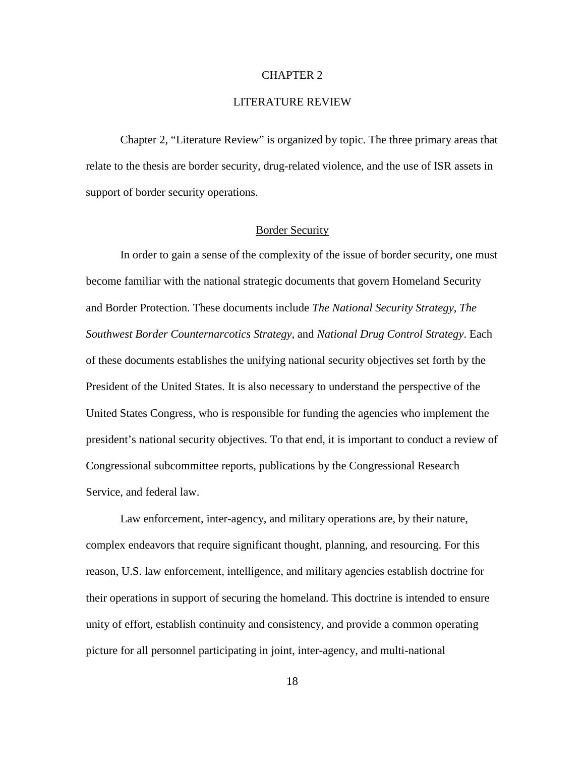# CHAPTER 2

# LITERATURE REVIEW

Chapter 2, "Literature Review" is organized by topic. The three primary areas that relate to the thesis are border security, drug-related violence, and the use of ISR assets in support of border security operations.

## Border Security

In order to gain a sense of the complexity of the issue of border security, one must become familiar with the national strategic documents that govern Homeland Security and Border Protection. These documents include *The National Security Strategy*, *The Southwest Border Counternarcotics Strategy*, and *National Drug Control Strategy*. Each of these documents establishes the unifying national security objectives set forth by the President of the United States. It is also necessary to understand the perspective of the United States Congress, who is responsible for funding the agencies who implement the president's national security objectives. To that end, it is important to conduct a review of Congressional subcommittee reports, publications by the Congressional Research Service, and federal law.

Law enforcement, inter-agency, and military operations are, by their nature, complex endeavors that require significant thought, planning, and resourcing. For this reason, U.S. law enforcement, intelligence, and military agencies establish doctrine for their operations in support of securing the homeland. This doctrine is intended to ensure unity of effort, establish continuity and consistency, and provide a common operating picture for all personnel participating in joint, inter-agency, and multi-national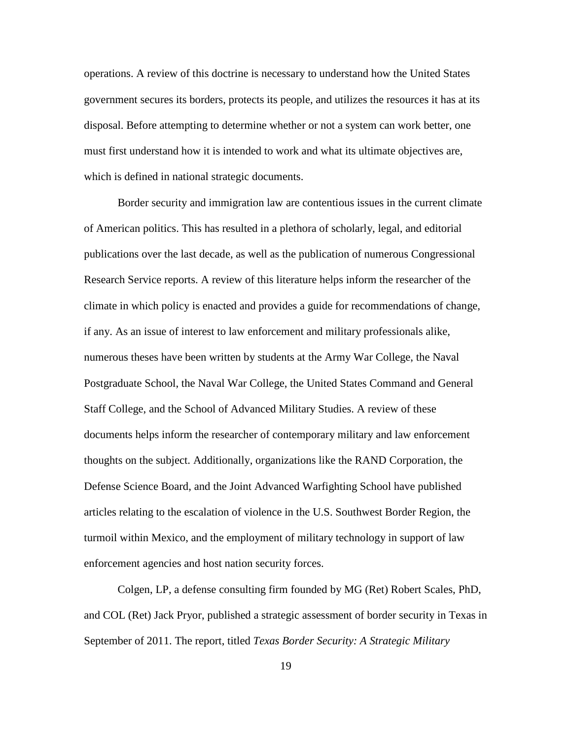operations. A review of this doctrine is necessary to understand how the United States government secures its borders, protects its people, and utilizes the resources it has at its disposal. Before attempting to determine whether or not a system can work better, one must first understand how it is intended to work and what its ultimate objectives are, which is defined in national strategic documents.

Border security and immigration law are contentious issues in the current climate of American politics. This has resulted in a plethora of scholarly, legal, and editorial publications over the last decade, as well as the publication of numerous Congressional Research Service reports. A review of this literature helps inform the researcher of the climate in which policy is enacted and provides a guide for recommendations of change, if any. As an issue of interest to law enforcement and military professionals alike, numerous theses have been written by students at the Army War College, the Naval Postgraduate School, the Naval War College, the United States Command and General Staff College, and the School of Advanced Military Studies. A review of these documents helps inform the researcher of contemporary military and law enforcement thoughts on the subject. Additionally, organizations like the RAND Corporation, the Defense Science Board, and the Joint Advanced Warfighting School have published articles relating to the escalation of violence in the U.S. Southwest Border Region, the turmoil within Mexico, and the employment of military technology in support of law enforcement agencies and host nation security forces.

Colgen, LP, a defense consulting firm founded by MG (Ret) Robert Scales, PhD, and COL (Ret) Jack Pryor, published a strategic assessment of border security in Texas in September of 2011. The report, titled *Texas Border Security: A Strategic Military*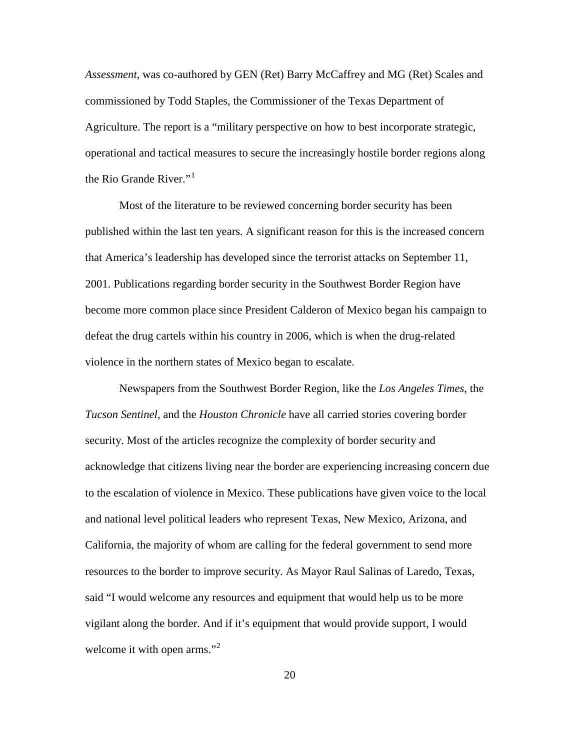*Assessment*, was co-authored by GEN (Ret) Barry McCaffrey and MG (Ret) Scales and commissioned by Todd Staples, the Commissioner of the Texas Department of Agriculture. The report is a "military perspective on how to best incorporate strategic, operational and tactical measures to secure the increasingly hostile border regions along the Rio Grande River."[1]

Most of the literature to be reviewed concerning border security has been published within the last ten years. A significant reason for this is the increased concern that America's leadership has developed since the terrorist attacks on September 11, 2001. Publications regarding border security in the Southwest Border Region have become more common place since President Calderon of Mexico began his campaign to defeat the drug cartels within his country in 2006, which is when the drug-related violence in the northern states of Mexico began to escalate.

Newspapers from the Southwest Border Region, like the *Los Angeles Times*, the *Tucson Sentinel*, and the *Houston Chronicle* have all carried stories covering border security. Most of the articles recognize the complexity of border security and acknowledge that citizens living near the border are experiencing increasing concern due to the escalation of violence in Mexico. These publications have given voice to the local and national level political leaders who represent Texas, New Mexico, Arizona, and California, the majority of whom are calling for the federal government to send more resources to the border to improve security. As Mayor Raul Salinas of Laredo, Texas, said "I would welcome any resources and equipment that would help us to be more vigilant along the border. And if it's equipment that would provide support, I would welcome it with open arms."[2]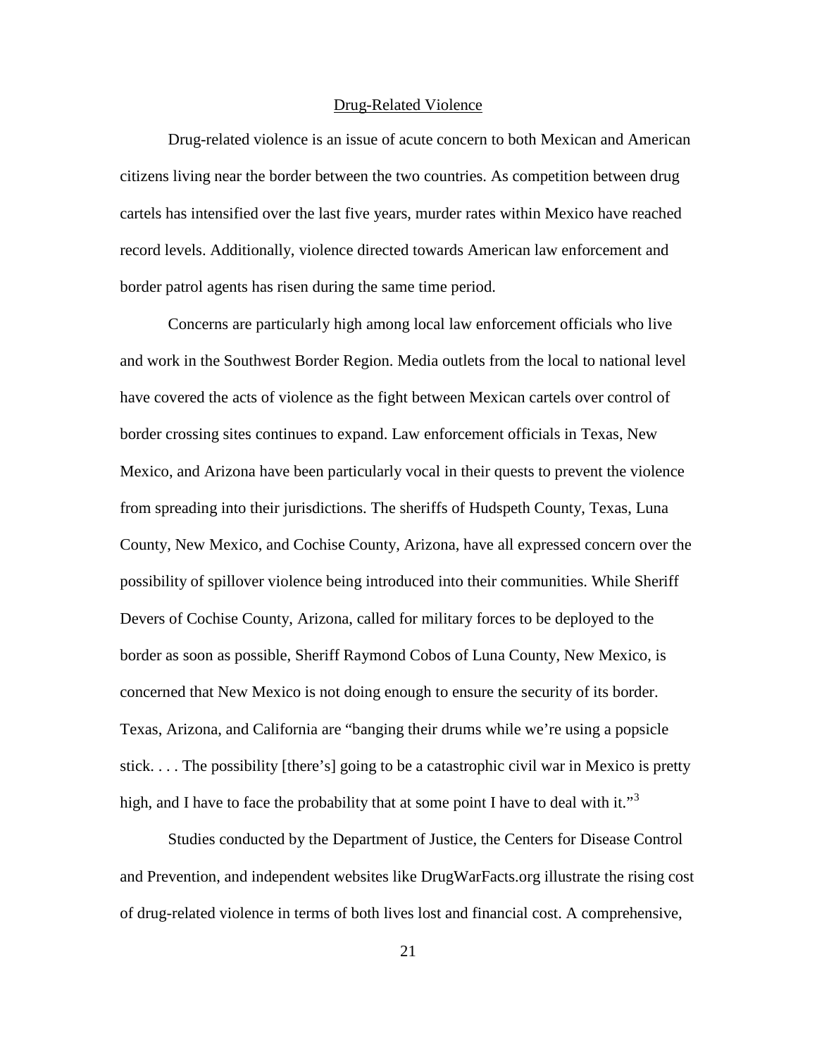## Drug-Related Violence

Drug-related violence is an issue of acute concern to both Mexican and American citizens living near the border between the two countries. As competition between drug cartels has intensified over the last five years, murder rates within Mexico have reached record levels. Additionally, violence directed towards American law enforcement and border patrol agents has risen during the same time period.

Concerns are particularly high among local law enforcement officials who live and work in the Southwest Border Region. Media outlets from the local to national level have covered the acts of violence as the fight between Mexican cartels over control of border crossing sites continues to expand. Law enforcement officials in Texas, New Mexico, and Arizona have been particularly vocal in their quests to prevent the violence from spreading into their jurisdictions. The sheriffs of Hudspeth County, Texas, Luna County, New Mexico, and Cochise County, Arizona, have all expressed concern over the possibility of spillover violence being introduced into their communities. While Sheriff Devers of Cochise County, Arizona, called for military forces to be deployed to the border as soon as possible, Sheriff Raymond Cobos of Luna County, New Mexico, is concerned that New Mexico is not doing enough to ensure the security of its border. Texas, Arizona, and California are "banging their drums while we're using a popsicle stick. . . . The possibility [there's] going to be a catastrophic civil war in Mexico is pretty high, and I have to face the probability that at some point I have to deal with it."[3]

Studies conducted by the Department of Justice, the Centers for Disease Control and Prevention, and independent websites like DrugWarFacts.org illustrate the rising cost of drug-related violence in terms of both lives lost and financial cost. A comprehensive,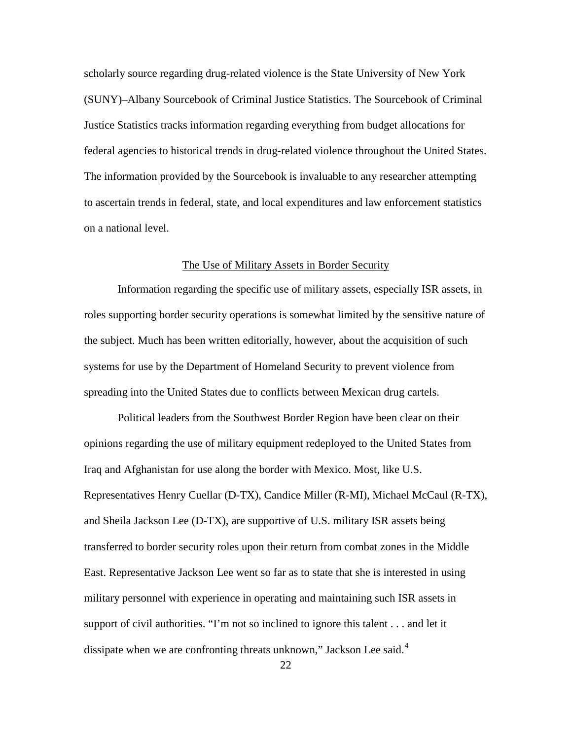scholarly source regarding drug-related violence is the State University of New York (SUNY)–Albany Sourcebook of Criminal Justice Statistics. The Sourcebook of Criminal Justice Statistics tracks information regarding everything from budget allocations for federal agencies to historical trends in drug-related violence throughout the United States. The information provided by the Sourcebook is invaluable to any researcher attempting to ascertain trends in federal, state, and local expenditures and law enforcement statistics on a national level.

## The Use of Military Assets in Border Security

Information regarding the specific use of military assets, especially ISR assets, in roles supporting border security operations is somewhat limited by the sensitive nature of the subject. Much has been written editorially, however, about the acquisition of such systems for use by the Department of Homeland Security to prevent violence from spreading into the United States due to conflicts between Mexican drug cartels.

Political leaders from the Southwest Border Region have been clear on their opinions regarding the use of military equipment redeployed to the United States from Iraq and Afghanistan for use along the border with Mexico. Most, like U.S. Representatives Henry Cuellar (D-TX), Candice Miller (R-MI), Michael McCaul (R-TX), and Sheila Jackson Lee (D-TX), are supportive of U.S. military ISR assets being transferred to border security roles upon their return from combat zones in the Middle East. Representative Jackson Lee went so far as to state that she is interested in using military personnel with experience in operating and maintaining such ISR assets in support of civil authorities. "I'm not so inclined to ignore this talent . . . and let it dissipate when we are confronting threats unknown," Jackson Lee said.[4]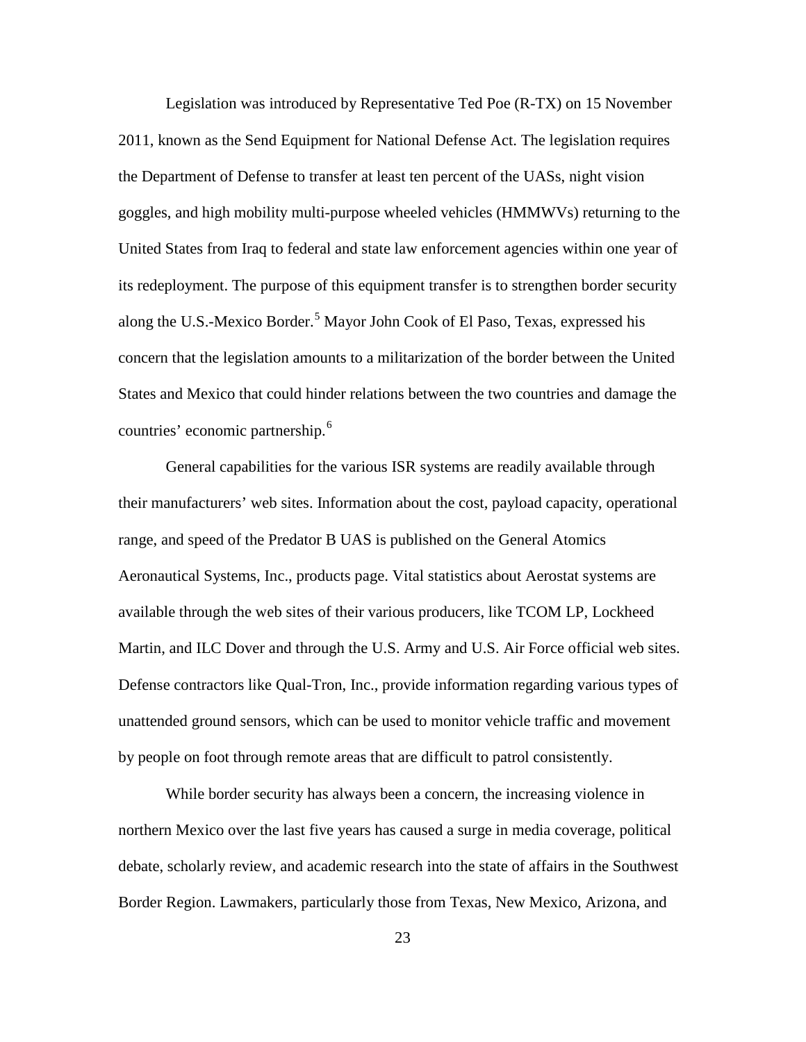Legislation was introduced by Representative Ted Poe (R-TX) on 15 November 2011, known as the Send Equipment for National Defense Act. The legislation requires the Department of Defense to transfer at least ten percent of the UASs, night vision goggles, and high mobility multi-purpose wheeled vehicles (HMMWVs) returning to the United States from Iraq to federal and state law enforcement agencies within one year of its redeployment. The purpose of this equipment transfer is to strengthen border security along the U.S.-Mexico Border.[5] Mayor John Cook of El Paso, Texas, expressed his concern that the legislation amounts to a militarization of the border between the United States and Mexico that could hinder relations between the two countries and damage the countries' economic partnership.[6]

General capabilities for the various ISR systems are readily available through their manufacturers' web sites. Information about the cost, payload capacity, operational range, and speed of the Predator B UAS is published on the General Atomics Aeronautical Systems, Inc., products page. Vital statistics about Aerostat systems are available through the web sites of their various producers, like TCOM LP, Lockheed Martin, and ILC Dover and through the U.S. Army and U.S. Air Force official web sites. Defense contractors like Qual-Tron, Inc., provide information regarding various types of unattended ground sensors, which can be used to monitor vehicle traffic and movement by people on foot through remote areas that are difficult to patrol consistently.

While border security has always been a concern, the increasing violence in northern Mexico over the last five years has caused a surge in media coverage, political debate, scholarly review, and academic research into the state of affairs in the Southwest Border Region. Lawmakers, particularly those from Texas, New Mexico, Arizona, and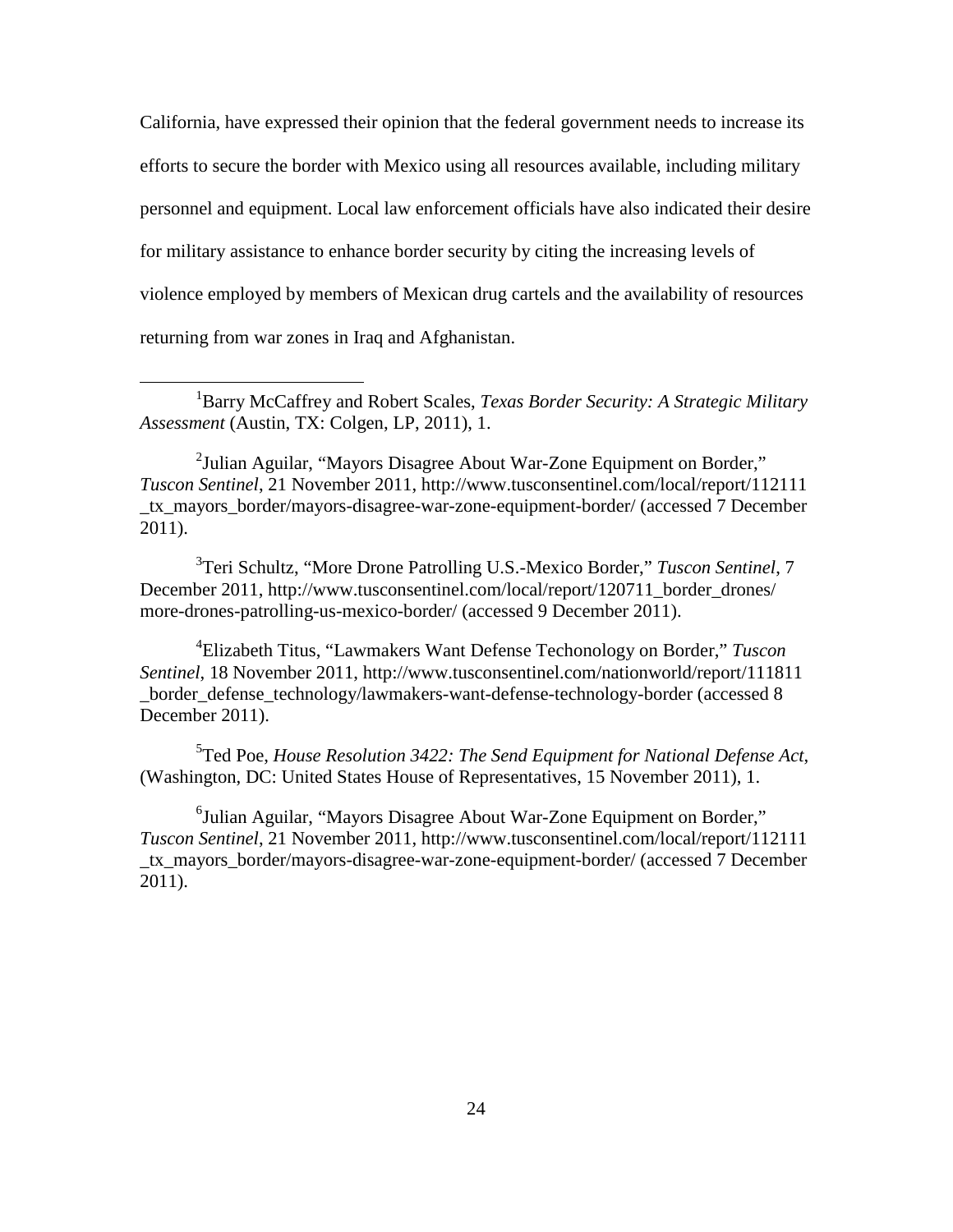California, have expressed their opinion that the federal government needs to increase its efforts to secure the border with Mexico using all resources available, including military personnel and equipment. Local law enforcement officials have also indicated their desire for military assistance to enhance border security by citing the increasing levels of violence employed by members of Mexican drug cartels and the availability of resources returning from war zones in Iraq and Afghanistan.

---

[1]Barry McCaffrey and Robert Scales, *Texas Border Security: A Strategic Military Assessment* (Austin, TX: Colgen, LP, 2011), 1.

[2]Julian Aguilar, "Mayors Disagree About War-Zone Equipment on Border," *Tuscon Sentinel*, 21 November 2011, http://www.tusconsentinel.com/local/report/112111_tx_mayors_border/mayors-disagree-war-zone-equipment-border/ (accessed 7 December 2011).

[3]Teri Schultz, "More Drone Patrolling U.S.-Mexico Border," *Tuscon Sentinel*, 7 December 2011, http://www.tusconsentinel.com/local/report/120711_border_drones/more-drones-patrolling-us-mexico-border/ (accessed 9 December 2011).

[4]Elizabeth Titus, "Lawmakers Want Defense Techonology on Border," *Tuscon Sentinel*, 18 November 2011, http://www.tusconsentinel.com/nationworld/report/111811_border_defense_technology/lawmakers-want-defense-technology-border (accessed 8 December 2011).

[5]Ted Poe, *House Resolution 3422: The Send Equipment for National Defense Act*, (Washington, DC: United States House of Representatives, 15 November 2011), 1.

[6]Julian Aguilar, "Mayors Disagree About War-Zone Equipment on Border," *Tuscon Sentinel*, 21 November 2011, http://www.tusconsentinel.com/local/report/112111_tx_mayors_border/mayors-disagree-war-zone-equipment-border/ (accessed 7 December 2011).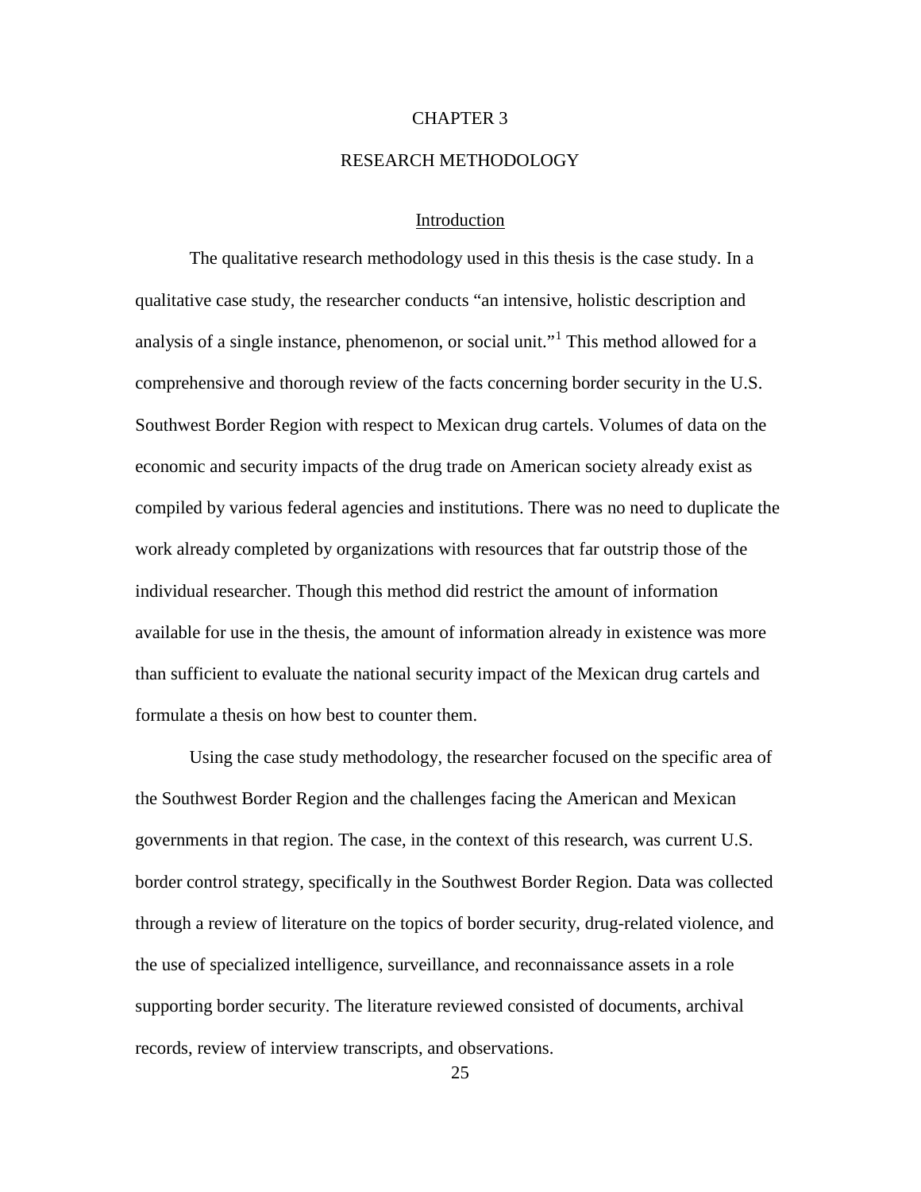# CHAPTER 3

# RESEARCH METHODOLOGY

## Introduction

The qualitative research methodology used in this thesis is the case study. In a qualitative case study, the researcher conducts "an intensive, holistic description and analysis of a single instance, phenomenon, or social unit."[1] This method allowed for a comprehensive and thorough review of the facts concerning border security in the U.S. Southwest Border Region with respect to Mexican drug cartels. Volumes of data on the economic and security impacts of the drug trade on American society already exist as compiled by various federal agencies and institutions. There was no need to duplicate the work already completed by organizations with resources that far outstrip those of the individual researcher. Though this method did restrict the amount of information available for use in the thesis, the amount of information already in existence was more than sufficient to evaluate the national security impact of the Mexican drug cartels and formulate a thesis on how best to counter them.

Using the case study methodology, the researcher focused on the specific area of the Southwest Border Region and the challenges facing the American and Mexican governments in that region. The case, in the context of this research, was current U.S. border control strategy, specifically in the Southwest Border Region. Data was collected through a review of literature on the topics of border security, drug-related violence, and the use of specialized intelligence, surveillance, and reconnaissance assets in a role supporting border security. The literature reviewed consisted of documents, archival records, review of interview transcripts, and observations.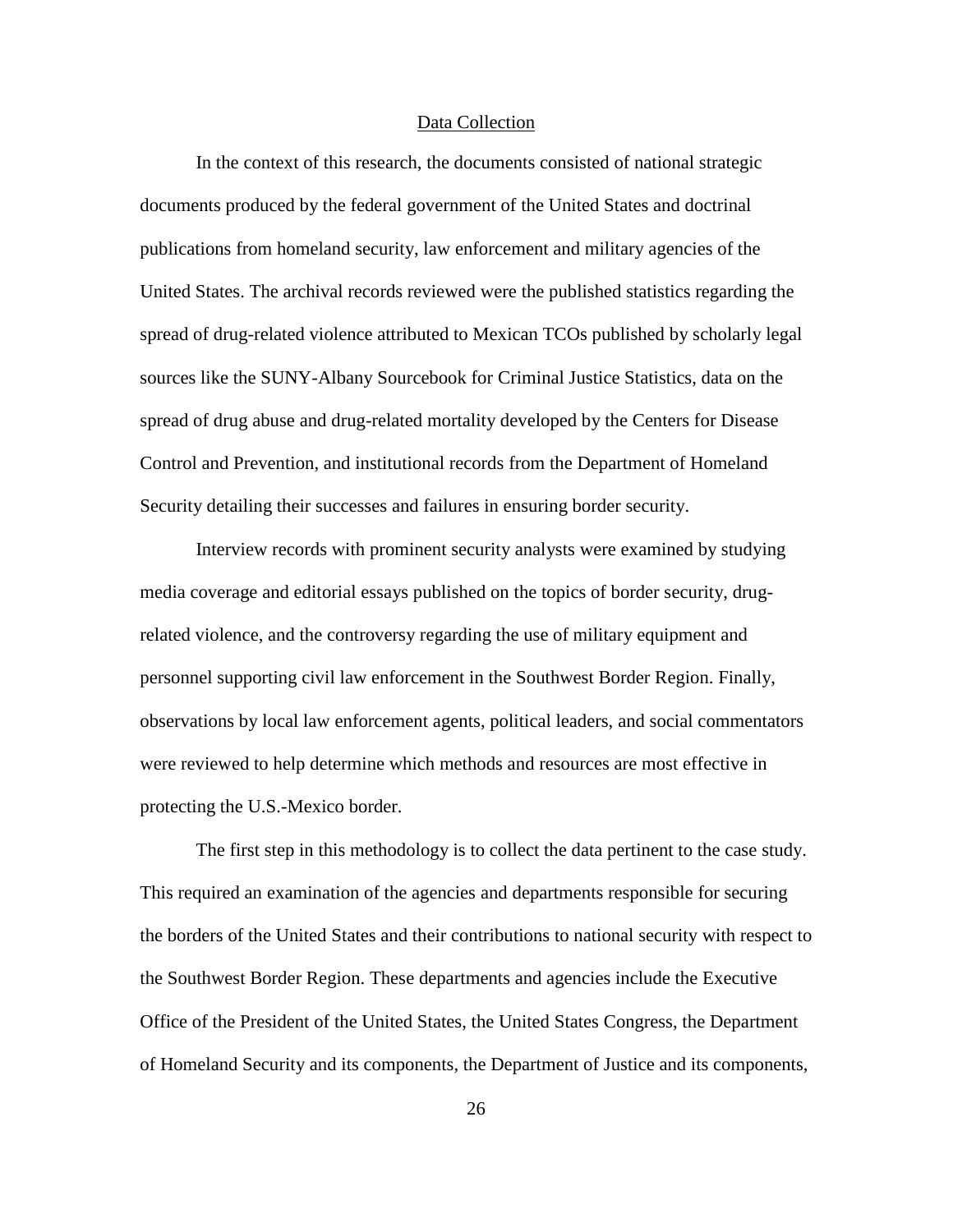## Data Collection

In the context of this research, the documents consisted of national strategic documents produced by the federal government of the United States and doctrinal publications from homeland security, law enforcement and military agencies of the United States. The archival records reviewed were the published statistics regarding the spread of drug-related violence attributed to Mexican TCOs published by scholarly legal sources like the SUNY-Albany Sourcebook for Criminal Justice Statistics, data on the spread of drug abuse and drug-related mortality developed by the Centers for Disease Control and Prevention, and institutional records from the Department of Homeland Security detailing their successes and failures in ensuring border security.

Interview records with prominent security analysts were examined by studying media coverage and editorial essays published on the topics of border security, drug-related violence, and the controversy regarding the use of military equipment and personnel supporting civil law enforcement in the Southwest Border Region. Finally, observations by local law enforcement agents, political leaders, and social commentators were reviewed to help determine which methods and resources are most effective in protecting the U.S.-Mexico border.

The first step in this methodology is to collect the data pertinent to the case study. This required an examination of the agencies and departments responsible for securing the borders of the United States and their contributions to national security with respect to the Southwest Border Region. These departments and agencies include the Executive Office of the President of the United States, the United States Congress, the Department of Homeland Security and its components, the Department of Justice and its components,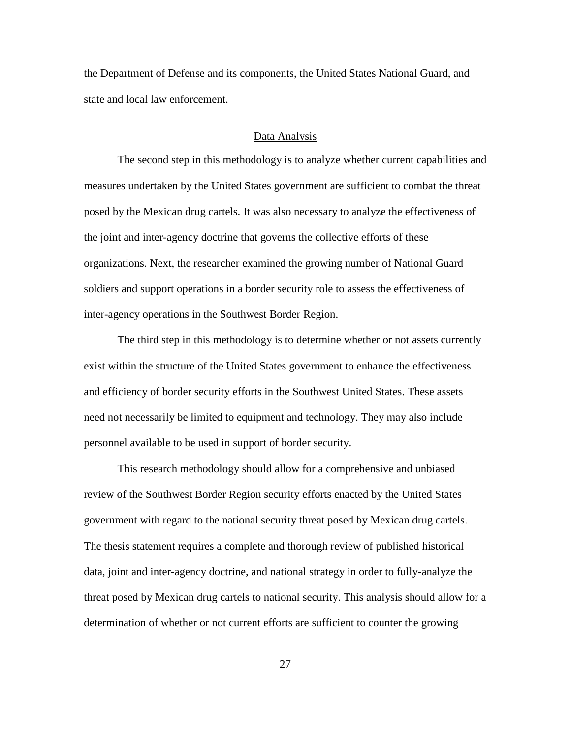the Department of Defense and its components, the United States National Guard, and state and local law enforcement.

## Data Analysis

The second step in this methodology is to analyze whether current capabilities and measures undertaken by the United States government are sufficient to combat the threat posed by the Mexican drug cartels. It was also necessary to analyze the effectiveness of the joint and inter-agency doctrine that governs the collective efforts of these organizations. Next, the researcher examined the growing number of National Guard soldiers and support operations in a border security role to assess the effectiveness of inter-agency operations in the Southwest Border Region.

The third step in this methodology is to determine whether or not assets currently exist within the structure of the United States government to enhance the effectiveness and efficiency of border security efforts in the Southwest United States. These assets need not necessarily be limited to equipment and technology. They may also include personnel available to be used in support of border security.

This research methodology should allow for a comprehensive and unbiased review of the Southwest Border Region security efforts enacted by the United States government with regard to the national security threat posed by Mexican drug cartels. The thesis statement requires a complete and thorough review of published historical data, joint and inter-agency doctrine, and national strategy in order to fully-analyze the threat posed by Mexican drug cartels to national security. This analysis should allow for a determination of whether or not current efforts are sufficient to counter the growing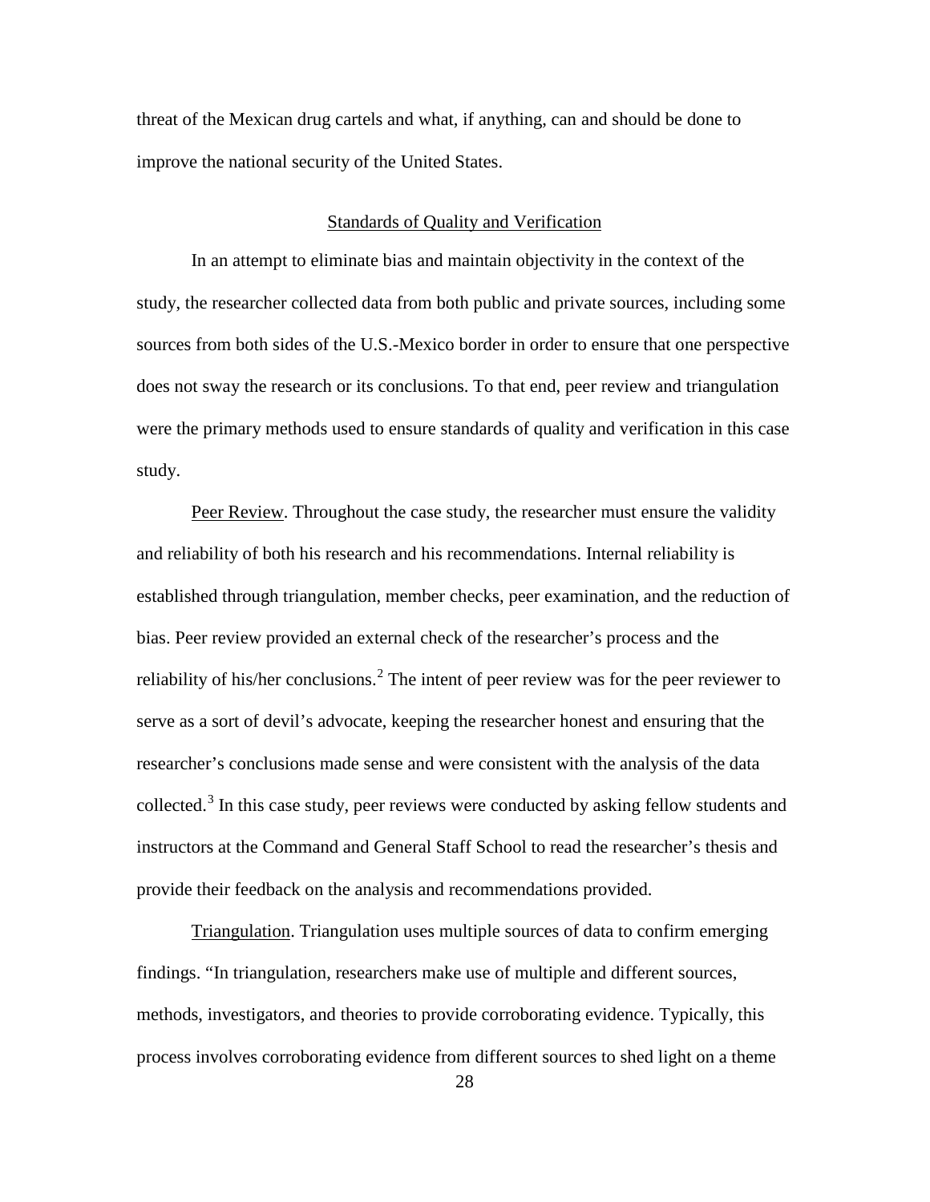threat of the Mexican drug cartels and what, if anything, can and should be done to improve the national security of the United States.

## Standards of Quality and Verification

In an attempt to eliminate bias and maintain objectivity in the context of the study, the researcher collected data from both public and private sources, including some sources from both sides of the U.S.-Mexico border in order to ensure that one perspective does not sway the research or its conclusions. To that end, peer review and triangulation were the primary methods used to ensure standards of quality and verification in this case study.

Peer Review. Throughout the case study, the researcher must ensure the validity and reliability of both his research and his recommendations. Internal reliability is established through triangulation, member checks, peer examination, and the reduction of bias. Peer review provided an external check of the researcher's process and the reliability of his/her conclusions.[2] The intent of peer review was for the peer reviewer to serve as a sort of devil's advocate, keeping the researcher honest and ensuring that the researcher's conclusions made sense and were consistent with the analysis of the data collected.[3] In this case study, peer reviews were conducted by asking fellow students and instructors at the Command and General Staff School to read the researcher's thesis and provide their feedback on the analysis and recommendations provided.

Triangulation. Triangulation uses multiple sources of data to confirm emerging findings. "In triangulation, researchers make use of multiple and different sources, methods, investigators, and theories to provide corroborating evidence. Typically, this process involves corroborating evidence from different sources to shed light on a theme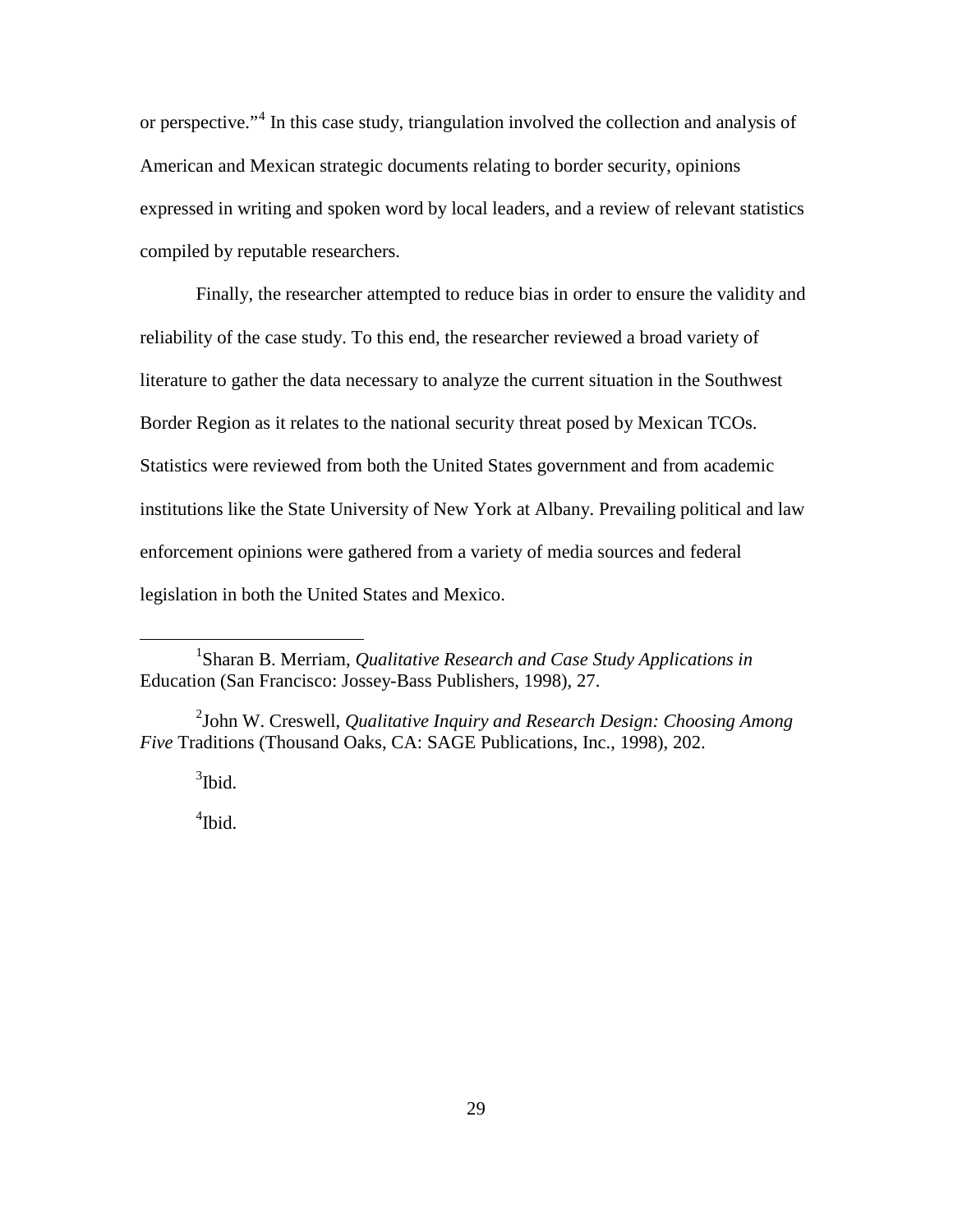or perspective."[4] In this case study, triangulation involved the collection and analysis of American and Mexican strategic documents relating to border security, opinions expressed in writing and spoken word by local leaders, and a review of relevant statistics compiled by reputable researchers.

Finally, the researcher attempted to reduce bias in order to ensure the validity and reliability of the case study. To this end, the researcher reviewed a broad variety of literature to gather the data necessary to analyze the current situation in the Southwest Border Region as it relates to the national security threat posed by Mexican TCOs. Statistics were reviewed from both the United States government and from academic institutions like the State University of New York at Albany. Prevailing political and law enforcement opinions were gathered from a variety of media sources and federal legislation in both the United States and Mexico.

---

[1]Sharan B. Merriam, *Qualitative Research and Case Study Applications in* Education (San Francisco: Jossey-Bass Publishers, 1998), 27.

[2]John W. Creswell, *Qualitative Inquiry and Research Design: Choosing Among Five* Traditions (Thousand Oaks, CA: SAGE Publications, Inc., 1998), 202.

[3]Ibid.

[4]Ibid.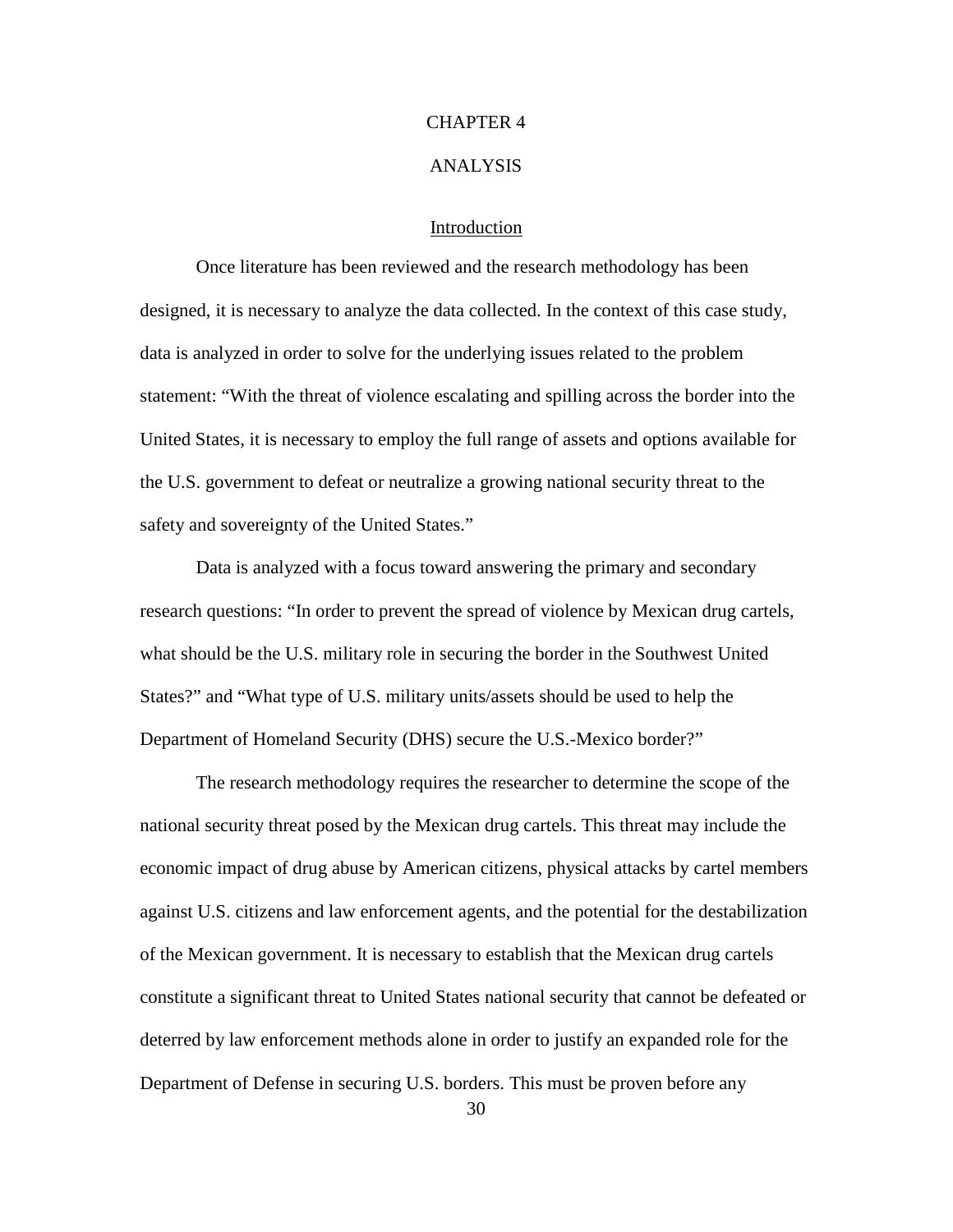# CHAPTER 4

# ANALYSIS

## Introduction

Once literature has been reviewed and the research methodology has been designed, it is necessary to analyze the data collected. In the context of this case study, data is analyzed in order to solve for the underlying issues related to the problem statement: "With the threat of violence escalating and spilling across the border into the United States, it is necessary to employ the full range of assets and options available for the U.S. government to defeat or neutralize a growing national security threat to the safety and sovereignty of the United States."

Data is analyzed with a focus toward answering the primary and secondary research questions: "In order to prevent the spread of violence by Mexican drug cartels, what should be the U.S. military role in securing the border in the Southwest United States?" and "What type of U.S. military units/assets should be used to help the Department of Homeland Security (DHS) secure the U.S.-Mexico border?"

The research methodology requires the researcher to determine the scope of the national security threat posed by the Mexican drug cartels. This threat may include the economic impact of drug abuse by American citizens, physical attacks by cartel members against U.S. citizens and law enforcement agents, and the potential for the destabilization of the Mexican government. It is necessary to establish that the Mexican drug cartels constitute a significant threat to United States national security that cannot be defeated or deterred by law enforcement methods alone in order to justify an expanded role for the Department of Defense in securing U.S. borders. This must be proven before any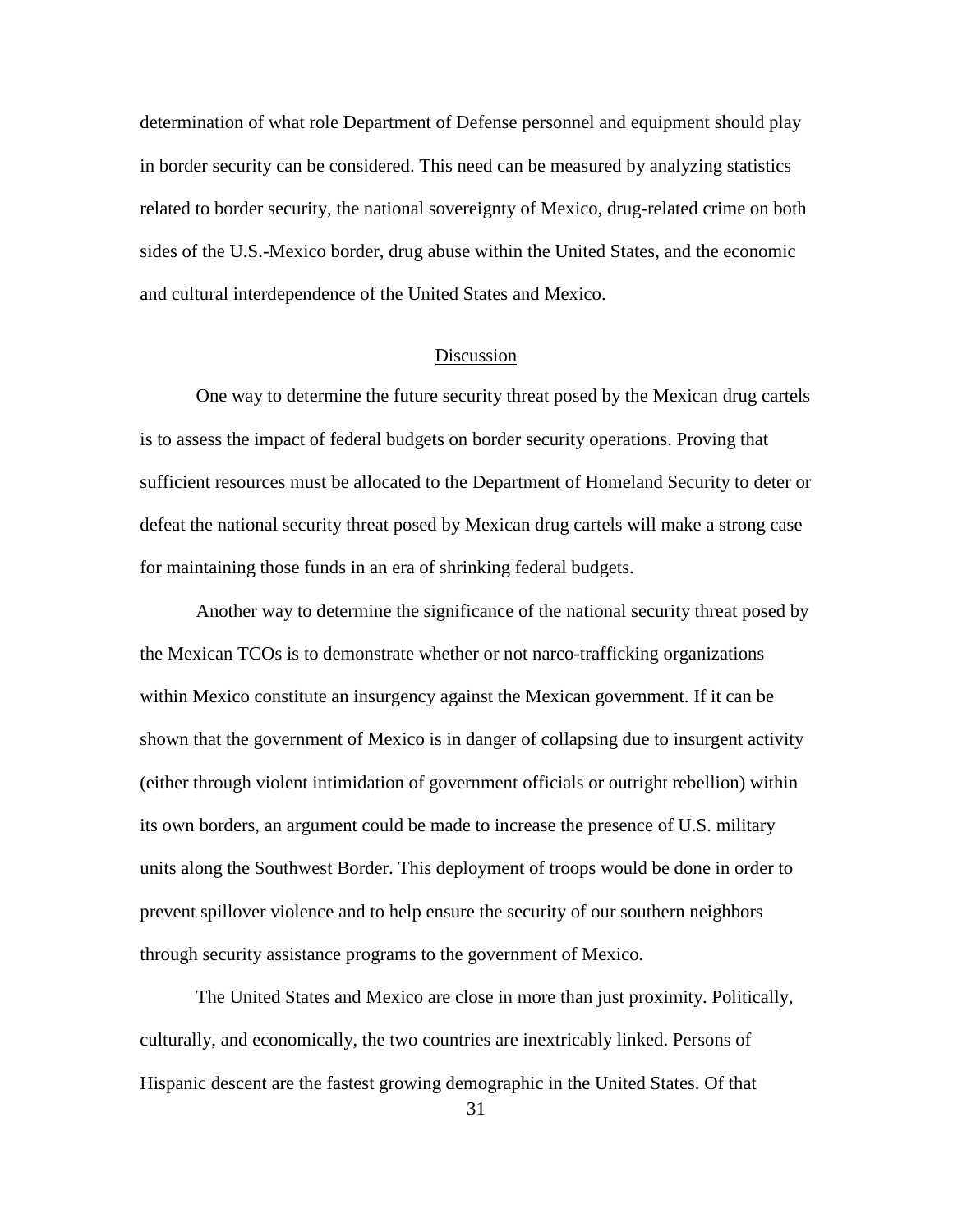determination of what role Department of Defense personnel and equipment should play in border security can be considered. This need can be measured by analyzing statistics related to border security, the national sovereignty of Mexico, drug-related crime on both sides of the U.S.-Mexico border, drug abuse within the United States, and the economic and cultural interdependence of the United States and Mexico.

## Discussion

One way to determine the future security threat posed by the Mexican drug cartels is to assess the impact of federal budgets on border security operations. Proving that sufficient resources must be allocated to the Department of Homeland Security to deter or defeat the national security threat posed by Mexican drug cartels will make a strong case for maintaining those funds in an era of shrinking federal budgets.

Another way to determine the significance of the national security threat posed by the Mexican TCOs is to demonstrate whether or not narco-trafficking organizations within Mexico constitute an insurgency against the Mexican government. If it can be shown that the government of Mexico is in danger of collapsing due to insurgent activity (either through violent intimidation of government officials or outright rebellion) within its own borders, an argument could be made to increase the presence of U.S. military units along the Southwest Border. This deployment of troops would be done in order to prevent spillover violence and to help ensure the security of our southern neighbors through security assistance programs to the government of Mexico.

The United States and Mexico are close in more than just proximity. Politically, culturally, and economically, the two countries are inextricably linked. Persons of Hispanic descent are the fastest growing demographic in the United States. Of that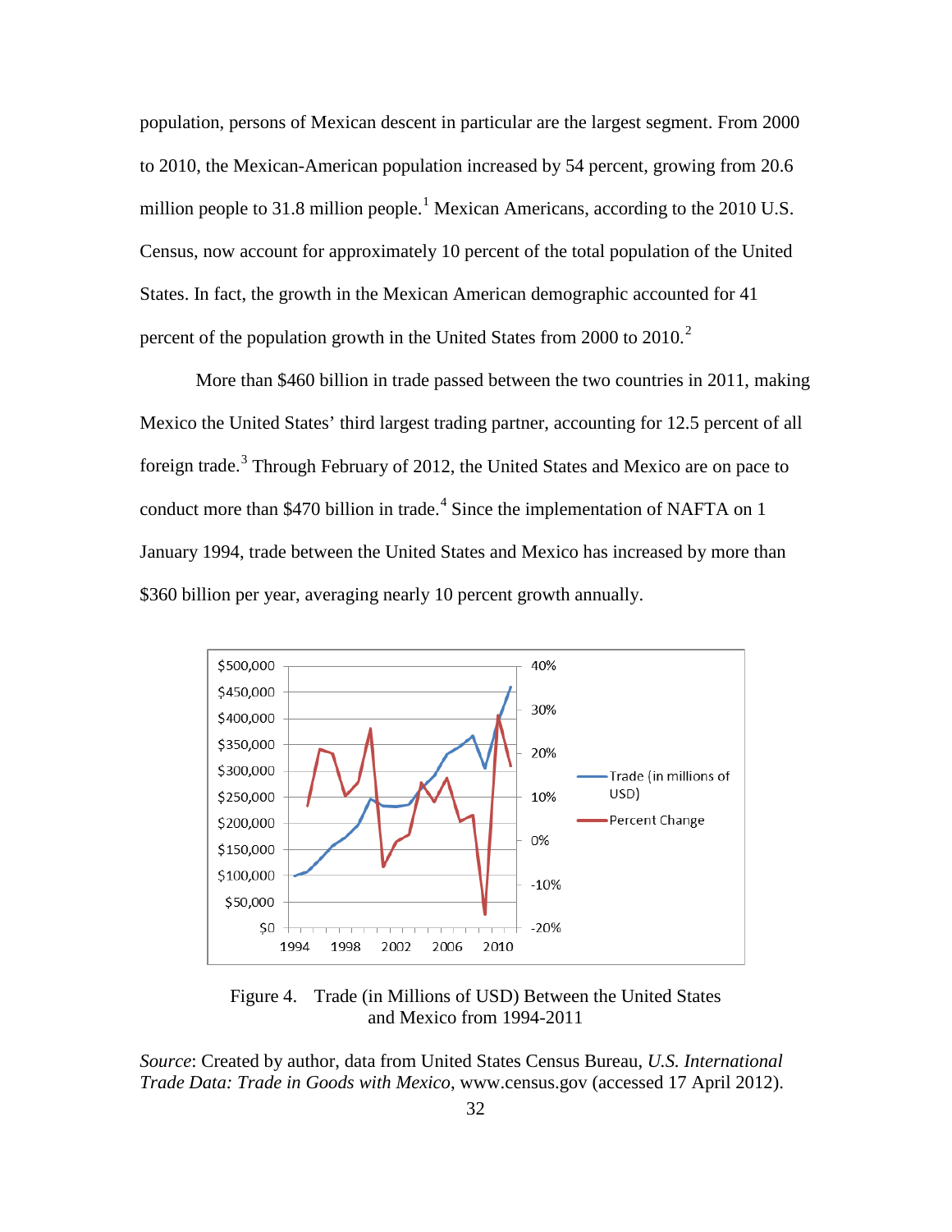population, persons of Mexican descent in particular are the largest segment. From 2000 to 2010, the Mexican-American population increased by 54 percent, growing from 20.6 million people to 31.8 million people.[1] Mexican Americans, according to the 2010 U.S. Census, now account for approximately 10 percent of the total population of the United States. In fact, the growth in the Mexican American demographic accounted for 41 percent of the population growth in the United States from 2000 to 2010.[2]

More than $460 billion in trade passed between the two countries in 2011, making Mexico the United States' third largest trading partner, accounting for 12.5 percent of all foreign trade.[3] Through February of 2012, the United States and Mexico are on pace to conduct more than $470 billion in trade.[4] Since the implementation of NAFTA on 1 January 1994, trade between the United States and Mexico has increased by more than $360 billion per year, averaging nearly 10 percent growth annually.

Figure 4. Trade (in Millions of USD) Between the United States and Mexico from 1994-2011

*Source*: Created by author, data from United States Census Bureau, *U.S. International Trade Data: Trade in Goods with Mexico*, www.census.gov (accessed 17 April 2012).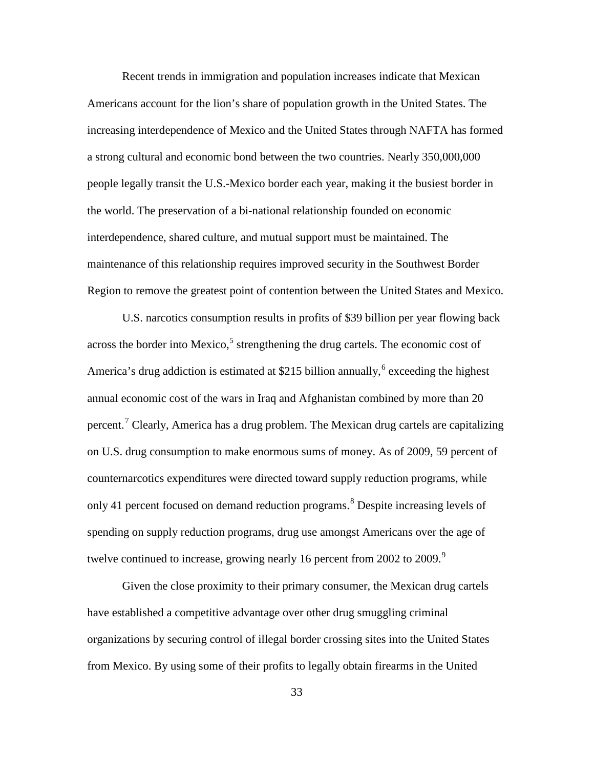Recent trends in immigration and population increases indicate that Mexican Americans account for the lion's share of population growth in the United States. The increasing interdependence of Mexico and the United States through NAFTA has formed a strong cultural and economic bond between the two countries. Nearly 350,000,000 people legally transit the U.S.-Mexico border each year, making it the busiest border in the world. The preservation of a bi-national relationship founded on economic interdependence, shared culture, and mutual support must be maintained. The maintenance of this relationship requires improved security in the Southwest Border Region to remove the greatest point of contention between the United States and Mexico.

U.S. narcotics consumption results in profits of $39 billion per year flowing back across the border into Mexico,[5] strengthening the drug cartels. The economic cost of America's drug addiction is estimated at $215 billion annually,[6] exceeding the highest annual economic cost of the wars in Iraq and Afghanistan combined by more than 20 percent.[7] Clearly, America has a drug problem. The Mexican drug cartels are capitalizing on U.S. drug consumption to make enormous sums of money. As of 2009, 59 percent of counternarcotics expenditures were directed toward supply reduction programs, while only 41 percent focused on demand reduction programs.[8] Despite increasing levels of spending on supply reduction programs, drug use amongst Americans over the age of twelve continued to increase, growing nearly 16 percent from 2002 to 2009.[9]

Given the close proximity to their primary consumer, the Mexican drug cartels have established a competitive advantage over other drug smuggling criminal organizations by securing control of illegal border crossing sites into the United States from Mexico. By using some of their profits to legally obtain firearms in the United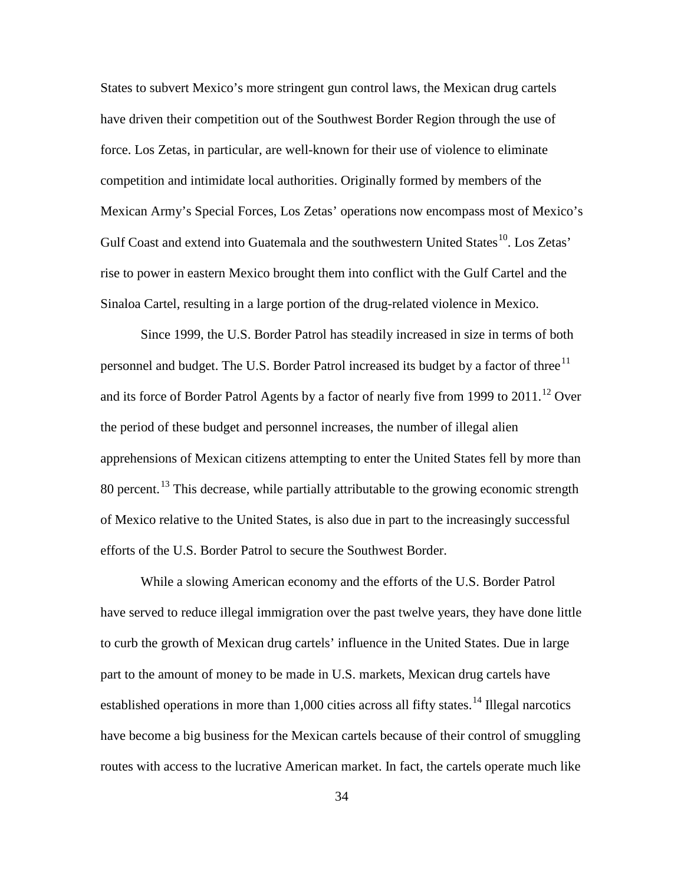States to subvert Mexico's more stringent gun control laws, the Mexican drug cartels have driven their competition out of the Southwest Border Region through the use of force. Los Zetas, in particular, are well-known for their use of violence to eliminate competition and intimidate local authorities. Originally formed by members of the Mexican Army's Special Forces, Los Zetas' operations now encompass most of Mexico's Gulf Coast and extend into Guatemala and the southwestern United States[10]. Los Zetas' rise to power in eastern Mexico brought them into conflict with the Gulf Cartel and the Sinaloa Cartel, resulting in a large portion of the drug-related violence in Mexico.

Since 1999, the U.S. Border Patrol has steadily increased in size in terms of both personnel and budget. The U.S. Border Patrol increased its budget by a factor of three[11] and its force of Border Patrol Agents by a factor of nearly five from 1999 to 2011.[12] Over the period of these budget and personnel increases, the number of illegal alien apprehensions of Mexican citizens attempting to enter the United States fell by more than 80 percent.[13] This decrease, while partially attributable to the growing economic strength of Mexico relative to the United States, is also due in part to the increasingly successful efforts of the U.S. Border Patrol to secure the Southwest Border.

While a slowing American economy and the efforts of the U.S. Border Patrol have served to reduce illegal immigration over the past twelve years, they have done little to curb the growth of Mexican drug cartels' influence in the United States. Due in large part to the amount of money to be made in U.S. markets, Mexican drug cartels have established operations in more than 1,000 cities across all fifty states.[14] Illegal narcotics have become a big business for the Mexican cartels because of their control of smuggling routes with access to the lucrative American market. In fact, the cartels operate much like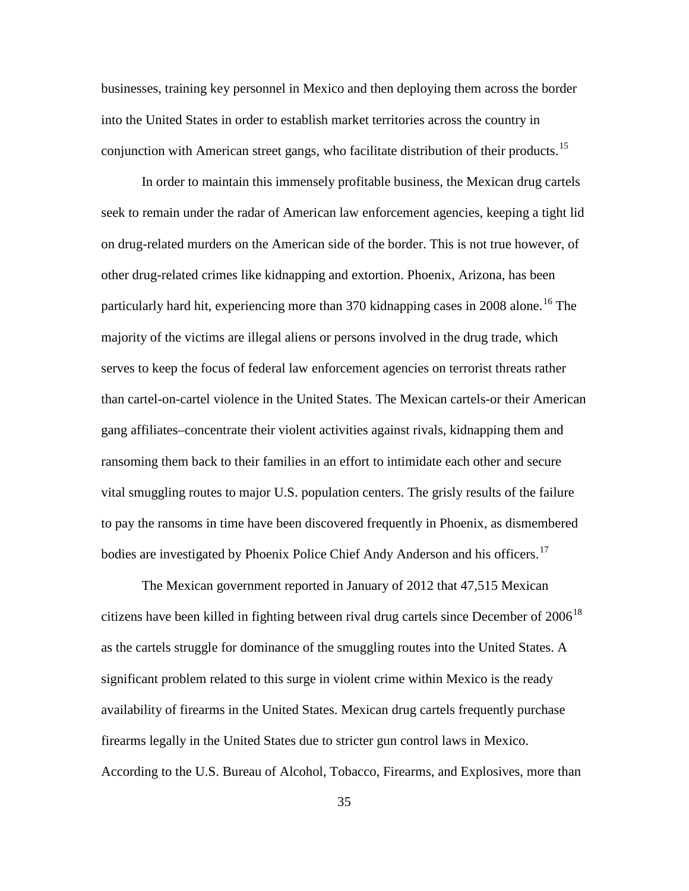businesses, training key personnel in Mexico and then deploying them across the border into the United States in order to establish market territories across the country in conjunction with American street gangs, who facilitate distribution of their products.[15]

In order to maintain this immensely profitable business, the Mexican drug cartels seek to remain under the radar of American law enforcement agencies, keeping a tight lid on drug-related murders on the American side of the border. This is not true however, of other drug-related crimes like kidnapping and extortion. Phoenix, Arizona, has been particularly hard hit, experiencing more than 370 kidnapping cases in 2008 alone.[16] The majority of the victims are illegal aliens or persons involved in the drug trade, which serves to keep the focus of federal law enforcement agencies on terrorist threats rather than cartel-on-cartel violence in the United States. The Mexican cartels-or their American gang affiliates–concentrate their violent activities against rivals, kidnapping them and ransoming them back to their families in an effort to intimidate each other and secure vital smuggling routes to major U.S. population centers. The grisly results of the failure to pay the ransoms in time have been discovered frequently in Phoenix, as dismembered bodies are investigated by Phoenix Police Chief Andy Anderson and his officers.[17]

The Mexican government reported in January of 2012 that 47,515 Mexican citizens have been killed in fighting between rival drug cartels since December of 2006[18] as the cartels struggle for dominance of the smuggling routes into the United States. A significant problem related to this surge in violent crime within Mexico is the ready availability of firearms in the United States. Mexican drug cartels frequently purchase firearms legally in the United States due to stricter gun control laws in Mexico. According to the U.S. Bureau of Alcohol, Tobacco, Firearms, and Explosives, more than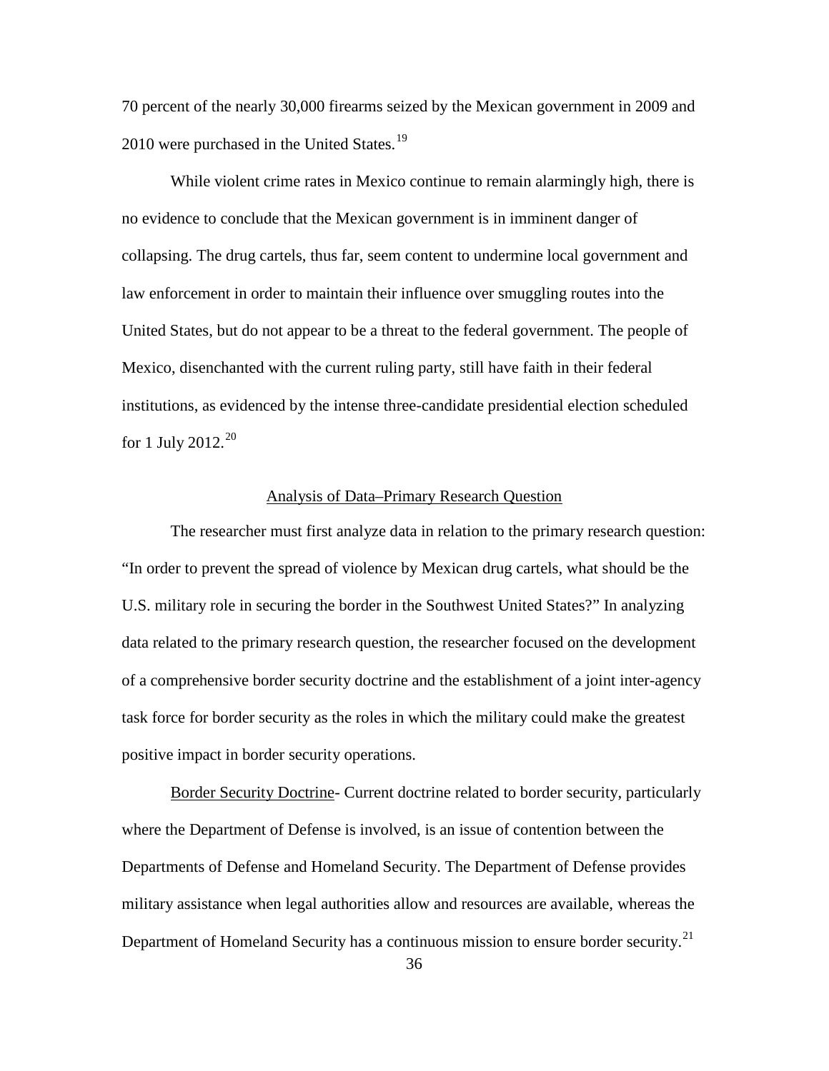70 percent of the nearly 30,000 firearms seized by the Mexican government in 2009 and 2010 were purchased in the United States.[19]

While violent crime rates in Mexico continue to remain alarmingly high, there is no evidence to conclude that the Mexican government is in imminent danger of collapsing. The drug cartels, thus far, seem content to undermine local government and law enforcement in order to maintain their influence over smuggling routes into the United States, but do not appear to be a threat to the federal government. The people of Mexico, disenchanted with the current ruling party, still have faith in their federal institutions, as evidenced by the intense three-candidate presidential election scheduled for 1 July 2012.[20]

## Analysis of Data–Primary Research Question

The researcher must first analyze data in relation to the primary research question: "In order to prevent the spread of violence by Mexican drug cartels, what should be the U.S. military role in securing the border in the Southwest United States?" In analyzing data related to the primary research question, the researcher focused on the development of a comprehensive border security doctrine and the establishment of a joint inter-agency task force for border security as the roles in which the military could make the greatest positive impact in border security operations.

Border Security Doctrine- Current doctrine related to border security, particularly where the Department of Defense is involved, is an issue of contention between the Departments of Defense and Homeland Security. The Department of Defense provides military assistance when legal authorities allow and resources are available, whereas the Department of Homeland Security has a continuous mission to ensure border security.[21]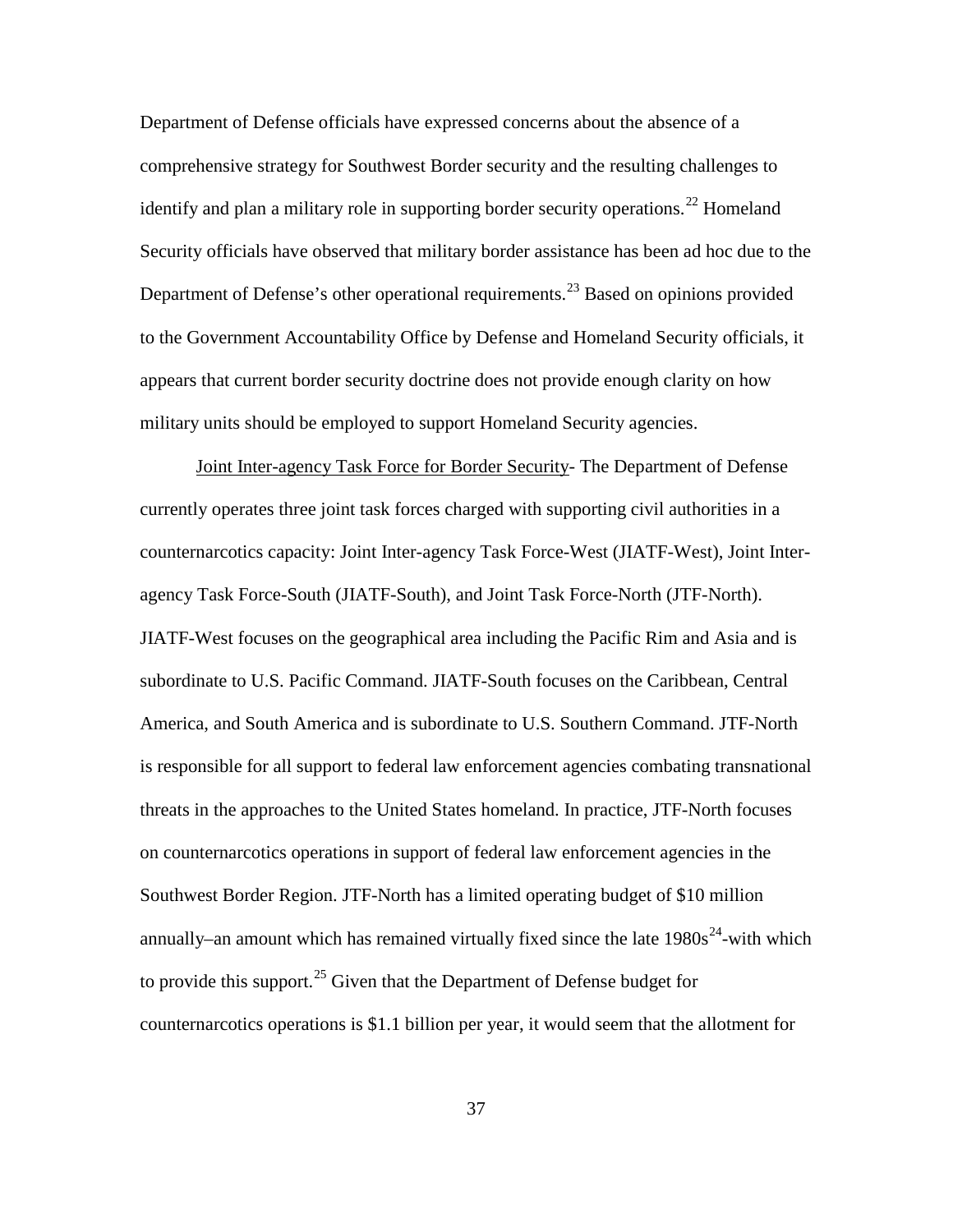Department of Defense officials have expressed concerns about the absence of a comprehensive strategy for Southwest Border security and the resulting challenges to identify and plan a military role in supporting border security operations.[22] Homeland Security officials have observed that military border assistance has been ad hoc due to the Department of Defense's other operational requirements.[23] Based on opinions provided to the Government Accountability Office by Defense and Homeland Security officials, it appears that current border security doctrine does not provide enough clarity on how military units should be employed to support Homeland Security agencies.

Joint Inter-agency Task Force for Border Security- The Department of Defense currently operates three joint task forces charged with supporting civil authorities in a counternarcotics capacity: Joint Inter-agency Task Force-West (JIATF-West), Joint Inter-agency Task Force-South (JIATF-South), and Joint Task Force-North (JTF-North). JIATF-West focuses on the geographical area including the Pacific Rim and Asia and is subordinate to U.S. Pacific Command. JIATF-South focuses on the Caribbean, Central America, and South America and is subordinate to U.S. Southern Command. JTF-North is responsible for all support to federal law enforcement agencies combating transnational threats in the approaches to the United States homeland. In practice, JTF-North focuses on counternarcotics operations in support of federal law enforcement agencies in the Southwest Border Region. JTF-North has a limited operating budget of $10 million annually–an amount which has remained virtually fixed since the late 1980s[24]-with which to provide this support.[25] Given that the Department of Defense budget for counternarcotics operations is $1.1 billion per year, it would seem that the allotment for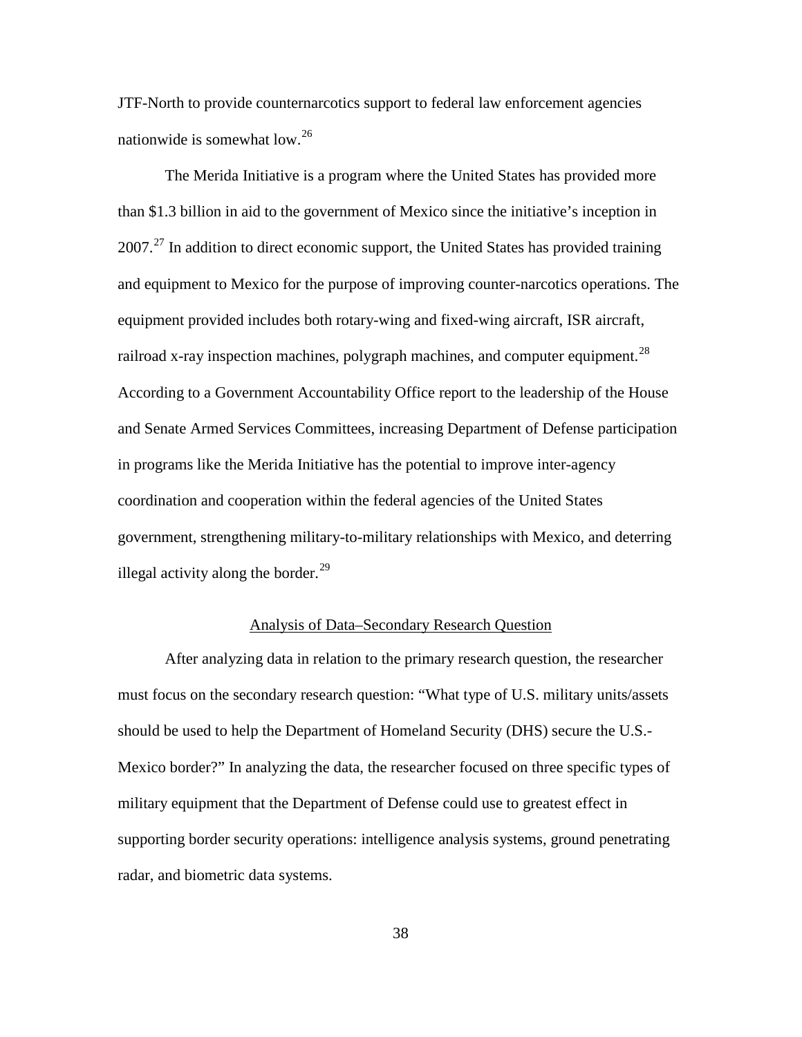JTF-North to provide counternarcotics support to federal law enforcement agencies nationwide is somewhat low.[26]

The Merida Initiative is a program where the United States has provided more than $1.3 billion in aid to the government of Mexico since the initiative's inception in 2007.[27] In addition to direct economic support, the United States has provided training and equipment to Mexico for the purpose of improving counter-narcotics operations. The equipment provided includes both rotary-wing and fixed-wing aircraft, ISR aircraft, railroad x-ray inspection machines, polygraph machines, and computer equipment.[28] According to a Government Accountability Office report to the leadership of the House and Senate Armed Services Committees, increasing Department of Defense participation in programs like the Merida Initiative has the potential to improve inter-agency coordination and cooperation within the federal agencies of the United States government, strengthening military-to-military relationships with Mexico, and deterring illegal activity along the border.[29]

## Analysis of Data–Secondary Research Question

After analyzing data in relation to the primary research question, the researcher must focus on the secondary research question: "What type of U.S. military units/assets should be used to help the Department of Homeland Security (DHS) secure the U.S.-Mexico border?" In analyzing the data, the researcher focused on three specific types of military equipment that the Department of Defense could use to greatest effect in supporting border security operations: intelligence analysis systems, ground penetrating radar, and biometric data systems.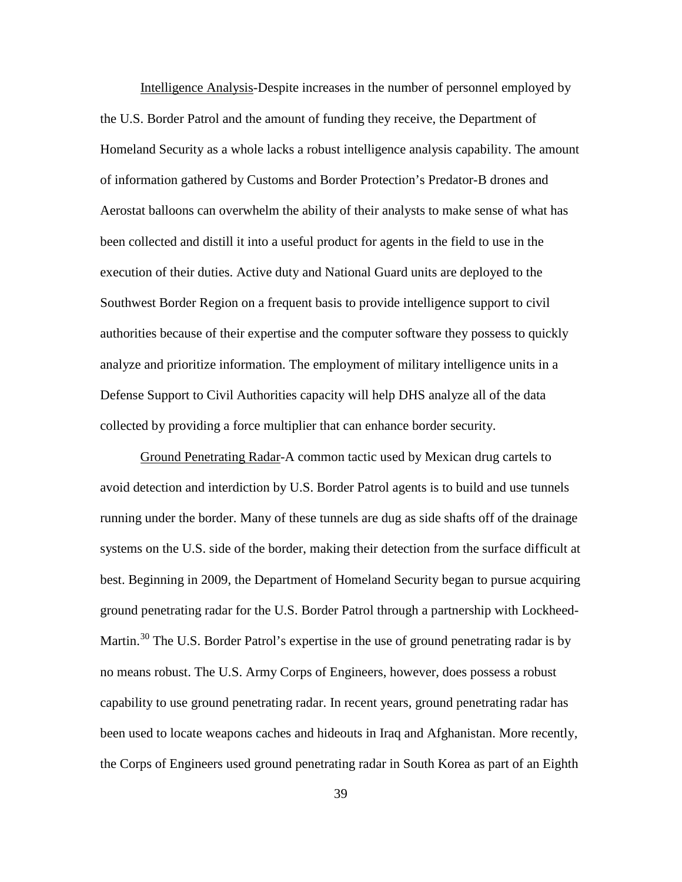Intelligence Analysis-Despite increases in the number of personnel employed by the U.S. Border Patrol and the amount of funding they receive, the Department of Homeland Security as a whole lacks a robust intelligence analysis capability. The amount of information gathered by Customs and Border Protection's Predator-B drones and Aerostat balloons can overwhelm the ability of their analysts to make sense of what has been collected and distill it into a useful product for agents in the field to use in the execution of their duties. Active duty and National Guard units are deployed to the Southwest Border Region on a frequent basis to provide intelligence support to civil authorities because of their expertise and the computer software they possess to quickly analyze and prioritize information. The employment of military intelligence units in a Defense Support to Civil Authorities capacity will help DHS analyze all of the data collected by providing a force multiplier that can enhance border security.

Ground Penetrating Radar-A common tactic used by Mexican drug cartels to avoid detection and interdiction by U.S. Border Patrol agents is to build and use tunnels running under the border. Many of these tunnels are dug as side shafts off of the drainage systems on the U.S. side of the border, making their detection from the surface difficult at best. Beginning in 2009, the Department of Homeland Security began to pursue acquiring ground penetrating radar for the U.S. Border Patrol through a partnership with Lockheed-Martin.[30] The U.S. Border Patrol's expertise in the use of ground penetrating radar is by no means robust. The U.S. Army Corps of Engineers, however, does possess a robust capability to use ground penetrating radar. In recent years, ground penetrating radar has been used to locate weapons caches and hideouts in Iraq and Afghanistan. More recently, the Corps of Engineers used ground penetrating radar in South Korea as part of an Eighth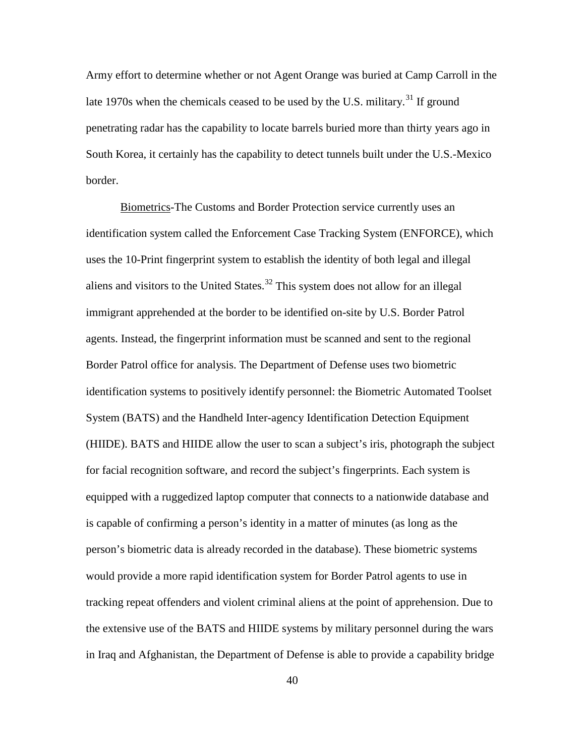Army effort to determine whether or not Agent Orange was buried at Camp Carroll in the late 1970s when the chemicals ceased to be used by the U.S. military.[31] If ground penetrating radar has the capability to locate barrels buried more than thirty years ago in South Korea, it certainly has the capability to detect tunnels built under the U.S.-Mexico border.

<u>Biometrics</u>-The Customs and Border Protection service currently uses an identification system called the Enforcement Case Tracking System (ENFORCE), which uses the 10-Print fingerprint system to establish the identity of both legal and illegal aliens and visitors to the United States.[32] This system does not allow for an illegal immigrant apprehended at the border to be identified on-site by U.S. Border Patrol agents. Instead, the fingerprint information must be scanned and sent to the regional Border Patrol office for analysis. The Department of Defense uses two biometric identification systems to positively identify personnel: the Biometric Automated Toolset System (BATS) and the Handheld Inter-agency Identification Detection Equipment (HIIDE). BATS and HIIDE allow the user to scan a subject's iris, photograph the subject for facial recognition software, and record the subject's fingerprints. Each system is equipped with a ruggedized laptop computer that connects to a nationwide database and is capable of confirming a person's identity in a matter of minutes (as long as the person's biometric data is already recorded in the database). These biometric systems would provide a more rapid identification system for Border Patrol agents to use in tracking repeat offenders and violent criminal aliens at the point of apprehension. Due to the extensive use of the BATS and HIIDE systems by military personnel during the wars in Iraq and Afghanistan, the Department of Defense is able to provide a capability bridge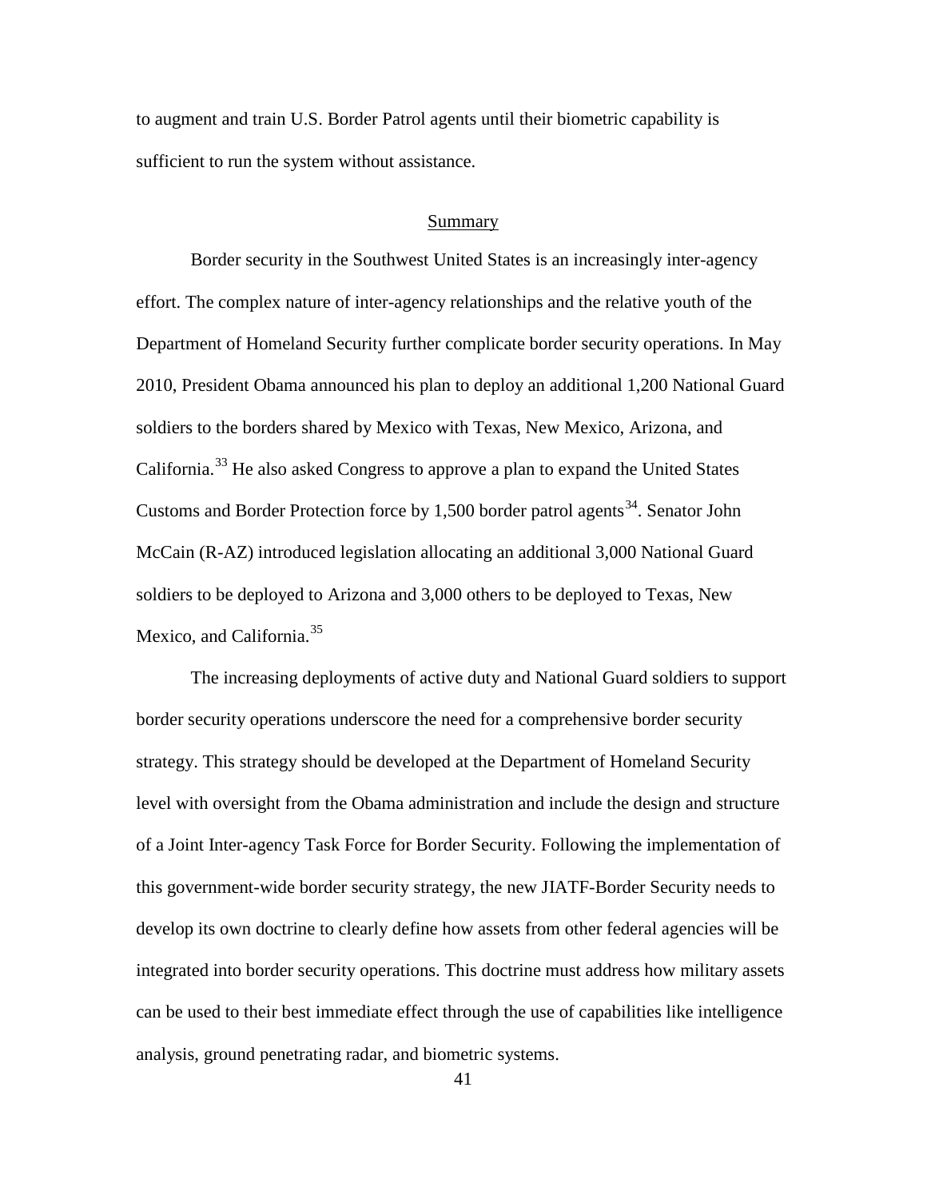to augment and train U.S. Border Patrol agents until their biometric capability is sufficient to run the system without assistance.

## Summary

Border security in the Southwest United States is an increasingly inter-agency effort. The complex nature of inter-agency relationships and the relative youth of the Department of Homeland Security further complicate border security operations. In May 2010, President Obama announced his plan to deploy an additional 1,200 National Guard soldiers to the borders shared by Mexico with Texas, New Mexico, Arizona, and California.[33] He also asked Congress to approve a plan to expand the United States Customs and Border Protection force by 1,500 border patrol agents[34]. Senator John McCain (R-AZ) introduced legislation allocating an additional 3,000 National Guard soldiers to be deployed to Arizona and 3,000 others to be deployed to Texas, New Mexico, and California.[35]

The increasing deployments of active duty and National Guard soldiers to support border security operations underscore the need for a comprehensive border security strategy. This strategy should be developed at the Department of Homeland Security level with oversight from the Obama administration and include the design and structure of a Joint Inter-agency Task Force for Border Security. Following the implementation of this government-wide border security strategy, the new JIATF-Border Security needs to develop its own doctrine to clearly define how assets from other federal agencies will be integrated into border security operations. This doctrine must address how military assets can be used to their best immediate effect through the use of capabilities like intelligence analysis, ground penetrating radar, and biometric systems.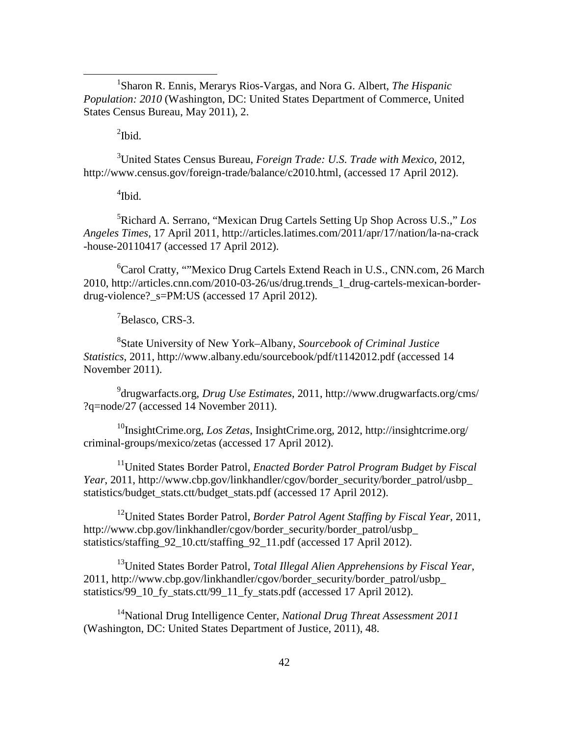[1]Sharon R. Ennis, Merarys Rios-Vargas, and Nora G. Albert, *The Hispanic Population: 2010* (Washington, DC: United States Department of Commerce, United States Census Bureau, May 2011), 2.

[2]Ibid.

[3]United States Census Bureau, *Foreign Trade: U.S. Trade with Mexico*, 2012, http://www.census.gov/foreign-trade/balance/c2010.html, (accessed 17 April 2012).

[4]Ibid.

[5]Richard A. Serrano, "Mexican Drug Cartels Setting Up Shop Across U.S.," *Los Angeles Times*, 17 April 2011, http://articles.latimes.com/2011/apr/17/nation/la-na-crack-house-20110417 (accessed 17 April 2012).

[6]Carol Cratty, ""Mexico Drug Cartels Extend Reach in U.S., CNN.com, 26 March 2010, http://articles.cnn.com/2010-03-26/us/drug.trends_1_drug-cartels-mexican-border-drug-violence?_s=PM:US (accessed 17 April 2012).

[7]Belasco, CRS-3.

[8]State University of New York–Albany, *Sourcebook of Criminal Justice Statistics*, 2011, http://www.albany.edu/sourcebook/pdf/t1142012.pdf (accessed 14 November 2011).

[9]drugwarfacts.org, *Drug Use Estimates*, 2011, http://www.drugwarfacts.org/cms/?q=node/27 (accessed 14 November 2011).

[10]InsightCrime.org, *Los Zetas*, InsightCrime.org, 2012, http://insightcrime.org/criminal-groups/mexico/zetas (accessed 17 April 2012).

[11]United States Border Patrol, *Enacted Border Patrol Program Budget by Fiscal Year*, 2011, http://www.cbp.gov/linkhandler/cgov/border_security/border_patrol/usbp_statistics/budget_stats.ctt/budget_stats.pdf (accessed 17 April 2012).

[12]United States Border Patrol, *Border Patrol Agent Staffing by Fiscal Year*, 2011, http://www.cbp.gov/linkhandler/cgov/border_security/border_patrol/usbp_statistics/staffing_92_10.ctt/staffing_92_11.pdf (accessed 17 April 2012).

[13]United States Border Patrol, *Total Illegal Alien Apprehensions by Fiscal Year*, 2011, http://www.cbp.gov/linkhandler/cgov/border_security/border_patrol/usbp_statistics/99_10_fy_stats.ctt/99_11_fy_stats.pdf (accessed 17 April 2012).

[14]National Drug Intelligence Center, *National Drug Threat Assessment 2011* (Washington, DC: United States Department of Justice, 2011), 48.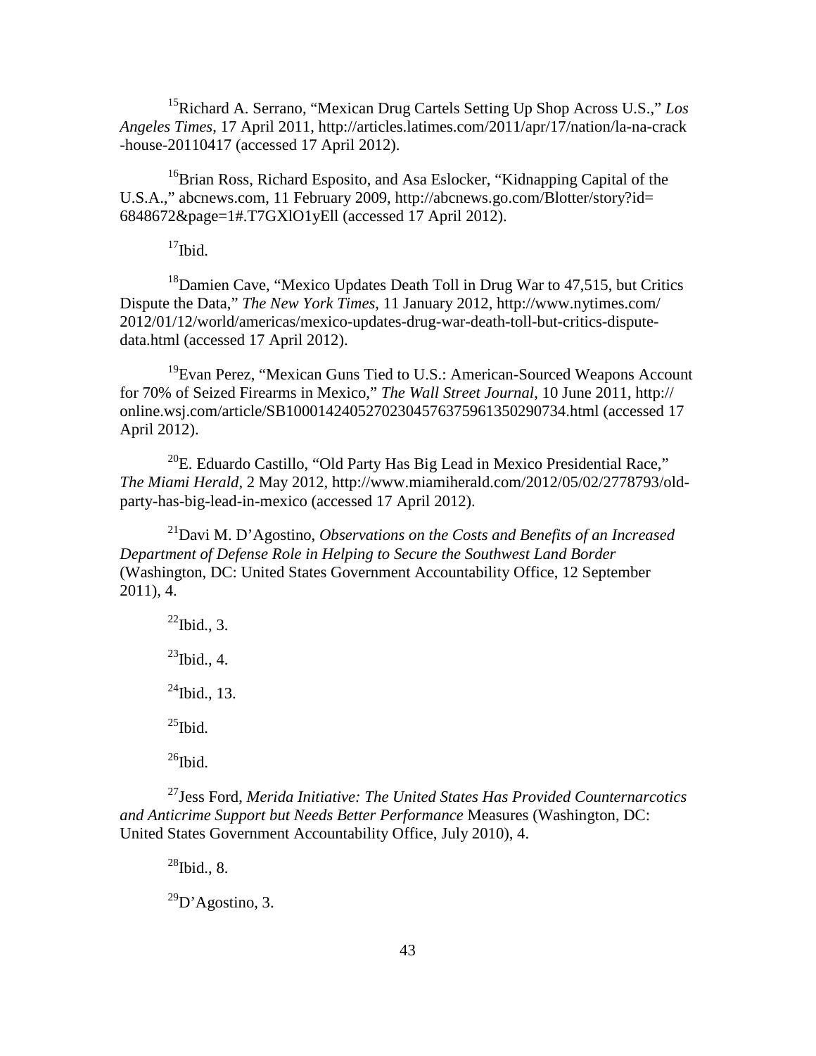[15]Richard A. Serrano, "Mexican Drug Cartels Setting Up Shop Across U.S.," *Los Angeles Times*, 17 April 2011, http://articles.latimes.com/2011/apr/17/nation/la-na-crack-house-20110417 (accessed 17 April 2012).

[16]Brian Ross, Richard Esposito, and Asa Eslocker, "Kidnapping Capital of the U.S.A.," abcnews.com, 11 February 2009, http://abcnews.go.com/Blotter/story?id=6848672&page=1#.T7GXlO1yEll (accessed 17 April 2012).

[17]Ibid.

[18]Damien Cave, "Mexico Updates Death Toll in Drug War to 47,515, but Critics Dispute the Data," *The New York Times*, 11 January 2012, http://www.nytimes.com/2012/01/12/world/americas/mexico-updates-drug-war-death-toll-but-critics-dispute-data.html (accessed 17 April 2012).

[19]Evan Perez, "Mexican Guns Tied to U.S.: American-Sourced Weapons Account for 70% of Seized Firearms in Mexico," *The Wall Street Journal*, 10 June 2011, http://online.wsj.com/article/SB10001424052702304576375961350290734.html (accessed 17 April 2012).

[20]E. Eduardo Castillo, "Old Party Has Big Lead in Mexico Presidential Race," *The Miami Herald*, 2 May 2012, http://www.miamiherald.com/2012/05/02/2778793/old-party-has-big-lead-in-mexico (accessed 17 April 2012).

[21]Davi M. D'Agostino, *Observations on the Costs and Benefits of an Increased Department of Defense Role in Helping to Secure the Southwest Land Border* (Washington, DC: United States Government Accountability Office, 12 September 2011), 4.

[22]Ibid., 3.

[23]Ibid., 4.

[24]Ibid., 13.

[25]Ibid.

[26]Ibid.

[27]Jess Ford, *Merida Initiative: The United States Has Provided Counternarcotics and Anticrime Support but Needs Better Performance* Measures (Washington, DC: United States Government Accountability Office, July 2010), 4.

[28]Ibid., 8.

[29]D'Agostino, 3.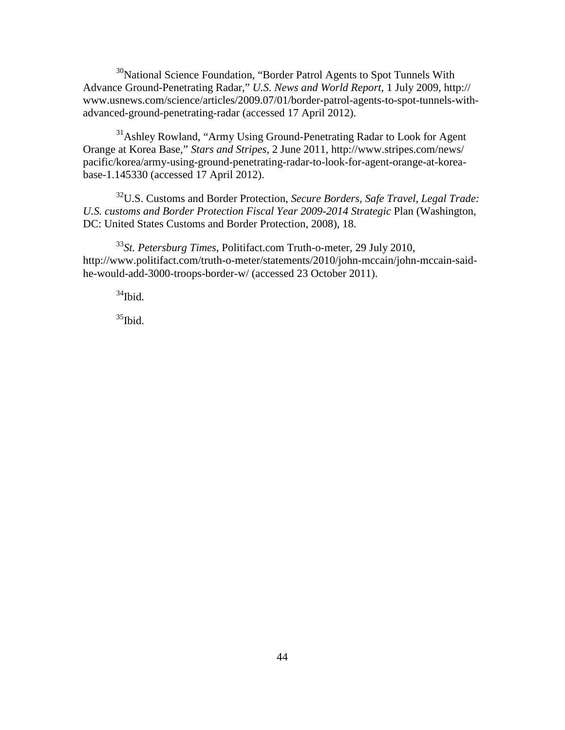[30]National Science Foundation, "Border Patrol Agents to Spot Tunnels With Advance Ground-Penetrating Radar," *U.S. News and World Report*, 1 July 2009, http:// www.usnews.com/science/articles/2009.07/01/border-patrol-agents-to-spot-tunnels-with-advanced-ground-penetrating-radar (accessed 17 April 2012).

[31]Ashley Rowland, "Army Using Ground-Penetrating Radar to Look for Agent Orange at Korea Base," *Stars and Stripes*, 2 June 2011, http://www.stripes.com/news/ pacific/korea/army-using-ground-penetrating-radar-to-look-for-agent-orange-at-korea-base-1.145330 (accessed 17 April 2012).

[32]U.S. Customs and Border Protection, *Secure Borders, Safe Travel, Legal Trade: U.S. customs and Border Protection Fiscal Year 2009-2014 Strategic* Plan (Washington, DC: United States Customs and Border Protection, 2008), 18.

[33]*St. Petersburg Times*, Politifact.com Truth-o-meter, 29 July 2010, http://www.politifact.com/truth-o-meter/statements/2010/john-mccain/john-mccain-said-he-would-add-3000-troops-border-w/ (accessed 23 October 2011).

[34]Ibid.

[35]Ibid.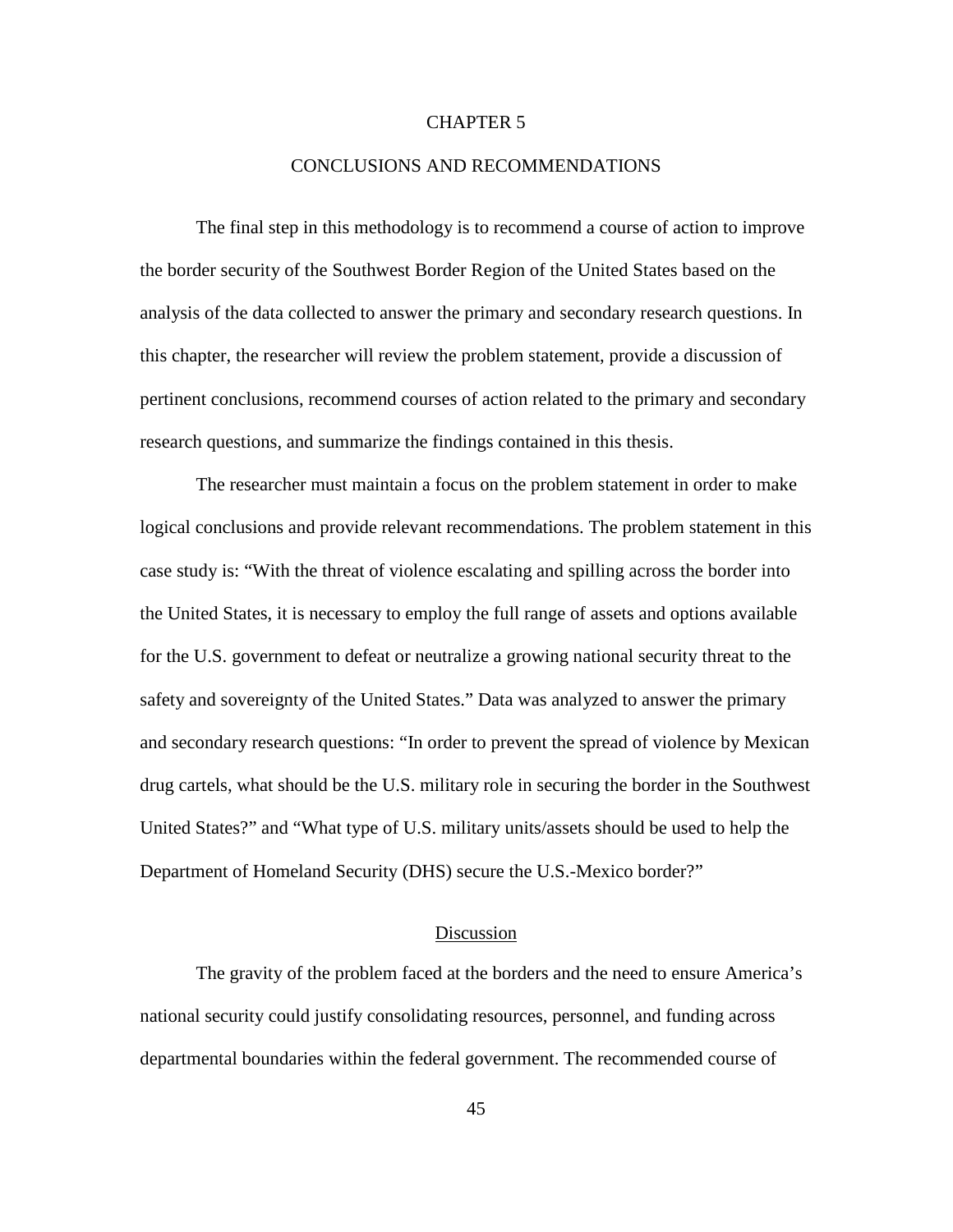# CHAPTER 5

# CONCLUSIONS AND RECOMMENDATIONS

The final step in this methodology is to recommend a course of action to improve the border security of the Southwest Border Region of the United States based on the analysis of the data collected to answer the primary and secondary research questions. In this chapter, the researcher will review the problem statement, provide a discussion of pertinent conclusions, recommend courses of action related to the primary and secondary research questions, and summarize the findings contained in this thesis.

The researcher must maintain a focus on the problem statement in order to make logical conclusions and provide relevant recommendations. The problem statement in this case study is: "With the threat of violence escalating and spilling across the border into the United States, it is necessary to employ the full range of assets and options available for the U.S. government to defeat or neutralize a growing national security threat to the safety and sovereignty of the United States." Data was analyzed to answer the primary and secondary research questions: "In order to prevent the spread of violence by Mexican drug cartels, what should be the U.S. military role in securing the border in the Southwest United States?" and "What type of U.S. military units/assets should be used to help the Department of Homeland Security (DHS) secure the U.S.-Mexico border?"

## Discussion

The gravity of the problem faced at the borders and the need to ensure America's national security could justify consolidating resources, personnel, and funding across departmental boundaries within the federal government. The recommended course of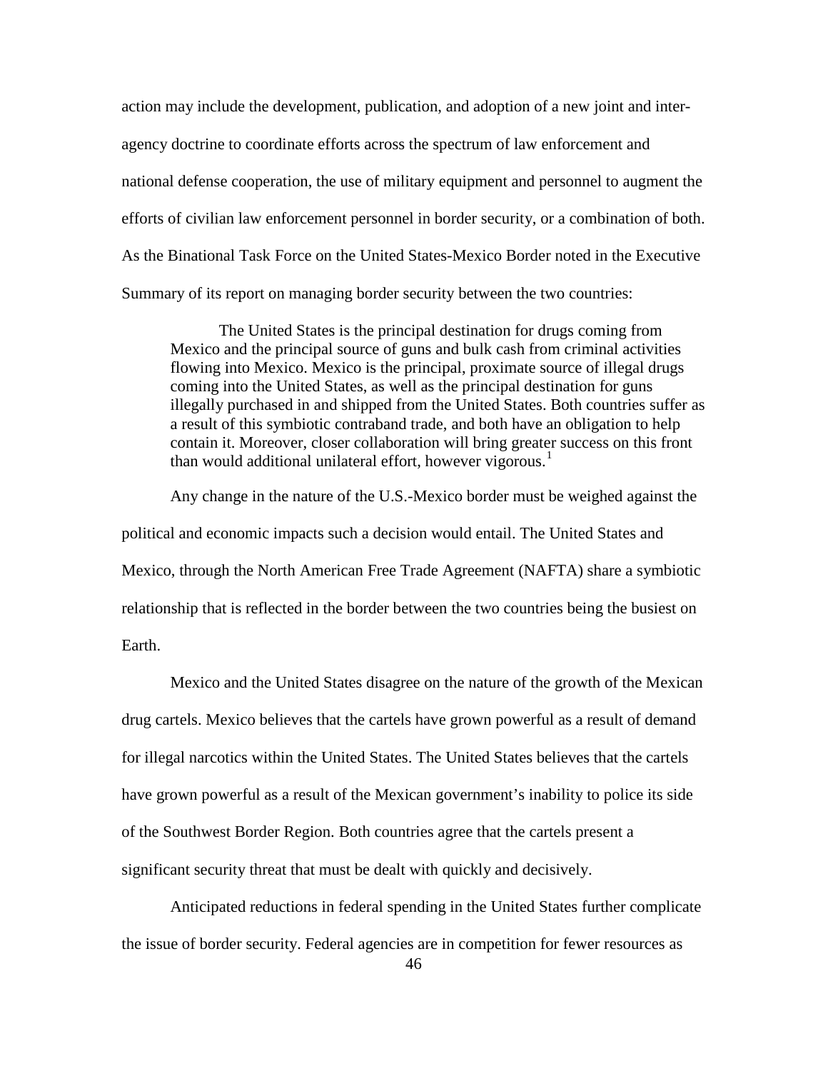action may include the development, publication, and adoption of a new joint and inter-agency doctrine to coordinate efforts across the spectrum of law enforcement and national defense cooperation, the use of military equipment and personnel to augment the efforts of civilian law enforcement personnel in border security, or a combination of both. As the Binational Task Force on the United States-Mexico Border noted in the Executive Summary of its report on managing border security between the two countries:

> The United States is the principal destination for drugs coming from Mexico and the principal source of guns and bulk cash from criminal activities flowing into Mexico. Mexico is the principal, proximate source of illegal drugs coming into the United States, as well as the principal destination for guns illegally purchased in and shipped from the United States. Both countries suffer as a result of this symbiotic contraband trade, and both have an obligation to help contain it. Moreover, closer collaboration will bring greater success on this front than would additional unilateral effort, however vigorous.[1]

Any change in the nature of the U.S.-Mexico border must be weighed against the political and economic impacts such a decision would entail. The United States and Mexico, through the North American Free Trade Agreement (NAFTA) share a symbiotic relationship that is reflected in the border between the two countries being the busiest on Earth.

Mexico and the United States disagree on the nature of the growth of the Mexican drug cartels. Mexico believes that the cartels have grown powerful as a result of demand for illegal narcotics within the United States. The United States believes that the cartels have grown powerful as a result of the Mexican government's inability to police its side of the Southwest Border Region. Both countries agree that the cartels present a significant security threat that must be dealt with quickly and decisively.

Anticipated reductions in federal spending in the United States further complicate the issue of border security. Federal agencies are in competition for fewer resources as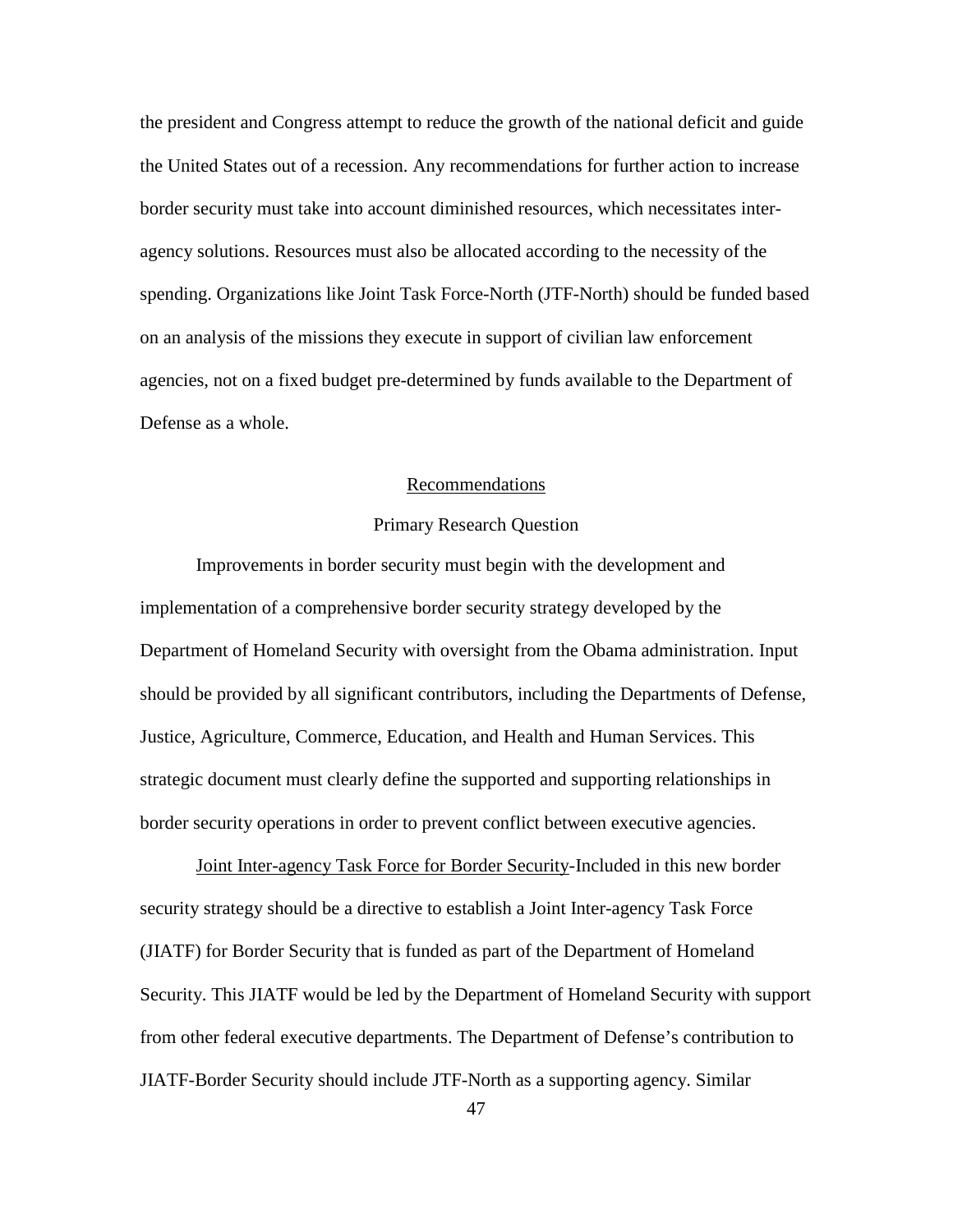the president and Congress attempt to reduce the growth of the national deficit and guide the United States out of a recession. Any recommendations for further action to increase border security must take into account diminished resources, which necessitates inter-agency solutions. Resources must also be allocated according to the necessity of the spending. Organizations like Joint Task Force-North (JTF-North) should be funded based on an analysis of the missions they execute in support of civilian law enforcement agencies, not on a fixed budget pre-determined by funds available to the Department of Defense as a whole.

## Recommendations

### Primary Research Question

Improvements in border security must begin with the development and implementation of a comprehensive border security strategy developed by the Department of Homeland Security with oversight from the Obama administration. Input should be provided by all significant contributors, including the Departments of Defense, Justice, Agriculture, Commerce, Education, and Health and Human Services. This strategic document must clearly define the supported and supporting relationships in border security operations in order to prevent conflict between executive agencies.

Joint Inter-agency Task Force for Border Security-Included in this new border security strategy should be a directive to establish a Joint Inter-agency Task Force (JIATF) for Border Security that is funded as part of the Department of Homeland Security. This JIATF would be led by the Department of Homeland Security with support from other federal executive departments. The Department of Defense's contribution to JIATF-Border Security should include JTF-North as a supporting agency. Similar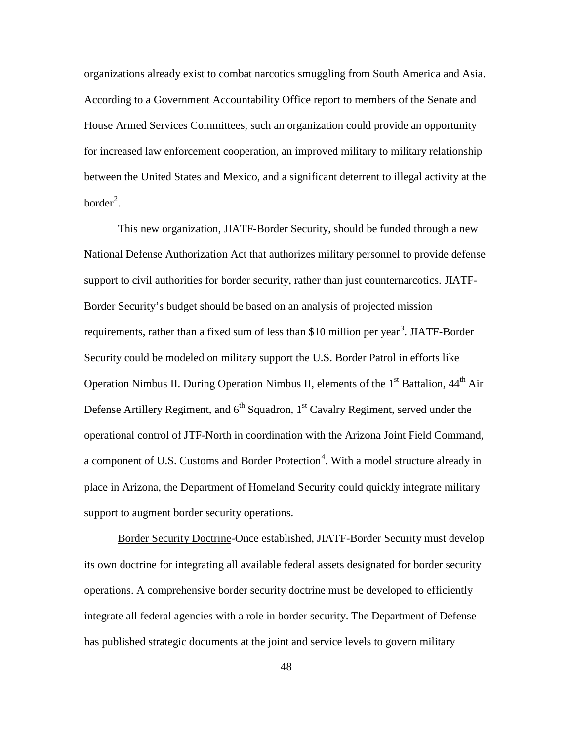organizations already exist to combat narcotics smuggling from South America and Asia. According to a Government Accountability Office report to members of the Senate and House Armed Services Committees, such an organization could provide an opportunity for increased law enforcement cooperation, an improved military to military relationship between the United States and Mexico, and a significant deterrent to illegal activity at the border[2].

This new organization, JIATF-Border Security, should be funded through a new National Defense Authorization Act that authorizes military personnel to provide defense support to civil authorities for border security, rather than just counternarcotics. JIATF-Border Security's budget should be based on an analysis of projected mission requirements, rather than a fixed sum of less than $10 million per year[3]. JIATF-Border Security could be modeled on military support the U.S. Border Patrol in efforts like Operation Nimbus II. During Operation Nimbus II, elements of the 1st Battalion, 44th Air Defense Artillery Regiment, and 6th Squadron, 1st Cavalry Regiment, served under the operational control of JTF-North in coordination with the Arizona Joint Field Command, a component of U.S. Customs and Border Protection[4]. With a model structure already in place in Arizona, the Department of Homeland Security could quickly integrate military support to augment border security operations.

Border Security Doctrine-Once established, JIATF-Border Security must develop its own doctrine for integrating all available federal assets designated for border security operations. A comprehensive border security doctrine must be developed to efficiently integrate all federal agencies with a role in border security. The Department of Defense has published strategic documents at the joint and service levels to govern military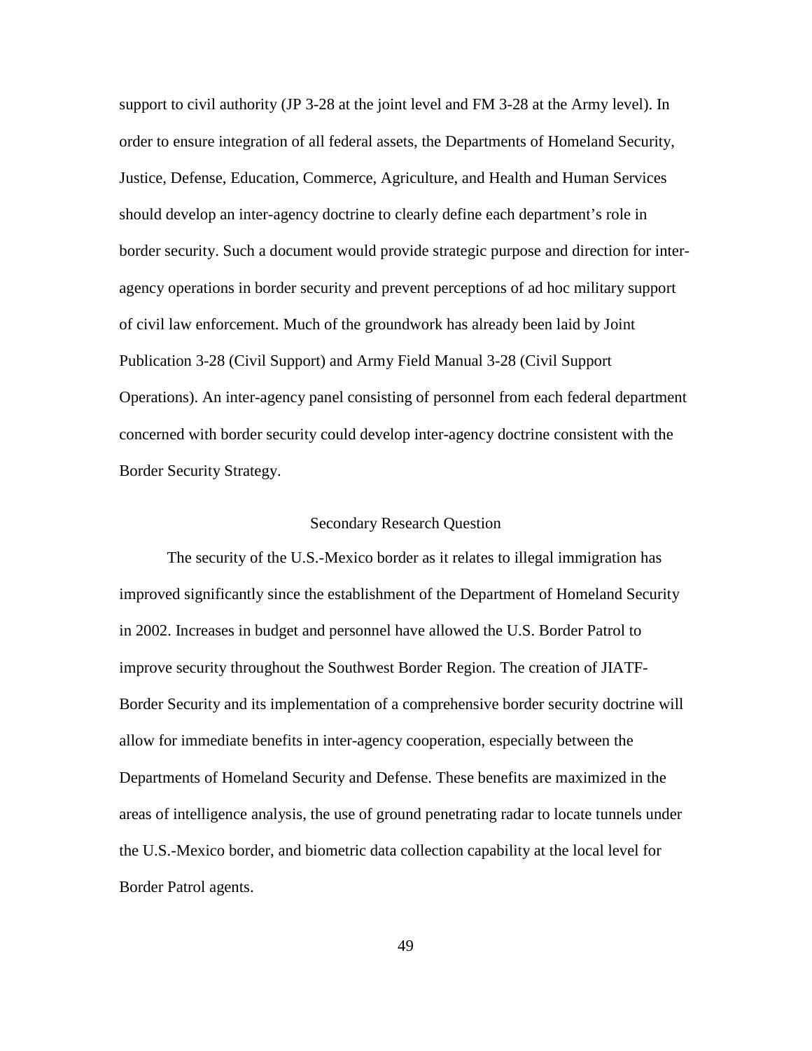support to civil authority (JP 3-28 at the joint level and FM 3-28 at the Army level). In order to ensure integration of all federal assets, the Departments of Homeland Security, Justice, Defense, Education, Commerce, Agriculture, and Health and Human Services should develop an inter-agency doctrine to clearly define each department's role in border security. Such a document would provide strategic purpose and direction for inter-agency operations in border security and prevent perceptions of ad hoc military support of civil law enforcement. Much of the groundwork has already been laid by Joint Publication 3-28 (Civil Support) and Army Field Manual 3-28 (Civil Support Operations). An inter-agency panel consisting of personnel from each federal department concerned with border security could develop inter-agency doctrine consistent with the Border Security Strategy.

## Secondary Research Question

The security of the U.S.-Mexico border as it relates to illegal immigration has improved significantly since the establishment of the Department of Homeland Security in 2002. Increases in budget and personnel have allowed the U.S. Border Patrol to improve security throughout the Southwest Border Region. The creation of JIATF-Border Security and its implementation of a comprehensive border security doctrine will allow for immediate benefits in inter-agency cooperation, especially between the Departments of Homeland Security and Defense. These benefits are maximized in the areas of intelligence analysis, the use of ground penetrating radar to locate tunnels under the U.S.-Mexico border, and biometric data collection capability at the local level for Border Patrol agents.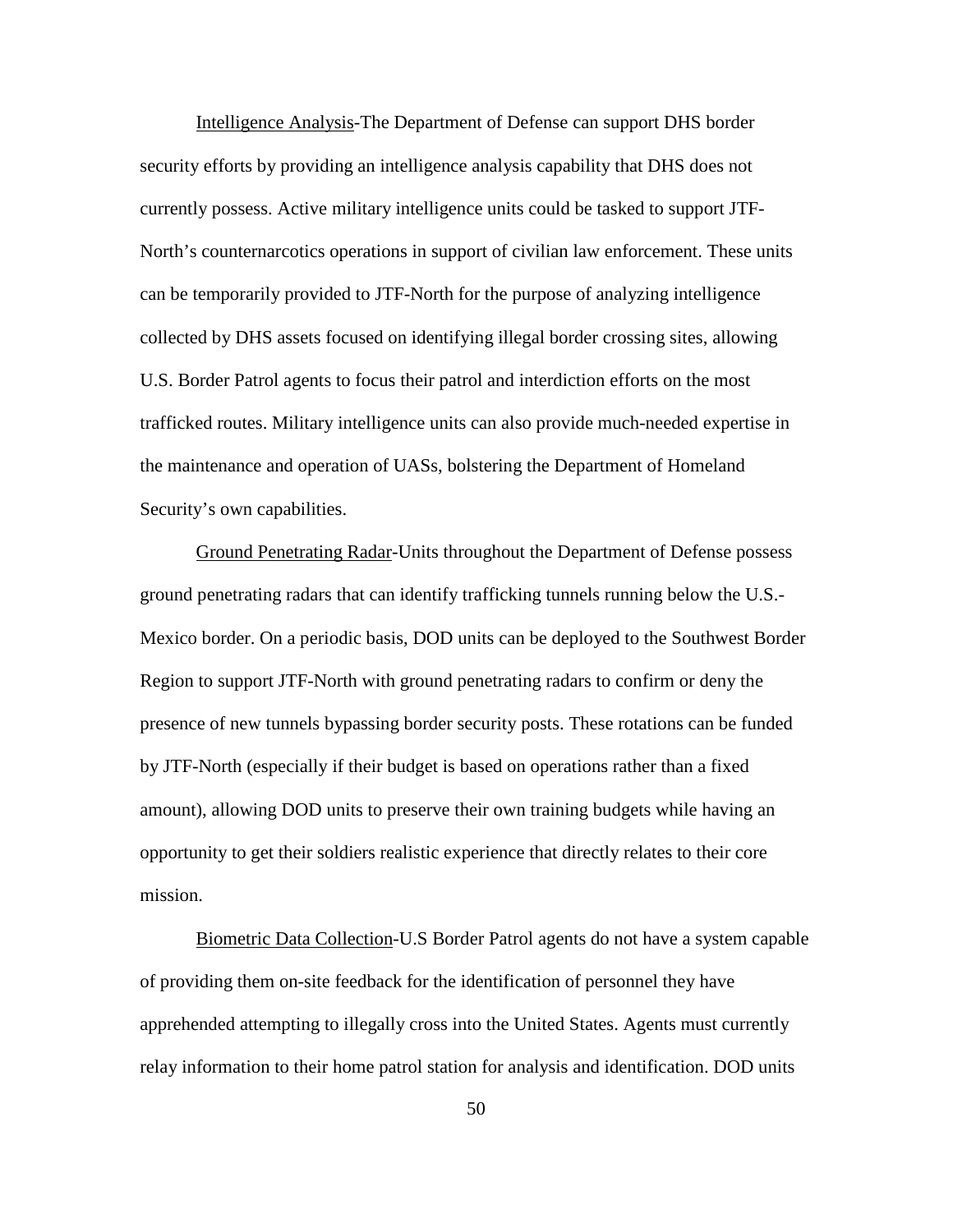Intelligence Analysis-The Department of Defense can support DHS border security efforts by providing an intelligence analysis capability that DHS does not currently possess. Active military intelligence units could be tasked to support JTF-North's counternarcotics operations in support of civilian law enforcement. These units can be temporarily provided to JTF-North for the purpose of analyzing intelligence collected by DHS assets focused on identifying illegal border crossing sites, allowing U.S. Border Patrol agents to focus their patrol and interdiction efforts on the most trafficked routes. Military intelligence units can also provide much-needed expertise in the maintenance and operation of UASs, bolstering the Department of Homeland Security's own capabilities.

Ground Penetrating Radar-Units throughout the Department of Defense possess ground penetrating radars that can identify trafficking tunnels running below the U.S.-Mexico border. On a periodic basis, DOD units can be deployed to the Southwest Border Region to support JTF-North with ground penetrating radars to confirm or deny the presence of new tunnels bypassing border security posts. These rotations can be funded by JTF-North (especially if their budget is based on operations rather than a fixed amount), allowing DOD units to preserve their own training budgets while having an opportunity to get their soldiers realistic experience that directly relates to their core mission.

Biometric Data Collection-U.S Border Patrol agents do not have a system capable of providing them on-site feedback for the identification of personnel they have apprehended attempting to illegally cross into the United States. Agents must currently relay information to their home patrol station for analysis and identification. DOD units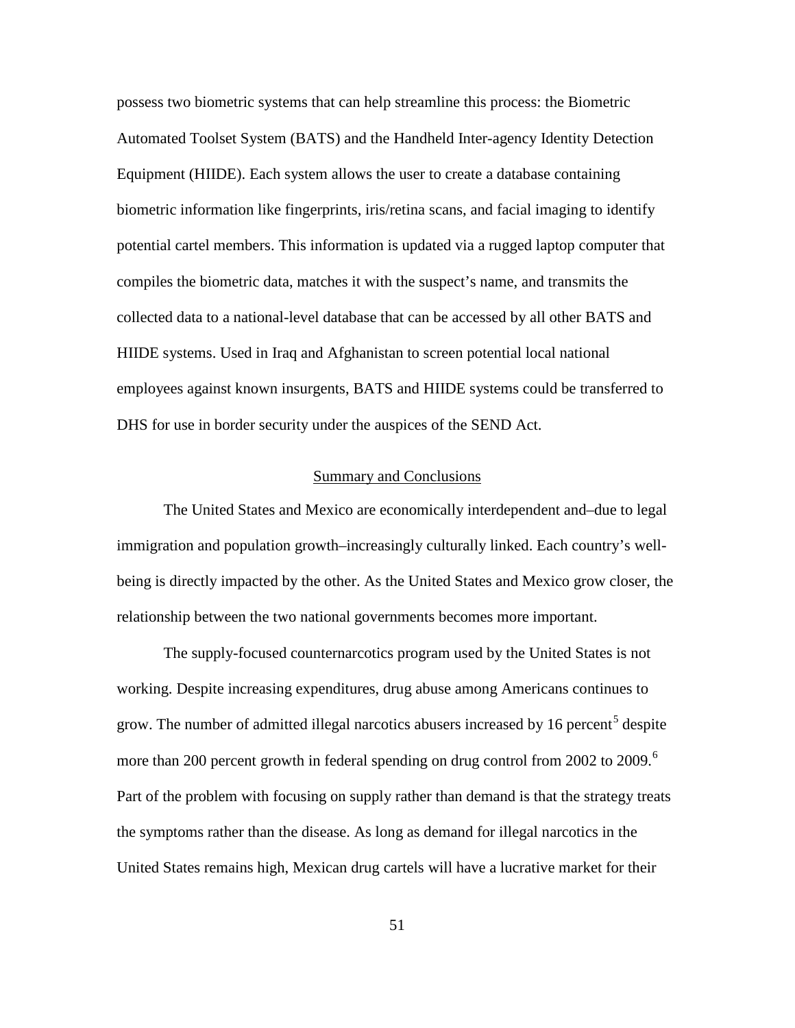possess two biometric systems that can help streamline this process: the Biometric Automated Toolset System (BATS) and the Handheld Inter-agency Identity Detection Equipment (HIIDE). Each system allows the user to create a database containing biometric information like fingerprints, iris/retina scans, and facial imaging to identify potential cartel members. This information is updated via a rugged laptop computer that compiles the biometric data, matches it with the suspect's name, and transmits the collected data to a national-level database that can be accessed by all other BATS and HIIDE systems. Used in Iraq and Afghanistan to screen potential local national employees against known insurgents, BATS and HIIDE systems could be transferred to DHS for use in border security under the auspices of the SEND Act.

## Summary and Conclusions

The United States and Mexico are economically interdependent and–due to legal immigration and population growth–increasingly culturally linked. Each country's well-being is directly impacted by the other. As the United States and Mexico grow closer, the relationship between the two national governments becomes more important.

The supply-focused counternarcotics program used by the United States is not working. Despite increasing expenditures, drug abuse among Americans continues to grow. The number of admitted illegal narcotics abusers increased by 16 percent[5] despite more than 200 percent growth in federal spending on drug control from 2002 to 2009.[6] Part of the problem with focusing on supply rather than demand is that the strategy treats the symptoms rather than the disease. As long as demand for illegal narcotics in the United States remains high, Mexican drug cartels will have a lucrative market for their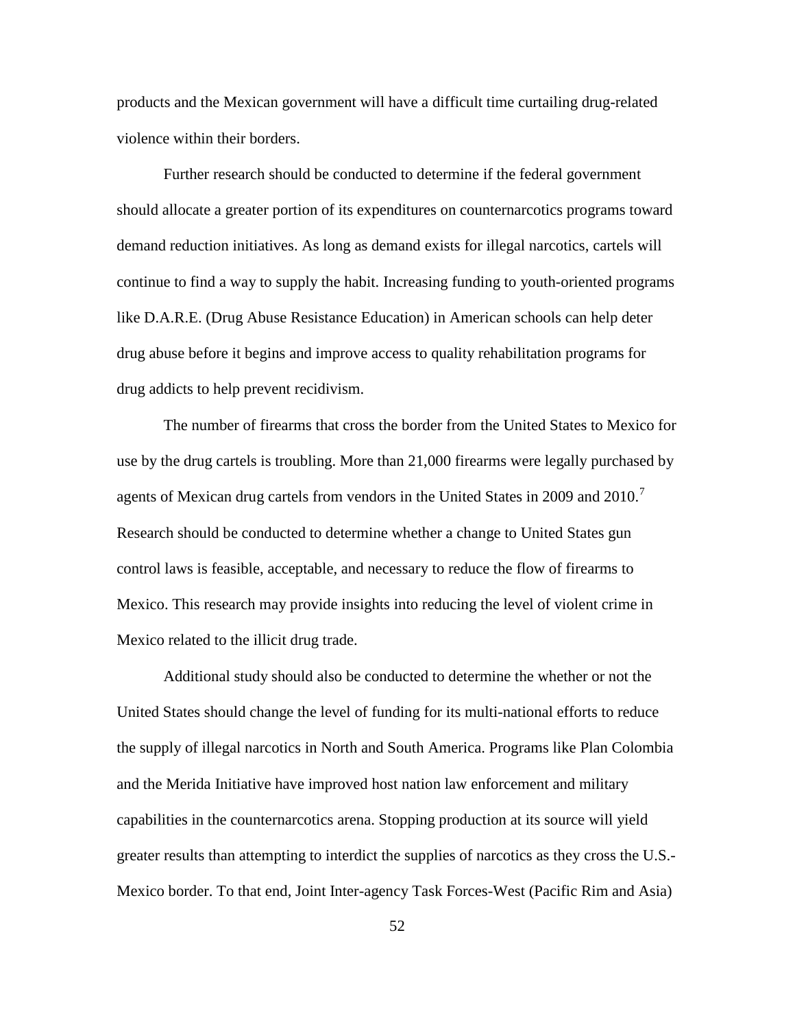products and the Mexican government will have a difficult time curtailing drug-related violence within their borders.

Further research should be conducted to determine if the federal government should allocate a greater portion of its expenditures on counternarcotics programs toward demand reduction initiatives. As long as demand exists for illegal narcotics, cartels will continue to find a way to supply the habit. Increasing funding to youth-oriented programs like D.A.R.E. (Drug Abuse Resistance Education) in American schools can help deter drug abuse before it begins and improve access to quality rehabilitation programs for drug addicts to help prevent recidivism.

The number of firearms that cross the border from the United States to Mexico for use by the drug cartels is troubling. More than 21,000 firearms were legally purchased by agents of Mexican drug cartels from vendors in the United States in 2009 and 2010.[7] Research should be conducted to determine whether a change to United States gun control laws is feasible, acceptable, and necessary to reduce the flow of firearms to Mexico. This research may provide insights into reducing the level of violent crime in Mexico related to the illicit drug trade.

Additional study should also be conducted to determine the whether or not the United States should change the level of funding for its multi-national efforts to reduce the supply of illegal narcotics in North and South America. Programs like Plan Colombia and the Merida Initiative have improved host nation law enforcement and military capabilities in the counternarcotics arena. Stopping production at its source will yield greater results than attempting to interdict the supplies of narcotics as they cross the U.S.-Mexico border. To that end, Joint Inter-agency Task Forces-West (Pacific Rim and Asia)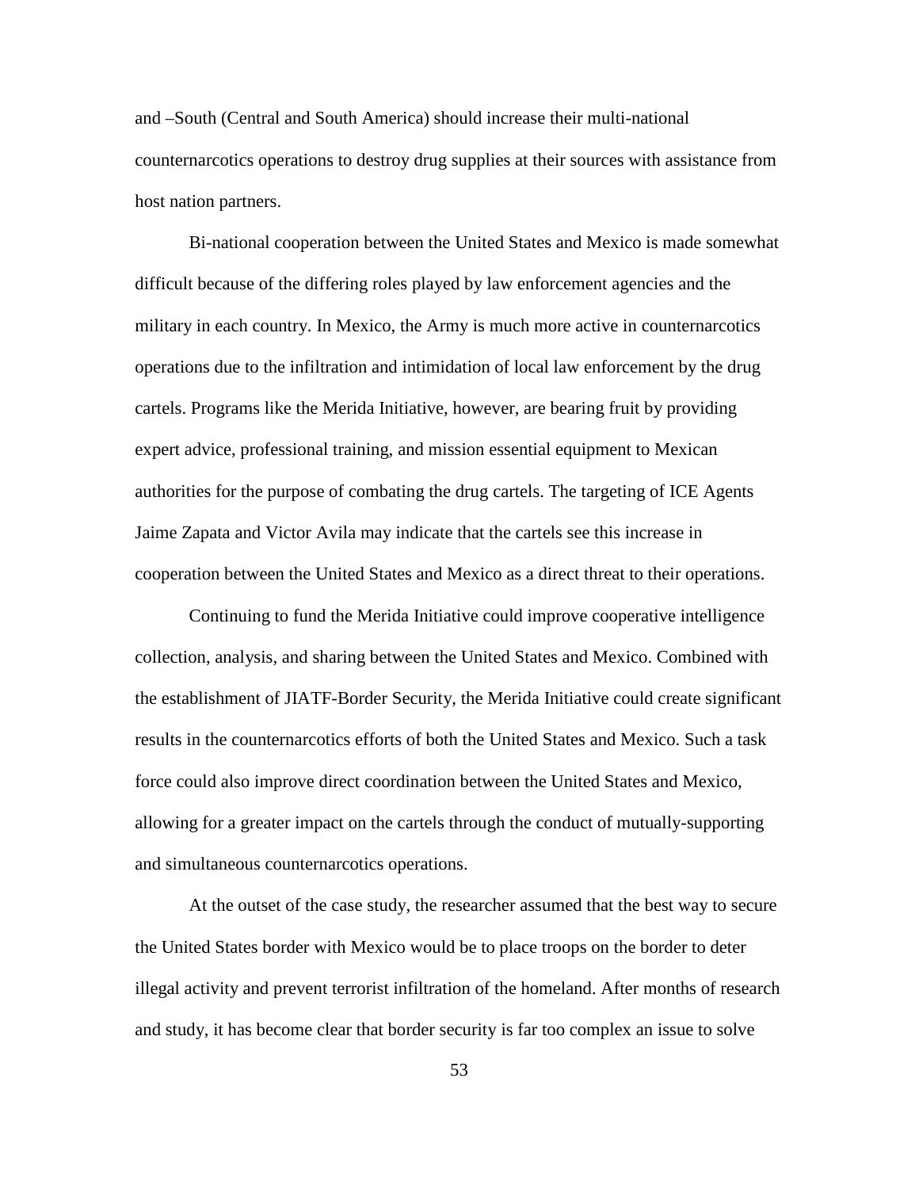and –South (Central and South America) should increase their multi-national counternarcotics operations to destroy drug supplies at their sources with assistance from host nation partners.

Bi-national cooperation between the United States and Mexico is made somewhat difficult because of the differing roles played by law enforcement agencies and the military in each country. In Mexico, the Army is much more active in counternarcotics operations due to the infiltration and intimidation of local law enforcement by the drug cartels. Programs like the Merida Initiative, however, are bearing fruit by providing expert advice, professional training, and mission essential equipment to Mexican authorities for the purpose of combating the drug cartels. The targeting of ICE Agents Jaime Zapata and Victor Avila may indicate that the cartels see this increase in cooperation between the United States and Mexico as a direct threat to their operations.

Continuing to fund the Merida Initiative could improve cooperative intelligence collection, analysis, and sharing between the United States and Mexico. Combined with the establishment of JIATF-Border Security, the Merida Initiative could create significant results in the counternarcotics efforts of both the United States and Mexico. Such a task force could also improve direct coordination between the United States and Mexico, allowing for a greater impact on the cartels through the conduct of mutually-supporting and simultaneous counternarcotics operations.

At the outset of the case study, the researcher assumed that the best way to secure the United States border with Mexico would be to place troops on the border to deter illegal activity and prevent terrorist infiltration of the homeland. After months of research and study, it has become clear that border security is far too complex an issue to solve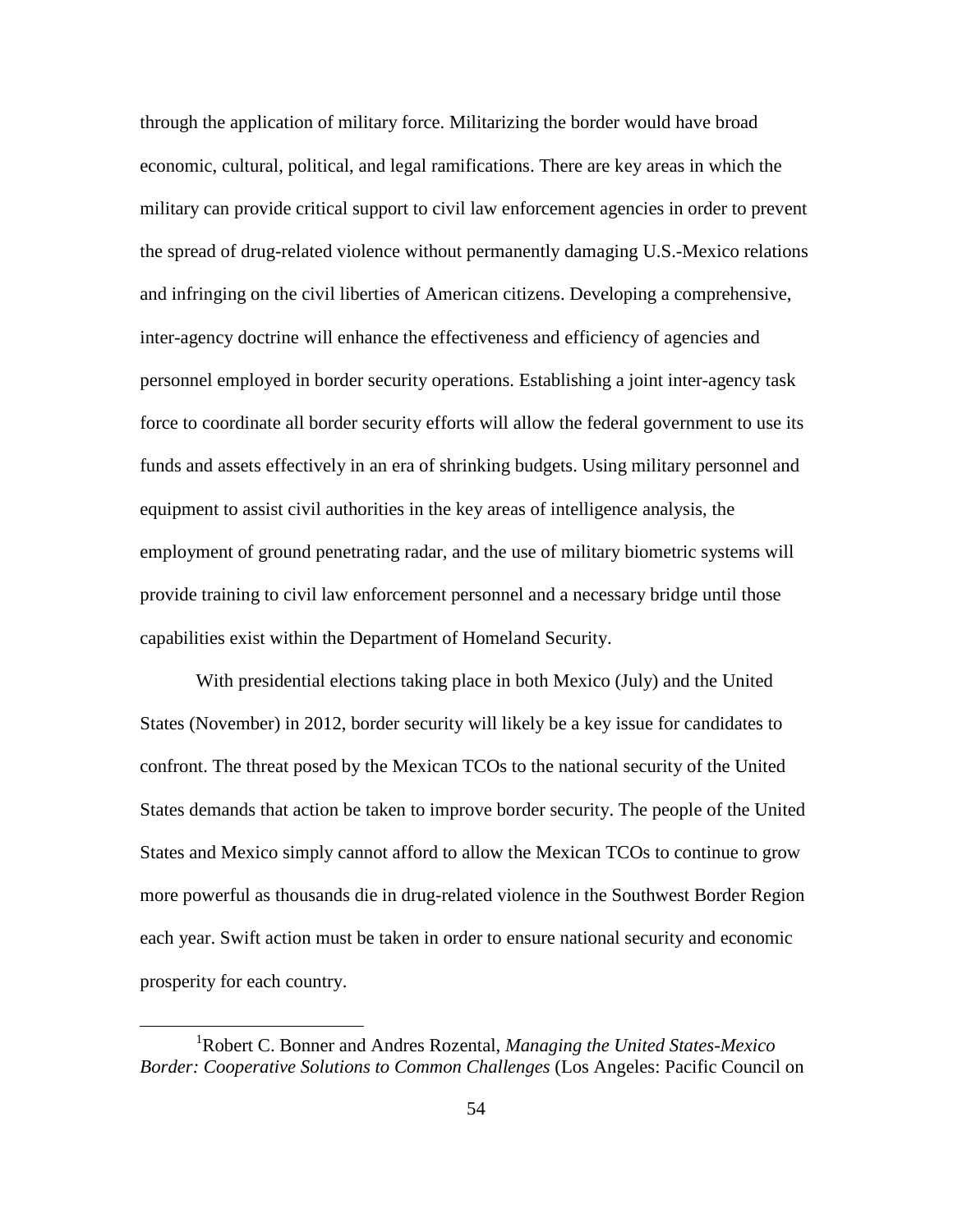through the application of military force. Militarizing the border would have broad economic, cultural, political, and legal ramifications. There are key areas in which the military can provide critical support to civil law enforcement agencies in order to prevent the spread of drug-related violence without permanently damaging U.S.-Mexico relations and infringing on the civil liberties of American citizens. Developing a comprehensive, inter-agency doctrine will enhance the effectiveness and efficiency of agencies and personnel employed in border security operations. Establishing a joint inter-agency task force to coordinate all border security efforts will allow the federal government to use its funds and assets effectively in an era of shrinking budgets. Using military personnel and equipment to assist civil authorities in the key areas of intelligence analysis, the employment of ground penetrating radar, and the use of military biometric systems will provide training to civil law enforcement personnel and a necessary bridge until those capabilities exist within the Department of Homeland Security.

With presidential elections taking place in both Mexico (July) and the United States (November) in 2012, border security will likely be a key issue for candidates to confront. The threat posed by the Mexican TCOs to the national security of the United States demands that action be taken to improve border security. The people of the United States and Mexico simply cannot afford to allow the Mexican TCOs to continue to grow more powerful as thousands die in drug-related violence in the Southwest Border Region each year. Swift action must be taken in order to ensure national security and economic prosperity for each country.

---

[1]Robert C. Bonner and Andres Rozental, *Managing the United States-Mexico Border: Cooperative Solutions to Common Challenges* (Los Angeles: Pacific Council on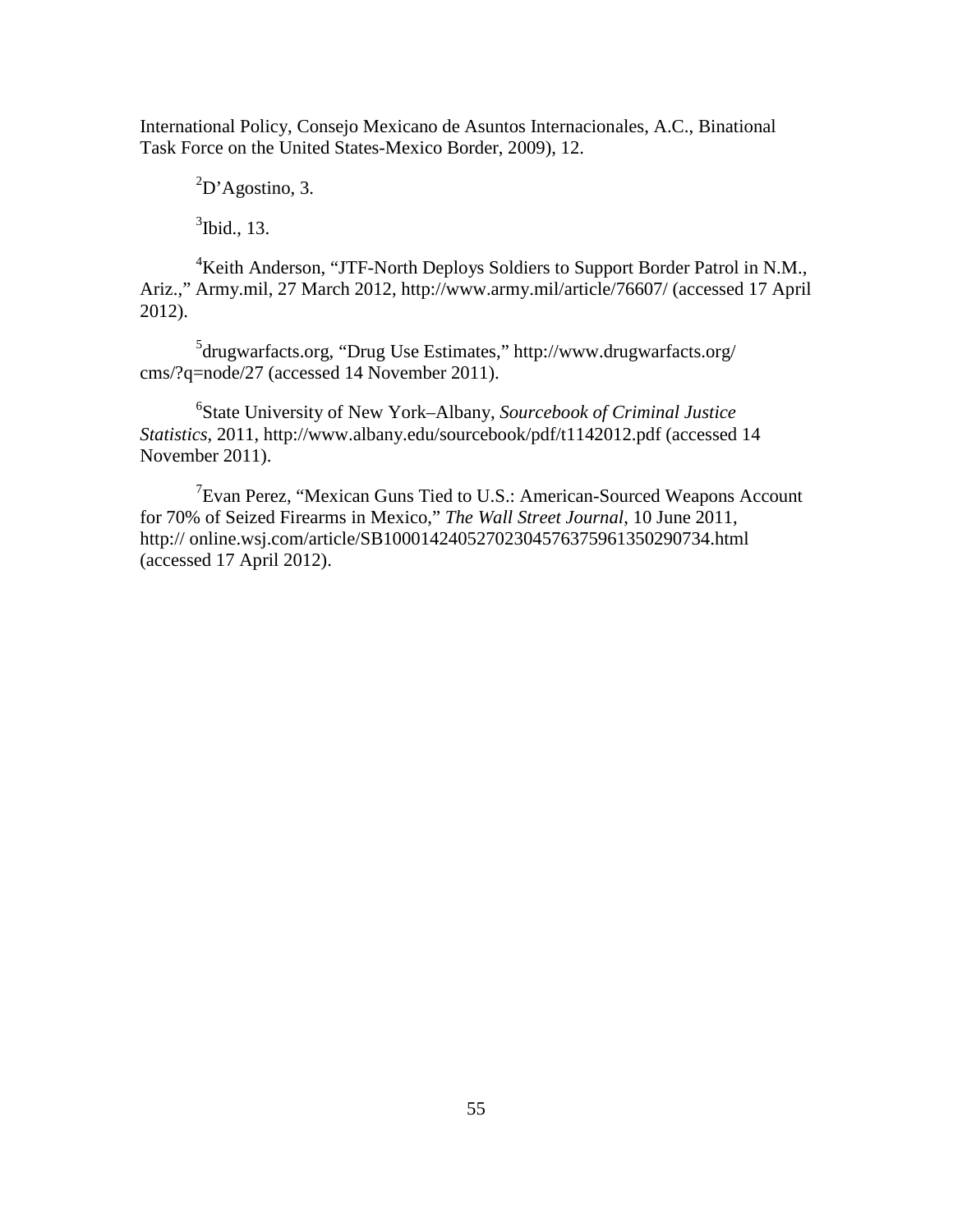International Policy, Consejo Mexicano de Asuntos Internacionales, A.C., Binational Task Force on the United States-Mexico Border, 2009), 12.

[2]D'Agostino, 3.

[3]Ibid., 13.

[4]Keith Anderson, "JTF-North Deploys Soldiers to Support Border Patrol in N.M., Ariz.," Army.mil, 27 March 2012, http://www.army.mil/article/76607/ (accessed 17 April 2012).

[5]drugwarfacts.org, "Drug Use Estimates," http://www.drugwarfacts.org/cms/?q=node/27 (accessed 14 November 2011).

[6]State University of New York–Albany, *Sourcebook of Criminal Justice Statistics*, 2011, http://www.albany.edu/sourcebook/pdf/t1142012.pdf (accessed 14 November 2011).

[7]Evan Perez, "Mexican Guns Tied to U.S.: American-Sourced Weapons Account for 70% of Seized Firearms in Mexico," *The Wall Street Journal*, 10 June 2011, http:// online.wsj.com/article/SB10001424052702304576375961350290734.html (accessed 17 April 2012).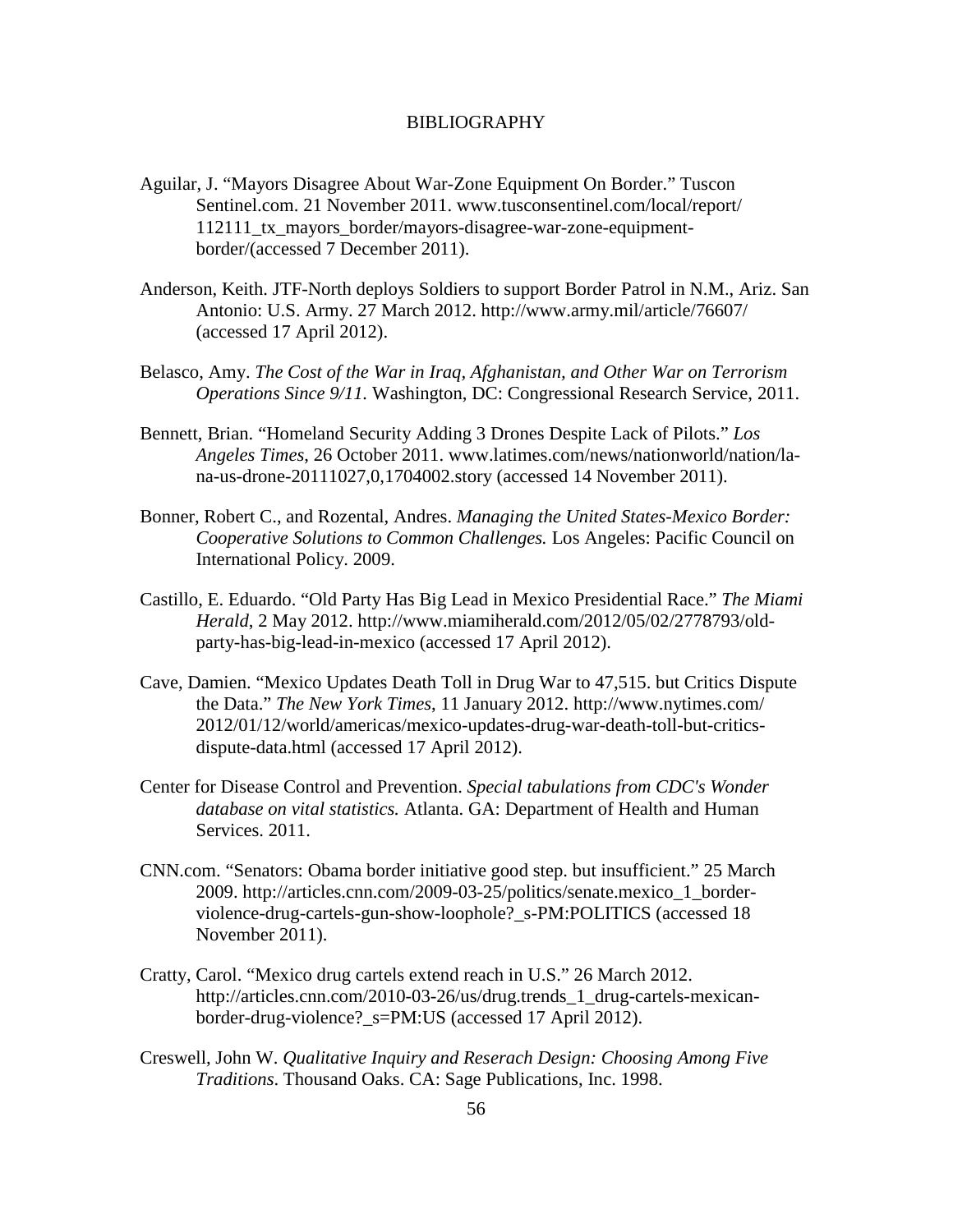# BIBLIOGRAPHY

Aguilar, J. "Mayors Disagree About War-Zone Equipment On Border." Tuscon Sentinel.com. 21 November 2011. www.tusconsentinel.com/local/report/112111_tx_mayors_border/mayors-disagree-war-zone-equipment-border/(accessed 7 December 2011).

Anderson, Keith. JTF-North deploys Soldiers to support Border Patrol in N.M., Ariz. San Antonio: U.S. Army. 27 March 2012. http://www.army.mil/article/76607/ (accessed 17 April 2012).

Belasco, Amy. *The Cost of the War in Iraq, Afghanistan, and Other War on Terrorism Operations Since 9/11*. Washington, DC: Congressional Research Service, 2011.

Bennett, Brian. "Homeland Security Adding 3 Drones Despite Lack of Pilots." *Los Angeles Times*, 26 October 2011. www.latimes.com/news/nationworld/nation/la-na-us-drone-20111027,0,1704002.story (accessed 14 November 2011).

Bonner, Robert C., and Rozental, Andres. *Managing the United States-Mexico Border: Cooperative Solutions to Common Challenges.* Los Angeles: Pacific Council on International Policy. 2009.

Castillo, E. Eduardo. "Old Party Has Big Lead in Mexico Presidential Race." *The Miami Herald*, 2 May 2012. http://www.miamiherald.com/2012/05/02/2778793/old-party-has-big-lead-in-mexico (accessed 17 April 2012).

Cave, Damien. "Mexico Updates Death Toll in Drug War to 47,515. but Critics Dispute the Data." *The New York Times*, 11 January 2012. http://www.nytimes.com/2012/01/12/world/americas/mexico-updates-drug-war-death-toll-but-critics-dispute-data.html (accessed 17 April 2012).

Center for Disease Control and Prevention. *Special tabulations from CDC's Wonder database on vital statistics.* Atlanta. GA: Department of Health and Human Services. 2011.

CNN.com. "Senators: Obama border initiative good step. but insufficient." 25 March 2009. http://articles.cnn.com/2009-03-25/politics/senate.mexico_1_border-violence-drug-cartels-gun-show-loophole?_s-PM:POLITICS (accessed 18 November 2011).

Cratty, Carol. "Mexico drug cartels extend reach in U.S." 26 March 2012. http://articles.cnn.com/2010-03-26/us/drug.trends_1_drug-cartels-mexican-border-drug-violence?_s=PM:US (accessed 17 April 2012).

Creswell, John W. *Qualitative Inquiry and Reserach Design: Choosing Among Five Traditions*. Thousand Oaks. CA: Sage Publications, Inc. 1998.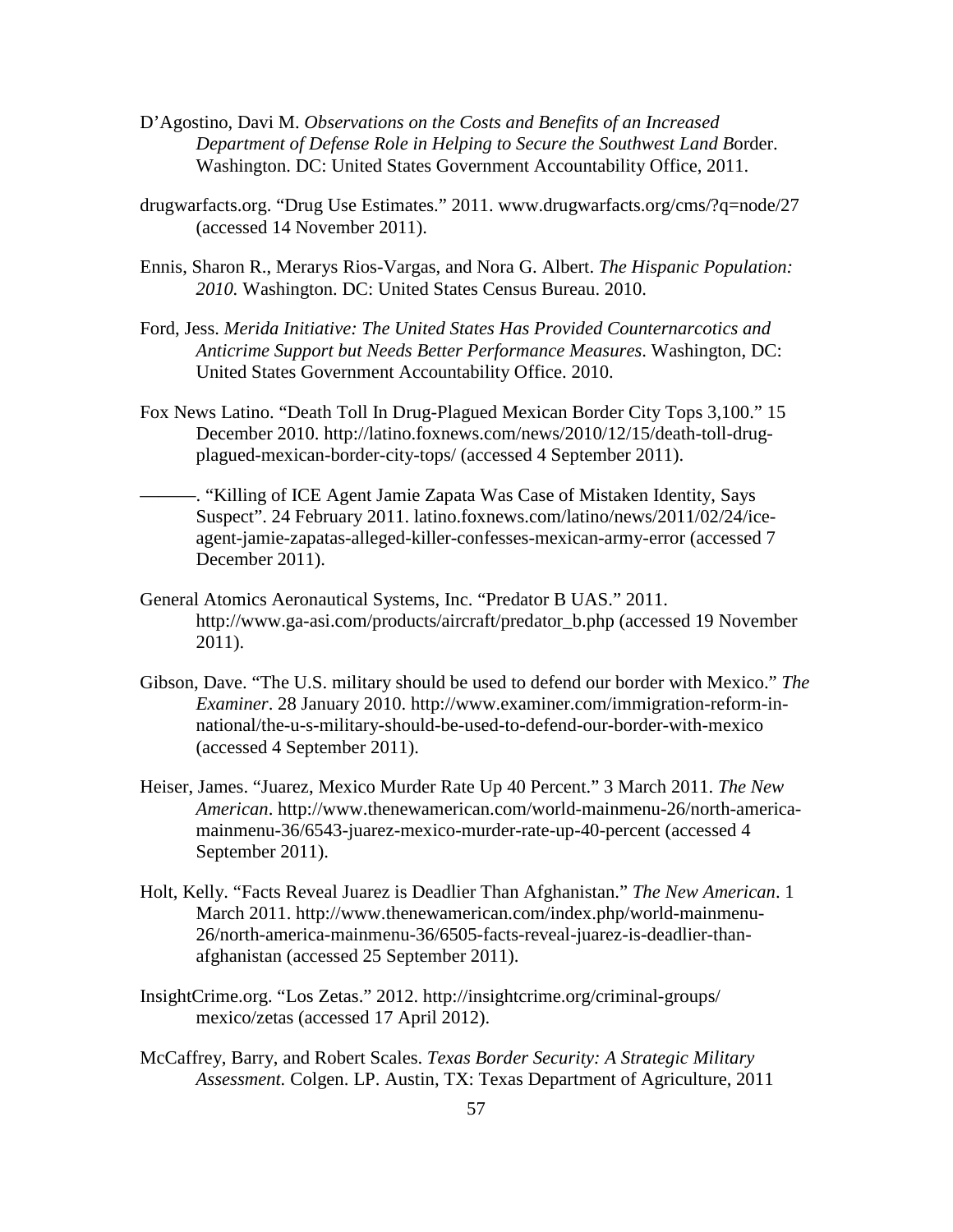D'Agostino, Davi M. *Observations on the Costs and Benefits of an Increased Department of Defense Role in Helping to Secure the Southwest Land B*order. Washington. DC: United States Government Accountability Office, 2011.

drugwarfacts.org. "Drug Use Estimates." 2011. www.drugwarfacts.org/cms/?q=node/27 (accessed 14 November 2011).

Ennis, Sharon R., Merarys Rios-Vargas, and Nora G. Albert. *The Hispanic Population: 2010.* Washington. DC: United States Census Bureau. 2010.

Ford, Jess. *Merida Initiative: The United States Has Provided Counternarcotics and Anticrime Support but Needs Better Performance Measures*. Washington, DC: United States Government Accountability Office. 2010.

Fox News Latino. "Death Toll In Drug-Plagued Mexican Border City Tops 3,100." 15 December 2010. http://latino.foxnews.com/news/2010/12/15/death-toll-drug-plagued-mexican-border-city-tops/ (accessed 4 September 2011).

———. "Killing of ICE Agent Jamie Zapata Was Case of Mistaken Identity, Says Suspect". 24 February 2011. latino.foxnews.com/latino/news/2011/02/24/ice-agent-jamie-zapatas-alleged-killer-confesses-mexican-army-error (accessed 7 December 2011).

General Atomics Aeronautical Systems, Inc. "Predator B UAS." 2011. http://www.ga-asi.com/products/aircraft/predator_b.php (accessed 19 November 2011).

Gibson, Dave. "The U.S. military should be used to defend our border with Mexico." *The Examiner*. 28 January 2010. http://www.examiner.com/immigration-reform-in-national/the-u-s-military-should-be-used-to-defend-our-border-with-mexico (accessed 4 September 2011).

Heiser, James. "Juarez, Mexico Murder Rate Up 40 Percent." 3 March 2011. *The New American*. http://www.thenewamerican.com/world-mainmenu-26/north-america-mainmenu-36/6543-juarez-mexico-murder-rate-up-40-percent (accessed 4 September 2011).

Holt, Kelly. "Facts Reveal Juarez is Deadlier Than Afghanistan." *The New American*. 1 March 2011. http://www.thenewamerican.com/index.php/world-mainmenu-26/north-america-mainmenu-36/6505-facts-reveal-juarez-is-deadlier-than-afghanistan (accessed 25 September 2011).

InsightCrime.org. "Los Zetas." 2012. http://insightcrime.org/criminal-groups/mexico/zetas (accessed 17 April 2012).

McCaffrey, Barry, and Robert Scales. *Texas Border Security: A Strategic Military Assessment.* Colgen. LP. Austin, TX: Texas Department of Agriculture, 2011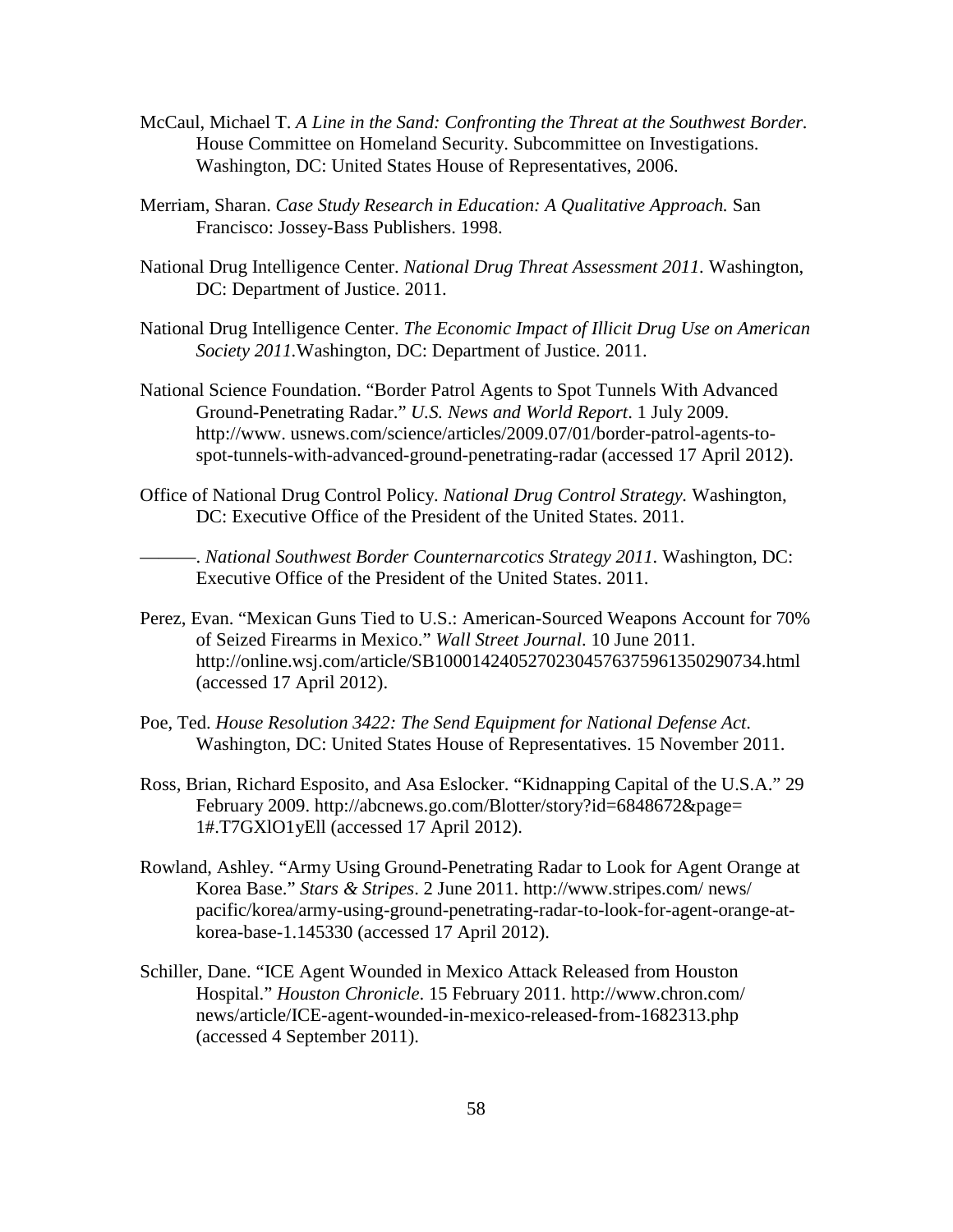McCaul, Michael T. *A Line in the Sand: Confronting the Threat at the Southwest Border*. House Committee on Homeland Security. Subcommittee on Investigations. Washington, DC: United States House of Representatives, 2006.

Merriam, Sharan. *Case Study Research in Education: A Qualitative Approach.* San Francisco: Jossey-Bass Publishers. 1998.

National Drug Intelligence Center. *National Drug Threat Assessment 2011.* Washington, DC: Department of Justice. 2011.

National Drug Intelligence Center. *The Economic Impact of Illicit Drug Use on American Society 2011.*Washington, DC: Department of Justice. 2011.

National Science Foundation. "Border Patrol Agents to Spot Tunnels With Advanced Ground-Penetrating Radar." *U.S. News and World Report*. 1 July 2009. http://www. usnews.com/science/articles/2009.07/01/border-patrol-agents-to-spot-tunnels-with-advanced-ground-penetrating-radar (accessed 17 April 2012).

Office of National Drug Control Policy. *National Drug Control Strategy.* Washington, DC: Executive Office of the President of the United States. 2011.

———. *National Southwest Border Counternarcotics Strategy 2011.* Washington, DC: Executive Office of the President of the United States. 2011.

Perez, Evan. "Mexican Guns Tied to U.S.: American-Sourced Weapons Account for 70% of Seized Firearms in Mexico." *Wall Street Journal*. 10 June 2011. http://online.wsj.com/article/SB10001424052702304576375961350290734.html (accessed 17 April 2012).

Poe, Ted. *House Resolution 3422: The Send Equipment for National Defense Act.* Washington, DC: United States House of Representatives. 15 November 2011.

Ross, Brian, Richard Esposito, and Asa Eslocker. "Kidnapping Capital of the U.S.A." 29 February 2009. http://abcnews.go.com/Blotter/story?id=6848672&page= 1#.T7GXlO1yEll (accessed 17 April 2012).

Rowland, Ashley. "Army Using Ground-Penetrating Radar to Look for Agent Orange at Korea Base." *Stars & Stripes*. 2 June 2011. http://www.stripes.com/ news/ pacific/korea/army-using-ground-penetrating-radar-to-look-for-agent-orange-at-korea-base-1.145330 (accessed 17 April 2012).

Schiller, Dane. "ICE Agent Wounded in Mexico Attack Released from Houston Hospital." *Houston Chronicle*. 15 February 2011. http://www.chron.com/ news/article/ICE-agent-wounded-in-mexico-released-from-1682313.php (accessed 4 September 2011).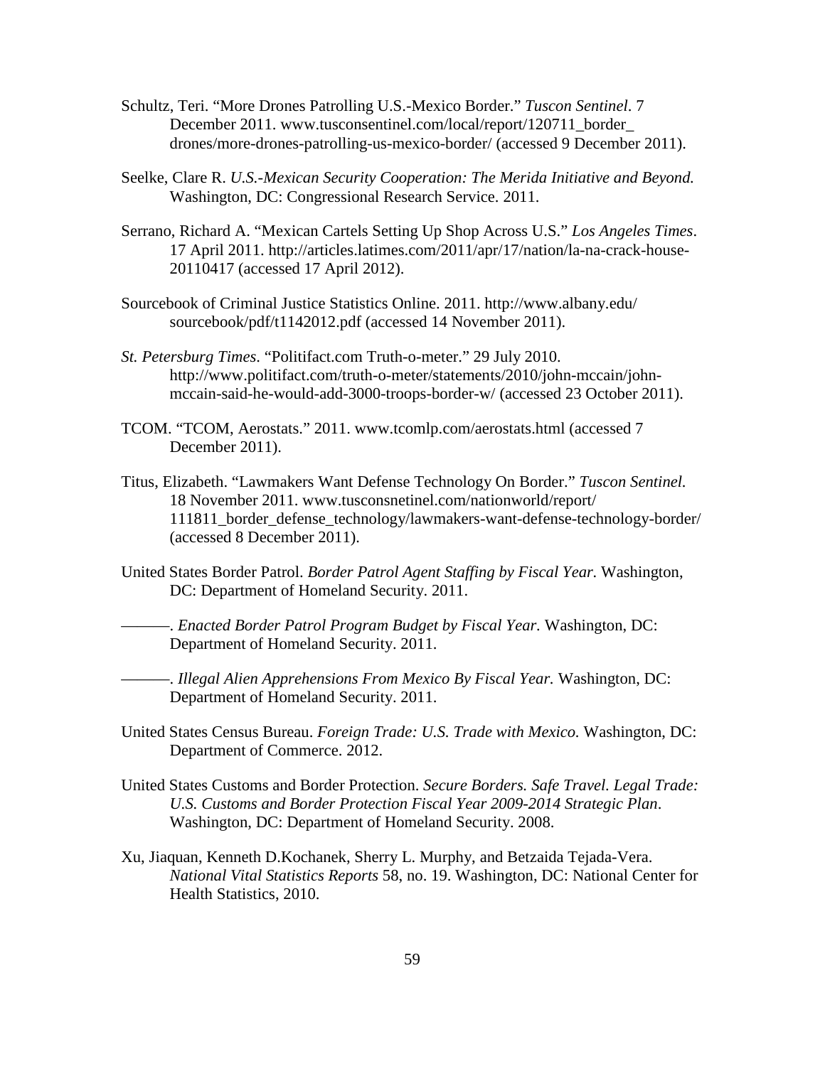Schultz, Teri. "More Drones Patrolling U.S.-Mexico Border." *Tuscon Sentinel*. 7 December 2011. www.tusconsentinel.com/local/report/120711_border_ drones/more-drones-patrolling-us-mexico-border/ (accessed 9 December 2011).

Seelke, Clare R. *U.S.-Mexican Security Cooperation: The Merida Initiative and Beyond.* Washington, DC: Congressional Research Service. 2011.

Serrano, Richard A. "Mexican Cartels Setting Up Shop Across U.S." *Los Angeles Times*. 17 April 2011. http://articles.latimes.com/2011/apr/17/nation/la-na-crack-house-20110417 (accessed 17 April 2012).

Sourcebook of Criminal Justice Statistics Online. 2011. http://www.albany.edu/ sourcebook/pdf/t1142012.pdf (accessed 14 November 2011).

*St. Petersburg Times*. "Politifact.com Truth-o-meter." 29 July 2010. http://www.politifact.com/truth-o-meter/statements/2010/john-mccain/john-mccain-said-he-would-add-3000-troops-border-w/ (accessed 23 October 2011).

TCOM. "TCOM, Aerostats." 2011. www.tcomlp.com/aerostats.html (accessed 7 December 2011).

Titus, Elizabeth. "Lawmakers Want Defense Technology On Border." *Tuscon Sentinel.* 18 November 2011. www.tusconsnetinel.com/nationworld/report/ 111811_border_defense_technology/lawmakers-want-defense-technology-border/ (accessed 8 December 2011).

United States Border Patrol. *Border Patrol Agent Staffing by Fiscal Year.* Washington, DC: Department of Homeland Security. 2011.

———. *Enacted Border Patrol Program Budget by Fiscal Year.* Washington, DC: Department of Homeland Security. 2011.

———. *Illegal Alien Apprehensions From Mexico By Fiscal Year.* Washington, DC: Department of Homeland Security. 2011.

United States Census Bureau. *Foreign Trade: U.S. Trade with Mexico.* Washington, DC: Department of Commerce. 2012.

United States Customs and Border Protection. *Secure Borders. Safe Travel. Legal Trade: U.S. Customs and Border Protection Fiscal Year 2009-2014 Strategic Plan*. Washington, DC: Department of Homeland Security. 2008.

Xu, Jiaquan, Kenneth D.Kochanek, Sherry L. Murphy, and Betzaida Tejada-Vera. *National Vital Statistics Reports* 58, no. 19. Washington, DC: National Center for Health Statistics, 2010.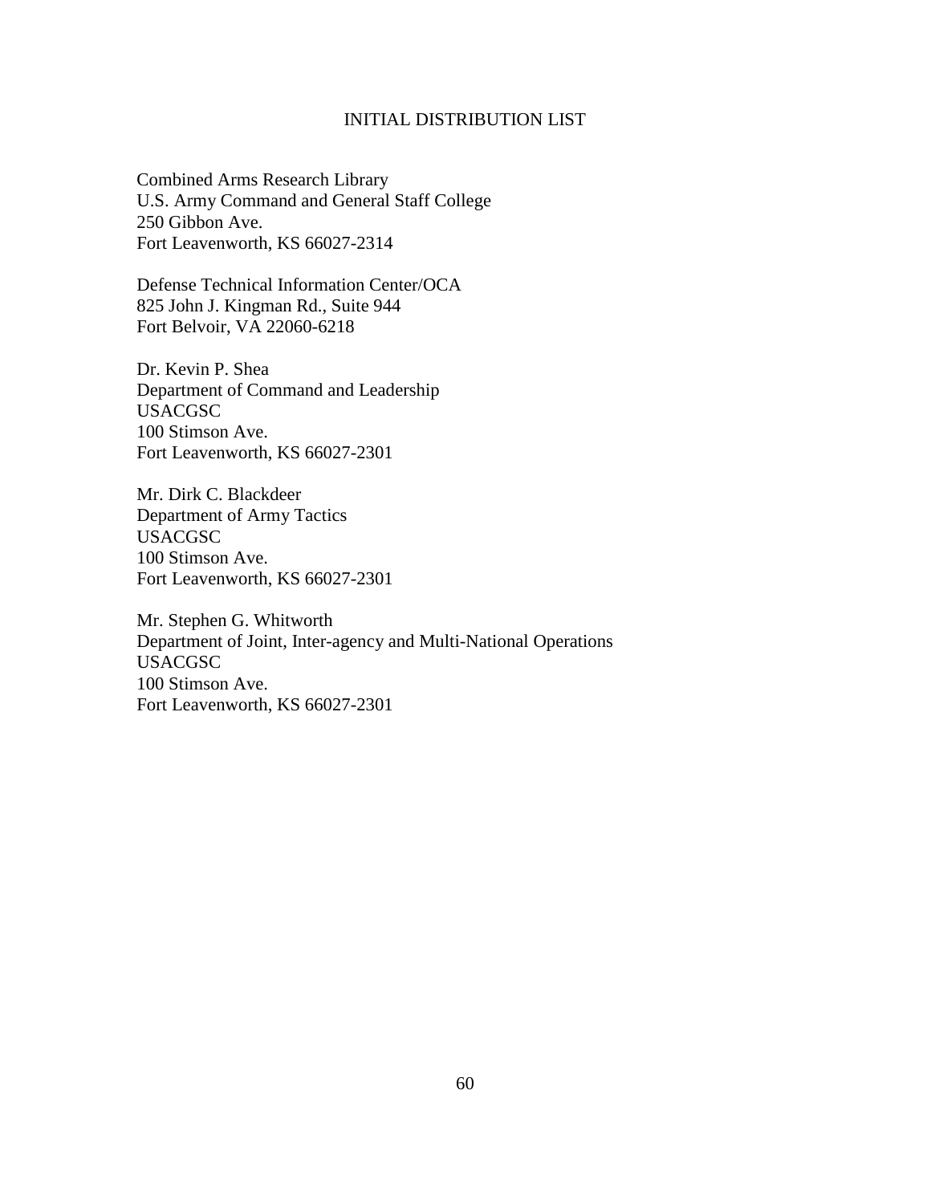# INITIAL DISTRIBUTION LIST

Combined Arms Research Library
U.S. Army Command and General Staff College
250 Gibbon Ave.
Fort Leavenworth, KS 66027-2314

Defense Technical Information Center/OCA
825 John J. Kingman Rd., Suite 944
Fort Belvoir, VA 22060-6218

Dr. Kevin P. Shea
Department of Command and Leadership
USACGSC
100 Stimson Ave.
Fort Leavenworth, KS 66027-2301

Mr. Dirk C. Blackdeer
Department of Army Tactics
USACGSC
100 Stimson Ave.
Fort Leavenworth, KS 66027-2301

Mr. Stephen G. Whitworth
Department of Joint, Inter-agency and Multi-National Operations
USACGSC
100 Stimson Ave.
Fort Leavenworth, KS 66027-2301